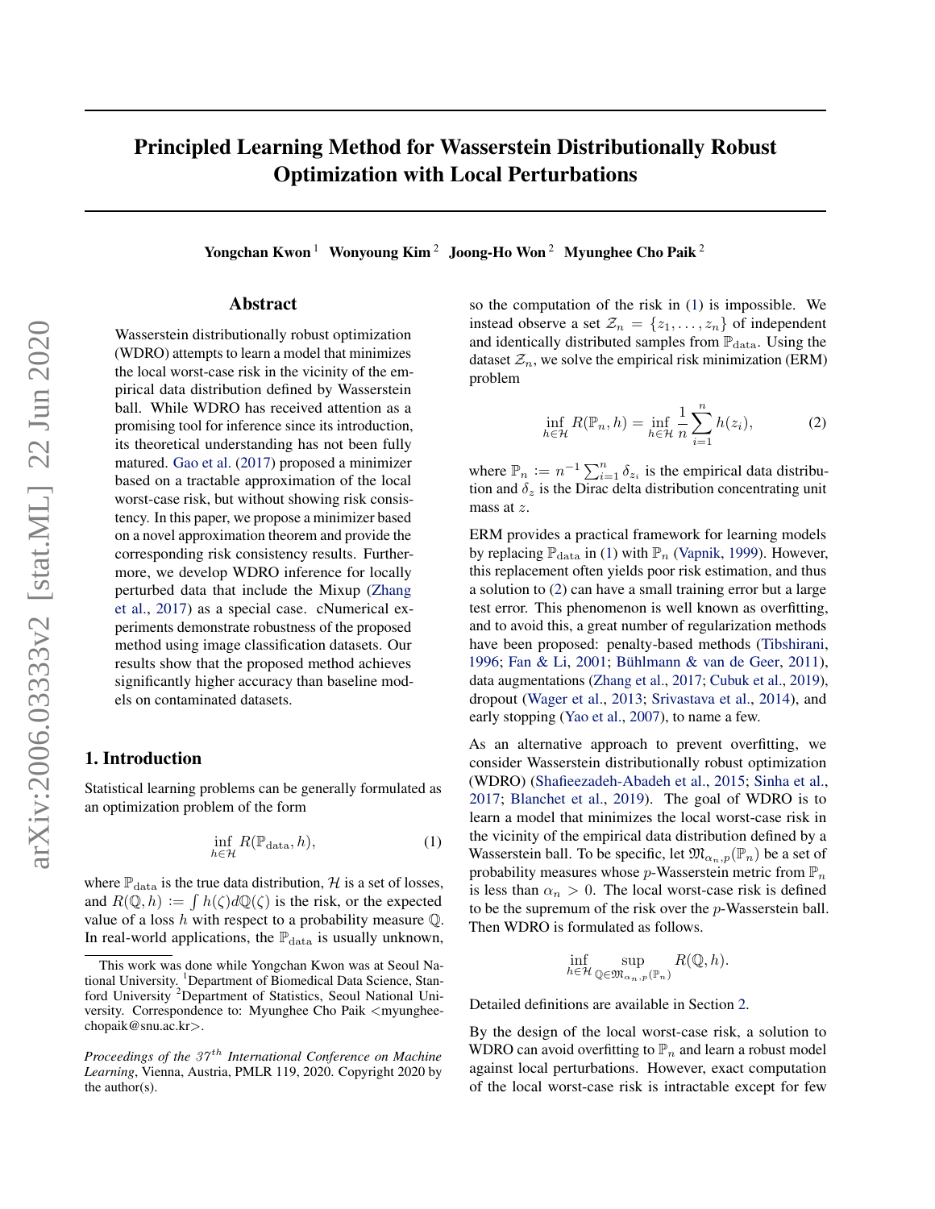# Principled Learning Method for Wasserstein Distributionally Robust Optimization with Local Perturbations

**Yongchan Kwon**[1] **Wonyoung Kim**[2] **Joong-Ho Won**[2] **Myunghee Cho Paik**[2]

## Abstract

Wasserstein distributionally robust optimization (WDRO) attempts to learn a model that minimizes the local worst-case risk in the vicinity of the empirical data distribution defined by Wasserstein ball. While WDRO has received attention as a promising tool for inference since its introduction, its theoretical understanding has not been fully matured. Gao et al. (2017) proposed a minimizer based on a tractable approximation of the local worst-case risk, but without showing risk consistency. In this paper, we propose a minimizer based on a novel approximation theorem and provide the corresponding risk consistency results. Furthermore, we develop WDRO inference for locally perturbed data that include the Mixup (Zhang et al., 2017) as a special case. cNumerical experiments demonstrate robustness of the proposed method using image classification datasets. Our results show that the proposed method achieves significantly higher accuracy than baseline models on contaminated datasets.

## 1. Introduction

Statistical learning problems can be generally formulated as an optimization problem of the form

$$\inf_{h \in \mathcal{H}} R(\mathbb{P}_{\mathrm{data}}, h), \tag{1}$$

where $\mathbb{P}_{\mathrm{data}}$ is the true data distribution, $\mathcal{H}$ is a set of losses, and $R(\mathbb{Q}, h) := \int h(\zeta) d\mathbb{Q}(\zeta)$ is the risk, or the expected value of a loss $h$ with respect to a probability measure $\mathbb{Q}$. In real-world applications, the $\mathbb{P}_{\mathrm{data}}$ is usually unknown, so the computation of the risk in (1) is impossible. We instead observe a set $\mathcal{Z}_n = \{z_1, \ldots, z_n\}$ of independent and identically distributed samples from $\mathbb{P}_{\mathrm{data}}$. Using the dataset $\mathcal{Z}_n$, we solve the empirical risk minimization (ERM) problem

$$\inf_{h \in \mathcal{H}} R(\mathbb{P}_n, h) = \inf_{h \in \mathcal{H}} \frac{1}{n} \sum_{i=1}^{n} h(z_i), \tag{2}$$

where $\mathbb{P}_n := n^{-1} \sum_{i=1}^{n} \delta_{z_i}$ is the empirical data distribution and $\delta_z$ is the Dirac delta distribution concentrating unit mass at $z$.

ERM provides a practical framework for learning models by replacing $\mathbb{P}_{\mathrm{data}}$ in (1) with $\mathbb{P}_n$ (Vapnik, 1999). However, this replacement often yields poor risk estimation, and thus a solution to (2) can have a small training error but a large test error. This phenomenon is well known as overfitting, and to avoid this, a great number of regularization methods have been proposed: penalty-based methods (Tibshirani, 1996; Fan & Li, 2001; Bühlmann & van de Geer, 2011), data augmentations (Zhang et al., 2017; Cubuk et al., 2019), dropout (Wager et al., 2013; Srivastava et al., 2014), and early stopping (Yao et al., 2007), to name a few.

As an alternative approach to prevent overfitting, we consider Wasserstein distributionally robust optimization (WDRO) (Shafieezadeh-Abadeh et al., 2015; Sinha et al., 2017; Blanchet et al., 2019). The goal of WDRO is to learn a model that minimizes the local worst-case risk in the vicinity of the empirical data distribution defined by a Wasserstein ball. To be specific, let $\mathfrak{M}_{\alpha_n, p}(\mathbb{P}_n)$ be a set of probability measures whose $p$-Wasserstein metric from $\mathbb{P}_n$ is less than $\alpha_n > 0$. The local worst-case risk is defined to be the supremum of the risk over the $p$-Wasserstein ball. Then WDRO is formulated as follows.

$$\inf_{h \in \mathcal{H}} \sup_{\mathbb{Q} \in \mathfrak{M}_{\alpha_n, p}(\mathbb{P}_n)} R(\mathbb{Q}, h).$$

Detailed definitions are available in Section 2.

By the design of the local worst-case risk, a solution to WDRO can avoid overfitting to $\mathbb{P}_n$ and learn a robust model against local perturbations. However, exact computation of the local worst-case risk is intractable except for few

---

This work was done while Yongchan Kwon was at Seoul National University. [1]Department of Biomedical Data Science, Stanford University [2]Department of Statistics, Seoul National University. Correspondence to: Myunghee Cho Paik <myungheechopaik@snu.ac.kr>.

*Proceedings of the 37th International Conference on Machine Learning*, Vienna, Austria, PMLR 119, 2020. Copyright 2020 by the author(s).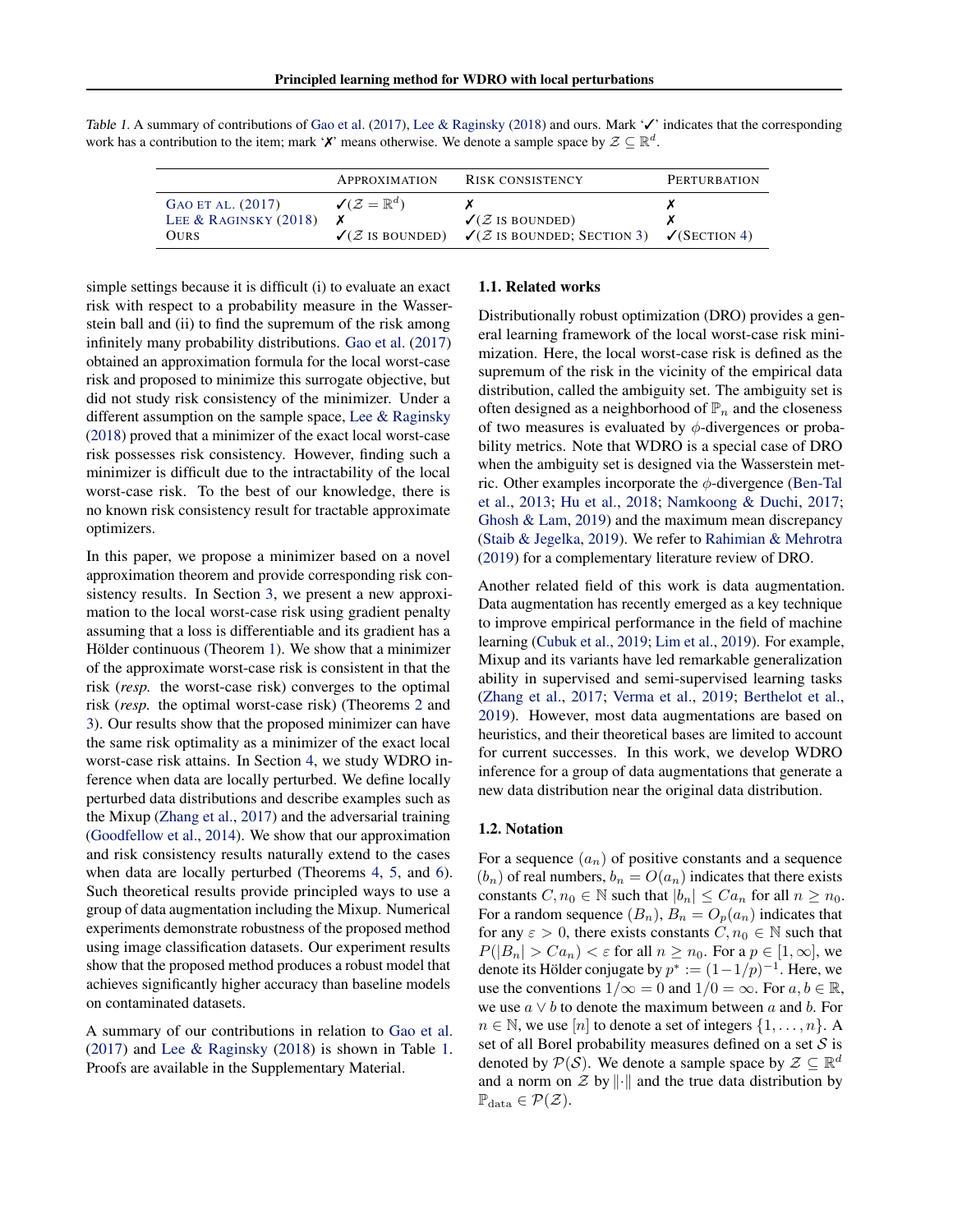Table 1. A summary of contributions of Gao et al. (2017), Lee & Raginsky (2018) and ours. Mark '✓' indicates that the corresponding work has a contribution to the item; mark '✗' means otherwise. We denote a sample space by $\mathcal{Z} \subseteq \mathbb{R}^d$.

| | Approximation | Risk consistency | Perturbation |
|---|---|---|---|
| Gao et al. (2017) | ✓($\mathcal{Z} = \mathbb{R}^d$) | ✗ | ✗ |
| Lee & Raginsky (2018) | ✗ | ✓($\mathcal{Z}$ is bounded) | ✗ |
| Ours | ✓($\mathcal{Z}$ is bounded) | ✓($\mathcal{Z}$ is bounded; Section 3) | ✓(Section 4) |

simple settings because it is difficult (i) to evaluate an exact risk with respect to a probability measure in the Wasserstein ball and (ii) to find the supremum of the risk among infinitely many probability distributions. Gao et al. (2017) obtained an approximation formula for the local worst-case risk and proposed to minimize this surrogate objective, but did not study risk consistency of the minimizer. Under a different assumption on the sample space, Lee & Raginsky (2018) proved that a minimizer of the exact local worst-case risk possesses risk consistency. However, finding such a minimizer is difficult due to the intractability of the local worst-case risk. To the best of our knowledge, there is no known risk consistency result for tractable approximate optimizers.

In this paper, we propose a minimizer based on a novel approximation theorem and provide corresponding risk consistency results. In Section 3, we present a new approximation to the local worst-case risk using gradient penalty assuming that a loss is differentiable and its gradient has a Hölder continuous (Theorem 1). We show that a minimizer of the approximate worst-case risk is consistent in that the risk (*resp.* the worst-case risk) converges to the optimal risk (*resp.* the optimal worst-case risk) (Theorems 2 and 3). Our results show that the proposed minimizer can have the same risk optimality as a minimizer of the exact local worst-case risk attains. In Section 4, we study WDRO inference when data are locally perturbed. We define locally perturbed data distributions and describe examples such as the Mixup (Zhang et al., 2017) and the adversarial training (Goodfellow et al., 2014). We show that our approximation and risk consistency results naturally extend to the cases when data are locally perturbed (Theorems 4, 5, and 6). Such theoretical results provide principled ways to use a group of data augmentation including the Mixup. Numerical experiments demonstrate robustness of the proposed method using image classification datasets. Our experiment results show that the proposed method produces a robust model that achieves significantly higher accuracy than baseline models on contaminated datasets.

A summary of our contributions in relation to Gao et al. (2017) and Lee & Raginsky (2018) is shown in Table 1. Proofs are available in the Supplementary Material.

### 1.1. Related works

Distributionally robust optimization (DRO) provides a general learning framework of the local worst-case risk minimization. Here, the local worst-case risk is defined as the supremum of the risk in the vicinity of the empirical data distribution, called the ambiguity set. The ambiguity set is often designed as a neighborhood of $\mathbb{P}_n$ and the closeness of two measures is evaluated by $\phi$-divergences or probability metrics. Note that WDRO is a special case of DRO when the ambiguity set is designed via the Wasserstein metric. Other examples incorporate the $\phi$-divergence (Ben-Tal et al., 2013; Hu et al., 2018; Namkoong & Duchi, 2017; Ghosh & Lam, 2019) and the maximum mean discrepancy (Staib & Jegelka, 2019). We refer to Rahimian & Mehrotra (2019) for a complementary literature review of DRO.

Another related field of this work is data augmentation. Data augmentation has recently emerged as a key technique to improve empirical performance in the field of machine learning (Cubuk et al., 2019; Lim et al., 2019). For example, Mixup and its variants have led remarkable generalization ability in supervised and semi-supervised learning tasks (Zhang et al., 2017; Verma et al., 2019; Berthelot et al., 2019). However, most data augmentations are based on heuristics, and their theoretical bases are limited to account for current successes. In this work, we develop WDRO inference for a group of data augmentations that generate a new data distribution near the original data distribution.

### 1.2. Notation

For a sequence $(a_n)$ of positive constants and a sequence $(b_n)$ of real numbers, $b_n = O(a_n)$ indicates that there exists constants $C, n_0 \in \mathbb{N}$ such that $|b_n| \leq Ca_n$ for all $n \geq n_0$. For a random sequence $(B_n)$, $B_n = O_p(a_n)$ indicates that for any $\varepsilon > 0$, there exists constants $C, n_0 \in \mathbb{N}$ such that $P(|B_n| > Ca_n) < \varepsilon$ for all $n \geq n_0$. For a $p \in [1, \infty]$, we denote its Hölder conjugate by $p^* := (1 - 1/p)^{-1}$. Here, we use the conventions $1/\infty = 0$ and $1/0 = \infty$. For $a, b \in \mathbb{R}$, we use $a \vee b$ to denote the maximum between $a$ and $b$. For $n \in \mathbb{N}$, we use $[n]$ to denote a set of integers $\{1, \ldots, n\}$. A set of all Borel probability measures defined on a set $\mathcal{S}$ is denoted by $\mathcal{P}(\mathcal{S})$. We denote a sample space by $\mathcal{Z} \subseteq \mathbb{R}^d$ and a norm on $\mathcal{Z}$ by $\|\cdot\|$ and the true data distribution by $\mathbb{P}_{\text{data}} \in \mathcal{P}(\mathcal{Z})$.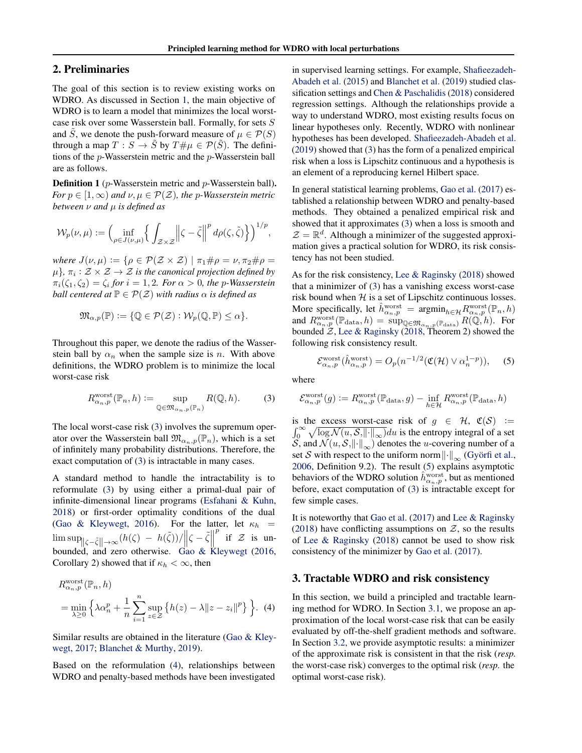## 2. Preliminaries

The goal of this section is to review existing works on WDRO. As discussed in Section 1, the main objective of WDRO is to learn a model that minimizes the local worst-case risk over some Wasserstein ball. Formally, for sets $S$ and $\tilde{S}$, we denote the push-forward measure of $\mu \in \mathcal{P}(S)$ through a map $T : S \to \tilde{S}$ by $T\#\mu \in \mathcal{P}(\tilde{S})$. The definitions of the $p$-Wasserstein metric and the $p$-Wasserstein ball are as follows.

**Definition 1** ($p$-Wasserstein metric and $p$-Wasserstein ball). *For $p \in [1, \infty)$ and $\nu, \mu \in \mathcal{P}(\mathcal{Z})$, the $p$-Wasserstein metric between $\nu$ and $\mu$ is defined as*

$$\mathcal{W}_p(\nu, \mu) := \Big( \inf_{\rho \in J(\nu,\mu)} \Big\{ \int_{\mathcal{Z}\times\mathcal{Z}} \Big\| \zeta - \tilde{\zeta} \Big\|^p d\rho(\zeta, \tilde{\zeta}) \Big\} \Big)^{1/p},$$

*where $J(\nu, \mu) := \{\rho \in \mathcal{P}(\mathcal{Z} \times \mathcal{Z}) \mid \pi_1\#\rho = \nu, \pi_2\#\rho = \mu\}$, $\pi_i : \mathcal{Z} \times \mathcal{Z} \to \mathcal{Z}$ is the canonical projection defined by $\pi_i(\zeta_1, \zeta_2) = \zeta_i$ for $i = 1, 2$. For $\alpha > 0$, the $p$-Wasserstein ball centered at $\mathbb{P} \in \mathcal{P}(\mathcal{Z})$ with radius $\alpha$ is defined as*

$$\mathfrak{M}_{\alpha,p}(\mathbb{P}) := \{\mathbb{Q} \in \mathcal{P}(\mathcal{Z}) : \mathcal{W}_p(\mathbb{Q}, \mathbb{P}) \leq \alpha\}.$$

Throughout this paper, we denote the radius of the Wasserstein ball by $\alpha_n$ when the sample size is $n$. With above definitions, the WDRO problem is to minimize the local worst-case risk

$$R^{\text{worst}}_{\alpha_n,p}(\mathbb{P}_n, h) := \sup_{\mathbb{Q}\in\mathfrak{M}_{\alpha_n,p}(\mathbb{P}_n)} R(\mathbb{Q}, h). \quad (3)$$

The local worst-case risk (3) involves the supremum operator over the Wasserstein ball $\mathfrak{M}_{\alpha_n,p}(\mathbb{P}_n)$, which is a set of infinitely many probability distributions. Therefore, the exact computation of (3) is intractable in many cases.

A standard method to handle the intractability is to reformulate (3) by using either a primal-dual pair of infinite-dimensional linear programs (Esfahani & Kuhn, 2018) or first-order optimality conditions of the dual (Gao & Kleywegt, 2016). For the latter, let $\kappa_h = \limsup_{\|\zeta - \tilde{\zeta}\| \to \infty} (h(\zeta) - h(\tilde{\zeta}))/\Big\|\zeta - \tilde{\zeta}\Big\|^p$ if $\mathcal{Z}$ is unbounded, and zero otherwise. Gao & Kleywegt (2016, Corollary 2) showed that if $\kappa_h < \infty$, then

$$R^{\text{worst}}_{\alpha_n,p}(\mathbb{P}_n, h) = \min_{\lambda \geq 0} \Big\{ \lambda\alpha_n^p + \frac{1}{n}\sum_{i=1}^n \sup_{z\in\mathcal{Z}} \big\{ h(z) - \lambda\|z - z_i\|^p \big\} \Big\}. \quad (4)$$

Similar results are obtained in the literature (Gao & Kleywegt, 2017; Blanchet & Murthy, 2019).

Based on the reformulation (4), relationships between WDRO and penalty-based methods have been investigated in supervised learning settings. For example, Shafieezadeh-Abadeh et al. (2015) and Blanchet et al. (2019) studied classification settings and Chen & Paschalidis (2018) considered regression settings. Although the relationships provide a way to understand WDRO, most existing results focus on linear hypotheses only. Recently, WDRO with nonlinear hypotheses has been developed. Shafieezadeh-Abadeh et al. (2019) showed that (3) has the form of a penalized empirical risk when a loss is Lipschitz continuous and a hypothesis is an element of a reproducing kernel Hilbert space.

In general statistical learning problems, Gao et al. (2017) established a relationship between WDRO and penalty-based methods. They obtained a penalized empirical risk and showed that it approximates (3) when a loss is smooth and $\mathcal{Z} = \mathbb{R}^d$. Although a minimizer of the suggested approximation gives a practical solution for WDRO, its risk consistency has not been studied.

As for the risk consistency, Lee & Raginsky (2018) showed that a minimizer of (3) has a vanishing excess worst-case risk bound when $\mathcal{H}$ is a set of Lipschitz continuous losses. More specifically, let $\hat{h}^{\text{worst}}_{\alpha_n,p} = \text{argmin}_{h\in\mathcal{H}} R^{\text{worst}}_{\alpha_n,p}(\mathbb{P}_n, h)$ and $R^{\text{worst}}_{\alpha_n,p}(\mathbb{P}_{\text{data}}, h) = \sup_{\mathbb{Q}\in\mathfrak{M}_{\alpha_n,p}(\mathbb{P}_{\text{data}})} R(\mathbb{Q}, h)$. For bounded $\mathcal{Z}$, Lee & Raginsky (2018, Theorem 2) showed the following risk consistency result.

$$\mathcal{E}^{\text{worst}}_{\alpha_n,p}(\hat{h}^{\text{worst}}_{\alpha_n,p}) = O_p(n^{-1/2}(\mathfrak{C}(\mathcal{H}) \vee \alpha_n^{1-p})), \quad (5)$$

where

$$\mathcal{E}^{\text{worst}}_{\alpha_n,p}(g) := R^{\text{worst}}_{\alpha_n,p}(\mathbb{P}_{\text{data}}, g) - \inf_{h\in\mathcal{H}} R^{\text{worst}}_{\alpha_n,p}(\mathbb{P}_{\text{data}}, h)$$

is the excess worst-case risk of $g \in \mathcal{H}$, $\mathfrak{C}(\mathcal{S}) := \int_0^\infty \sqrt{\log \mathcal{N}(u, \mathcal{S}, \|\cdot\|_\infty)}du$ is the entropy integral of a set $\mathcal{S}$, and $\mathcal{N}(u, \mathcal{S}, \|\cdot\|_\infty)$ denotes the $u$-covering number of a set $\mathcal{S}$ with respect to the uniform norm $\|\cdot\|_\infty$ (Györfi et al., 2006, Definition 9.2). The result (5) explains asymptotic behaviors of the WDRO solution $\hat{h}^{\text{worst}}_{\alpha_n,p}$, but as mentioned before, exact computation of (3) is intractable except for few simple cases.

It is noteworthy that Gao et al. (2017) and Lee & Raginsky (2018) have conflicting assumptions on $\mathcal{Z}$, so the results of Lee & Raginsky (2018) cannot be used to show risk consistency of the minimizer by Gao et al. (2017).

## 3. Tractable WDRO and risk consistency

In this section, we build a principled and tractable learning method for WDRO. In Section 3.1, we propose an approximation of the local worst-case risk that can be easily evaluated by off-the-shelf gradient methods and software. In Section 3.2, we provide asymptotic results: a minimizer of the approximate risk is consistent in that the risk (*resp.* the worst-case risk) converges to the optimal risk (*resp.* the optimal worst-case risk).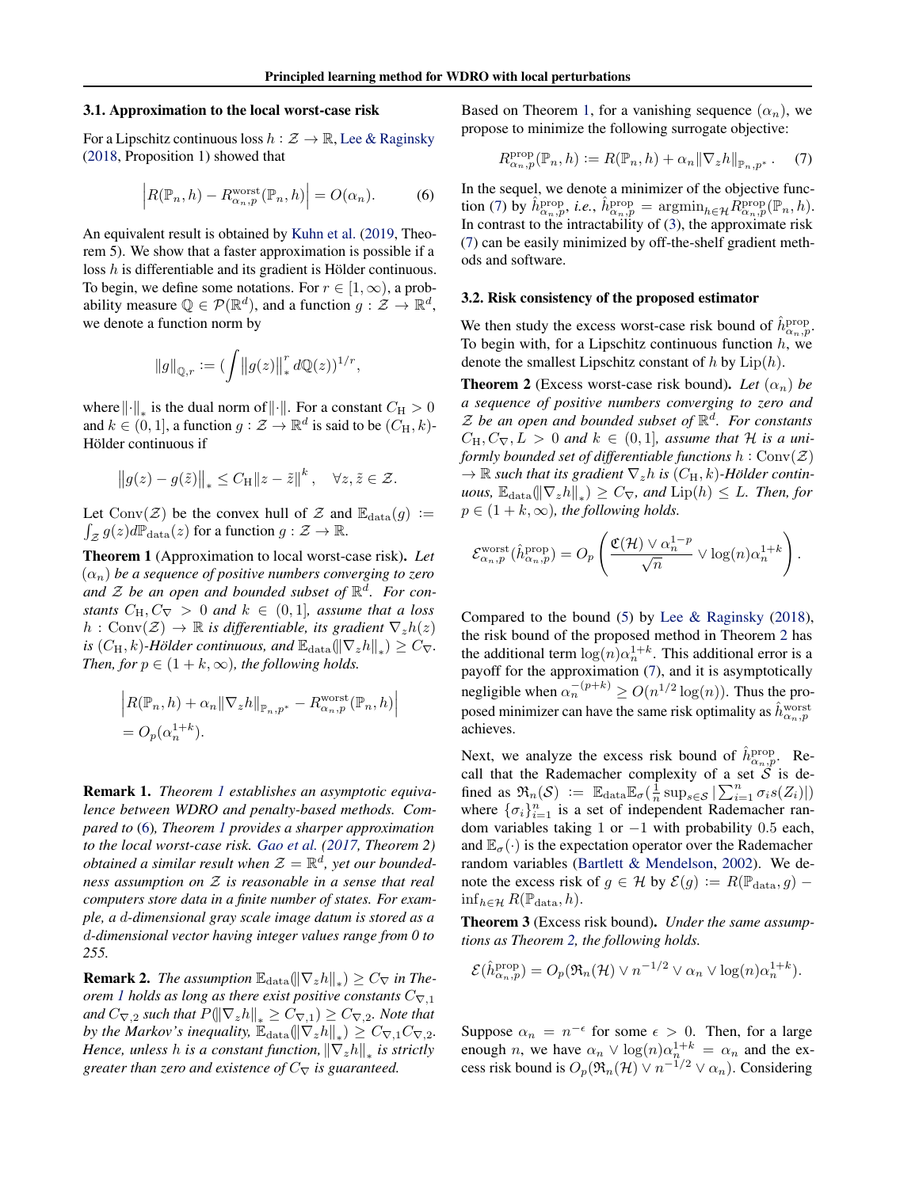### 3.1. Approximation to the local worst-case risk

For a Lipschitz continuous loss $h : \mathcal{Z} \to \mathbb{R}$, Lee & Raginsky (2018, Proposition 1) showed that

$$\left| R(\mathbb{P}_n, h) - R^{\text{worst}}_{\alpha_n,p}(\mathbb{P}_n, h) \right| = O(\alpha_n). \tag{6}$$

An equivalent result is obtained by Kuhn et al. (2019, Theorem 5). We show that a faster approximation is possible if a loss $h$ is differentiable and its gradient is Hölder continuous. To begin, we define some notations. For $r \in [1, \infty)$, a probability measure $\mathbb{Q} \in \mathcal{P}(\mathbb{R}^d)$, and a function $g : \mathcal{Z} \to \mathbb{R}^d$, we denote a function norm by

$$\|g\|_{\mathbb{Q},r} := \left(\int \|g(z)\|_*^r \, d\mathbb{Q}(z)\right)^{1/r},$$

where $\|\cdot\|_*$ is the dual norm of $\|\cdot\|$. For a constant $C_{\text{H}} > 0$ and $k \in (0, 1]$, a function $g : \mathcal{Z} \to \mathbb{R}^d$ is said to be $(C_{\text{H}}, k)$-Hölder continuous if

$$\|g(z) - g(\tilde{z})\|_* \leq C_{\text{H}} \|z - \tilde{z}\|^k, \quad \forall z, \tilde{z} \in \mathcal{Z}.$$

Let $\text{Conv}(\mathcal{Z})$ be the convex hull of $\mathcal{Z}$ and $\mathbb{E}_{\text{data}}(g) := \int_{\mathcal{Z}} g(z) d\mathbb{P}_{\text{data}}(z)$ for a function $g : \mathcal{Z} \to \mathbb{R}$.

**Theorem 1** (Approximation to local worst-case risk). *Let $(\alpha_n)$ be a sequence of positive numbers converging to zero and $\mathcal{Z}$ be an open and bounded subset of $\mathbb{R}^d$. For constants $C_{\text{H}}, C_\nabla > 0$ and $k \in (0, 1]$, assume that a loss $h : \text{Conv}(\mathcal{Z}) \to \mathbb{R}$ is differentiable, its gradient $\nabla_z h(z)$ is $(C_{\text{H}}, k)$-Hölder continuous, and $\mathbb{E}_{\text{data}}(\|\nabla_z h\|_*) \geq C_\nabla$. Then, for $p \in (1 + k, \infty)$, the following holds.*

$$\left| R(\mathbb{P}_n, h) + \alpha_n \|\nabla_z h\|_{\mathbb{P}_n, p^*} - R^{\text{worst}}_{\alpha_n,p}(\mathbb{P}_n, h) \right| = O_p(\alpha_n^{1+k}).$$

**Remark 1.** *Theorem 1 establishes an asymptotic equivalence between WDRO and penalty-based methods. Compared to (6), Theorem 1 provides a sharper approximation to the local worst-case risk. Gao et al. (2017, Theorem 2) obtained a similar result when $\mathcal{Z} = \mathbb{R}^d$, yet our boundedness assumption on $\mathcal{Z}$ is reasonable in a sense that real computers store data in a finite number of states. For example, a $d$-dimensional gray scale image datum is stored as a $d$-dimensional vector having integer values range from 0 to 255.*

**Remark 2.** *The assumption $\mathbb{E}_{\text{data}}(\|\nabla_z h\|_*) \geq C_\nabla$ in Theorem 1 holds as long as there exist positive constants $C_{\nabla,1}$ and $C_{\nabla,2}$ such that $P(\|\nabla_z h\|_* \geq C_{\nabla,1}) \geq C_{\nabla,2}$. Note that by the Markov's inequality, $\mathbb{E}_{\text{data}}(\|\nabla_z h\|_*) \geq C_{\nabla,1} C_{\nabla,2}$. Hence, unless $h$ is a constant function, $\|\nabla_z h\|_*$ is strictly greater than zero and existence of $C_\nabla$ is guaranteed.*

Based on Theorem 1, for a vanishing sequence $(\alpha_n)$, we propose to minimize the following surrogate objective:

$$R^{\text{prop}}_{\alpha_n,p}(\mathbb{P}_n, h) := R(\mathbb{P}_n, h) + \alpha_n \|\nabla_z h\|_{\mathbb{P}_n, p^*}. \tag{7}$$

In the sequel, we denote a minimizer of the objective function (7) by $\hat{h}^{\text{prop}}_{\alpha_n,p}$, *i.e.*, $\hat{h}^{\text{prop}}_{\alpha_n,p} = \text{argmin}_{h \in \mathcal{H}} R^{\text{prop}}_{\alpha_n,p}(\mathbb{P}_n, h)$. In contrast to the intractability of (3), the approximate risk (7) can be easily minimized by off-the-shelf gradient methods and software.

### 3.2. Risk consistency of the proposed estimator

We then study the excess worst-case risk bound of $\hat{h}^{\text{prop}}_{\alpha_n,p}$. To begin with, for a Lipschitz continuous function $h$, we denote the smallest Lipschitz constant of $h$ by $\text{Lip}(h)$.

**Theorem 2** (Excess worst-case risk bound). *Let $(\alpha_n)$ be a sequence of positive numbers converging to zero and $\mathcal{Z}$ be an open and bounded subset of $\mathbb{R}^d$. For constants $C_{\text{H}}, C_\nabla, L > 0$ and $k \in (0, 1]$, assume that $\mathcal{H}$ is a uniformly bounded set of differentiable functions $h : \text{Conv}(\mathcal{Z}) \to \mathbb{R}$ such that its gradient $\nabla_z h$ is $(C_{\text{H}}, k)$-Hölder continuous, $\mathbb{E}_{\text{data}}(\|\nabla_z h\|_*) \geq C_\nabla$, and $\text{Lip}(h) \leq L$. Then, for $p \in (1 + k, \infty)$, the following holds.*

$$\mathcal{E}^{\text{worst}}_{\alpha_n,p}(\hat{h}^{\text{prop}}_{\alpha_n,p}) = O_p\left( \frac{\mathfrak{C}(\mathcal{H}) \vee \alpha_n^{1-p}}{\sqrt{n}} \vee \log(n)\alpha_n^{1+k} \right).$$

Compared to the bound (5) by Lee & Raginsky (2018), the risk bound of the proposed method in Theorem 2 has the additional term $\log(n)\alpha_n^{1+k}$. This additional error is a payoff for the approximation (7), and it is asymptotically negligible when $\alpha_n^{-(p+k)} \geq O(n^{1/2}\log(n))$. Thus the proposed minimizer can have the same risk optimality as $\hat{h}^{\text{worst}}_{\alpha_n,p}$ achieves.

Next, we analyze the excess risk bound of $\hat{h}^{\text{prop}}_{\alpha_n,p}$. Recall that the Rademacher complexity of a set $\mathcal{S}$ is defined as $\mathfrak{R}_n(\mathcal{S}) := \mathbb{E}_{\text{data}}\mathbb{E}_\sigma(\frac{1}{n}\sup_{s \in \mathcal{S}} |\sum_{i=1}^n \sigma_i s(Z_i)|)$ where $\{\sigma_i\}_{i=1}^n$ is a set of independent Rademacher random variables taking 1 or $-1$ with probability 0.5 each, and $\mathbb{E}_\sigma(\cdot)$ is the expectation operator over the Rademacher random variables (Bartlett & Mendelson, 2002). We denote the excess risk of $g \in \mathcal{H}$ by $\mathcal{E}(g) := R(\mathbb{P}_{\text{data}}, g) - \inf_{h \in \mathcal{H}} R(\mathbb{P}_{\text{data}}, h)$.

**Theorem 3** (Excess risk bound). *Under the same assumptions as Theorem 2, the following holds.*

$$\mathcal{E}(\hat{h}^{\text{prop}}_{\alpha_n,p}) = O_p(\mathfrak{R}_n(\mathcal{H}) \vee n^{-1/2} \vee \alpha_n \vee \log(n)\alpha_n^{1+k}).$$

Suppose $\alpha_n = n^{-\epsilon}$ for some $\epsilon > 0$. Then, for a large enough $n$, we have $\alpha_n \vee \log(n)\alpha_n^{1+k} = \alpha_n$ and the excess risk bound is $O_p(\mathfrak{R}_n(\mathcal{H}) \vee n^{-1/2} \vee \alpha_n)$. Considering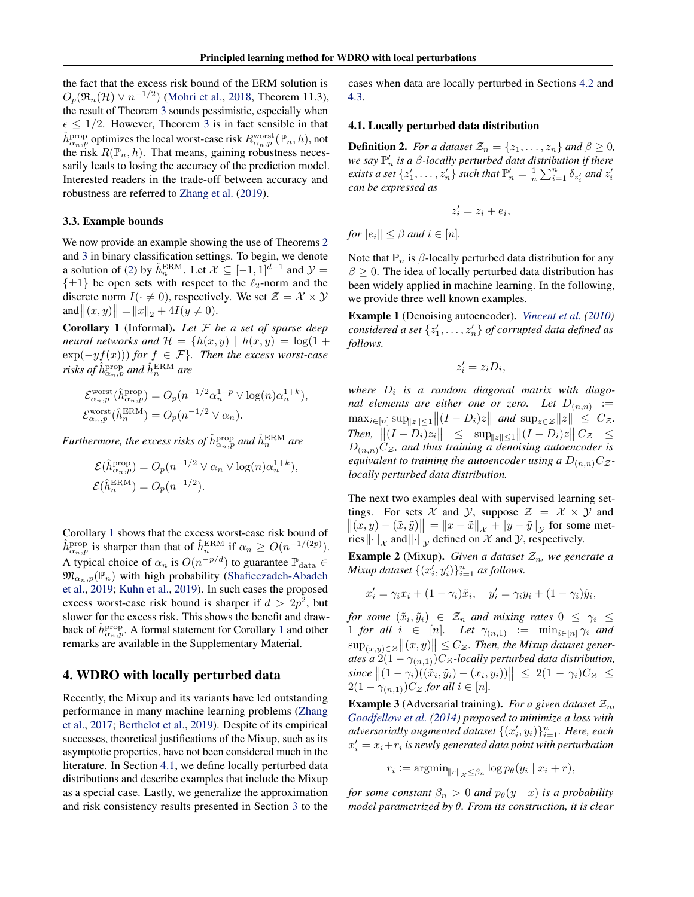the fact that the excess risk bound of the ERM solution is $O_p(\mathfrak{R}_n(\mathcal{H}) \vee n^{-1/2})$ (Mohri et al., 2018, Theorem 11.3), the result of Theorem 3 sounds pessimistic, especially when $\epsilon \leq 1/2$. However, Theorem 3 is in fact sensible in that $\hat{h}^{\text{prop}}_{\alpha_n,p}$ optimizes the local worst-case risk $R^{\text{worst}}_{\alpha_n,p}(\mathbb{P}_n, h)$, not the risk $R(\mathbb{P}_n, h)$. That means, gaining robustness necessarily leads to losing the accuracy of the prediction model. Interested readers in the trade-off between accuracy and robustness are referred to Zhang et al. (2019).

### 3.3. Example bounds

We now provide an example showing the use of Theorems 2 and 3 in binary classification settings. To begin, we denote a solution of (2) by $\hat{h}^{\text{ERM}}_n$. Let $\mathcal{X} \subseteq [-1, 1]^{d-1}$ and $\mathcal{Y} = \{\pm 1\}$ be open sets with respect to the $\ell_2$-norm and the discrete norm $I(\cdot \neq 0)$, respectively. We set $\mathcal{Z} = \mathcal{X} \times \mathcal{Y}$ and $\|(x, y)\| = \|x\|_2 + 4I(y \neq 0)$.

**Corollary 1** (Informal). *Let $\mathcal{F}$ be a set of sparse deep neural networks and $\mathcal{H} = \{h(x, y) \mid h(x, y) = \log(1 + \exp(-yf(x)))$ for $f \in \mathcal{F}\}$. Then the excess worst-case risks of $\hat{h}^{\text{prop}}_{\alpha_n,p}$ and $\hat{h}^{\text{ERM}}_n$ are*

$$\mathcal{E}^{\text{worst}}_{\alpha_n,p}(\hat{h}^{\text{prop}}_{\alpha_n,p}) = O_p(n^{-1/2}\alpha_n^{1-p} \vee \log(n)\alpha_n^{1+k}),$$
$$\mathcal{E}^{\text{worst}}_{\alpha_n,p}(\hat{h}^{\text{ERM}}_n) = O_p(n^{-1/2} \vee \alpha_n).$$

*Furthermore, the excess risks of $\hat{h}^{\text{prop}}_{\alpha_n,p}$ and $\hat{h}^{\text{ERM}}_n$ are*

$$\mathcal{E}(\hat{h}^{\text{prop}}_{\alpha_n,p}) = O_p(n^{-1/2} \vee \alpha_n \vee \log(n)\alpha_n^{1+k}),$$
$$\mathcal{E}(\hat{h}^{\text{ERM}}_n) = O_p(n^{-1/2}).$$

Corollary 1 shows that the excess worst-case risk bound of $\hat{h}^{\text{prop}}_{\alpha_n,p}$ is sharper than that of $\hat{h}^{\text{ERM}}_n$ if $\alpha_n \geq O(n^{-1/(2p)})$. A typical choice of $\alpha_n$ is $O(n^{-p/d})$ to guarantee $\mathbb{P}_{\text{data}} \in \mathfrak{M}_{\alpha_n,p}(\mathbb{P}_n)$ with high probability (Shafieezadeh-Abadeh et al., 2019; Kuhn et al., 2019). In such cases the proposed excess worst-case risk bound is sharper if $d > 2p^2$, but slower for the excess risk. This shows the benefit and drawback of $\hat{h}^{\text{prop}}_{\alpha_n,p}$. A formal statement for Corollary 1 and other remarks are available in the Supplementary Material.

## 4. WDRO with locally perturbed data

Recently, the Mixup and its variants have led outstanding performance in many machine learning problems (Zhang et al., 2017; Berthelot et al., 2019). Despite of its empirical successes, theoretical justifications of the Mixup, such as its asymptotic properties, have not been considered much in the literature. In Section 4.1, we define locally perturbed data distributions and describe examples that include the Mixup as a special case. Lastly, we generalize the approximation and risk consistency results presented in Section 3 to the cases when data are locally perturbed in Sections 4.2 and 4.3.

### 4.1. Locally perturbed data distribution

**Definition 2.** *For a dataset $\mathcal{Z}_n = \{z_1, \ldots, z_n\}$ and $\beta \geq 0$, we say $\mathbb{P}'_n$ is a $\beta$-locally perturbed data distribution if there exists a set $\{z'_1, \ldots, z'_n\}$ such that $\mathbb{P}'_n = \frac{1}{n}\sum_{i=1}^n \delta_{z'_i}$ and $z'_i$ can be expressed as*

$$z'_i = z_i + e_i,$$

*for $\|e_i\| \leq \beta$ and $i \in [n]$.*

Note that $\mathbb{P}_n$ is $\beta$-locally perturbed data distribution for any $\beta \geq 0$. The idea of locally perturbed data distribution has been widely applied in machine learning. In the following, we provide three well known examples.

**Example 1** (Denoising autoencoder). *Vincent et al. (2010) considered a set $\{z'_1, \ldots, z'_n\}$ of corrupted data defined as follows.*

$$z'_i = z_i D_i,$$

*where $D_i$ is a random diagonal matrix with diagonal elements are either one or zero. Let $D_{(n,n)} := \max_{i \in [n]} \sup_{\|z\| \leq 1} \|(I - D_i)z\|$ and $\sup_{z \in \mathcal{Z}} \|z\| \leq C_{\mathcal{Z}}$. Then, $\|(I - D_i)z_i\| \leq \sup_{\|z\| \leq 1} \|(I - D_i)z\| C_{\mathcal{Z}} \leq D_{(n,n)}C_{\mathcal{Z}}$, and thus training a denoising autoencoder is equivalent to training the autoencoder using a $D_{(n,n)}C_{\mathcal{Z}}$-locally perturbed data distribution.*

The next two examples deal with supervised learning settings. For sets $\mathcal{X}$ and $\mathcal{Y}$, suppose $\mathcal{Z} = \mathcal{X} \times \mathcal{Y}$ and $\|(x, y) - (\tilde{x}, \tilde{y})\| = \|x - \tilde{x}\|_{\mathcal{X}} + \|y - \tilde{y}\|_{\mathcal{Y}}$ for some metrics $\|\cdot\|_{\mathcal{X}}$ and $\|\cdot\|_{\mathcal{Y}}$ defined on $\mathcal{X}$ and $\mathcal{Y}$, respectively.

**Example 2** (Mixup). *Given a dataset $\mathcal{Z}_n$, we generate a Mixup dataset $\{(x'_i, y'_i)\}_{i=1}^n$ as follows.*

$$x'_i = \gamma_i x_i + (1 - \gamma_i)\tilde{x}_i, \quad y'_i = \gamma_i y_i + (1 - \gamma_i)\tilde{y}_i,$$

*for some $(\tilde{x}_i, \tilde{y}_i) \in \mathcal{Z}_n$ and mixing rates $0 \leq \gamma_i \leq 1$ for all $i \in [n]$. Let $\gamma_{(n,1)} := \min_{i \in [n]} \gamma_i$ and $\sup_{(x,y) \in \mathcal{Z}} \|(x, y)\| \leq C_{\mathcal{Z}}$. Then, the Mixup dataset generates a $2(1 - \gamma_{(n,1)})C_{\mathcal{Z}}$-locally perturbed data distribution, since $\|(1 - \gamma_i)((\tilde{x}_i, \tilde{y}_i) - (x_i, y_i))\| \leq 2(1 - \gamma_i)C_{\mathcal{Z}} \leq 2(1 - \gamma_{(n,1)})C_{\mathcal{Z}}$ for all $i \in [n]$.*

**Example 3** (Adversarial training). *For a given dataset $\mathcal{Z}_n$, Goodfellow et al. (2014) proposed to minimize a loss with adversarially augmented dataset $\{(x'_i, y_i)\}_{i=1}^n$. Here, each $x'_i = x_i + r_i$ is newly generated data point with perturbation*

$$r_i := \text{argmin}_{\|r\|_{\mathcal{X}} \leq \beta_n} \log p_\theta(y_i \mid x_i + r),$$

*for some constant $\beta_n > 0$ and $p_\theta(y \mid x)$ is a probability model parametrized by $\theta$. From its construction, it is clear*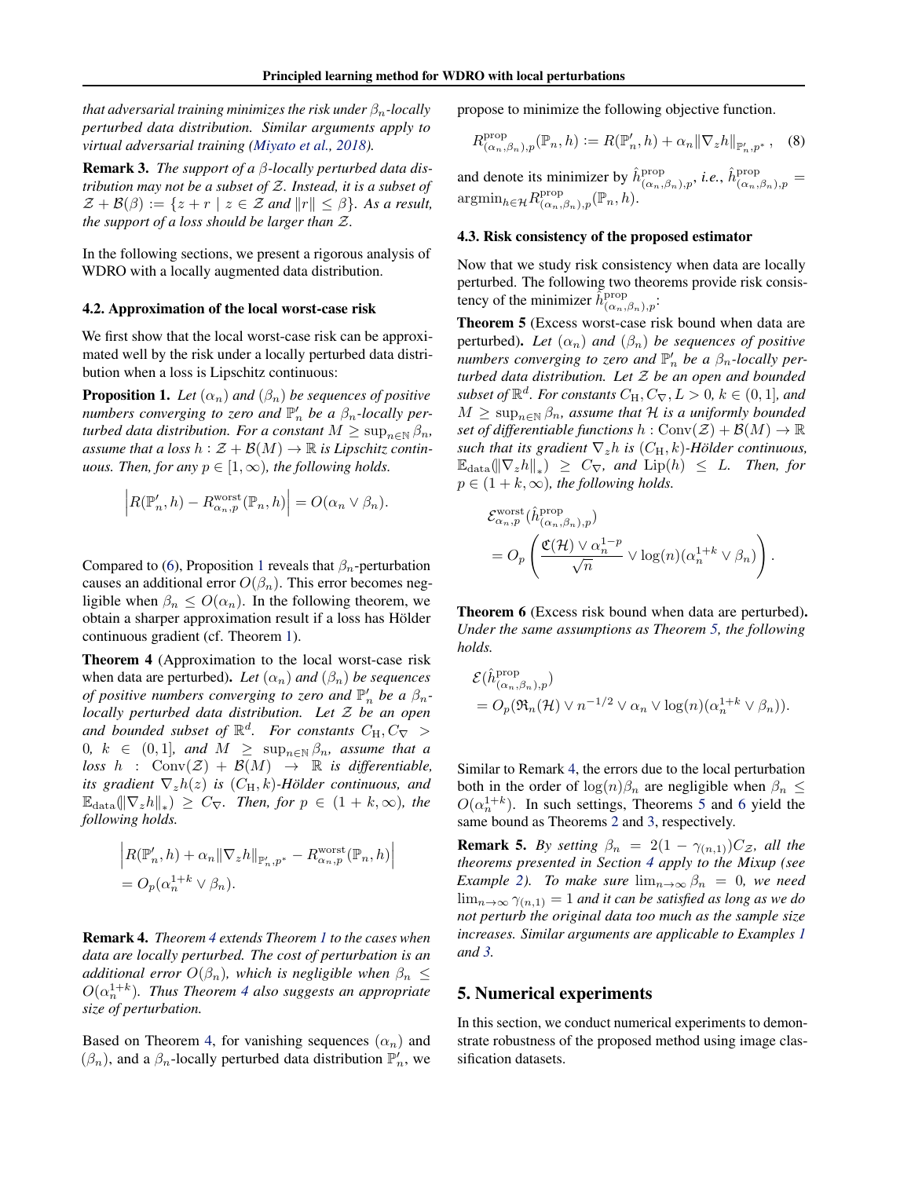*that adversarial training minimizes the risk under $\beta_n$-locally perturbed data distribution. Similar arguments apply to virtual adversarial training (Miyato et al., 2018).*

**Remark 3.** *The support of a $\beta$-locally perturbed data distribution may not be a subset of $\mathcal{Z}$. Instead, it is a subset of $\mathcal{Z} + \mathcal{B}(\beta) := \{z + r \mid z \in \mathcal{Z} \text{ and } \|r\| \leq \beta\}$. As a result, the support of a loss should be larger than $\mathcal{Z}$.*

In the following sections, we present a rigorous analysis of WDRO with a locally augmented data distribution.

### 4.2. Approximation of the local worst-case risk

We first show that the local worst-case risk can be approximated well by the risk under a locally perturbed data distribution when a loss is Lipschitz continuous:

**Proposition 1.** *Let $(\alpha_n)$ and $(\beta_n)$ be sequences of positive numbers converging to zero and $\mathbb{P}'_n$ be a $\beta_n$-locally perturbed data distribution. For a constant $M \geq \sup_{n\in\mathbb{N}} \beta_n$, assume that a loss $h : \mathcal{Z} + \mathcal{B}(M) \to \mathbb{R}$ is Lipschitz continuous. Then, for any $p \in [1, \infty)$, the following holds.*

$$\left| R(\mathbb{P}'_n, h) - R^{\text{worst}}_{\alpha_n,p}(\mathbb{P}_n, h) \right| = O(\alpha_n \vee \beta_n).$$

Compared to (6), Proposition 1 reveals that $\beta_n$-perturbation causes an additional error $O(\beta_n)$. This error becomes negligible when $\beta_n \leq O(\alpha_n)$. In the following theorem, we obtain a sharper approximation result if a loss has Hölder continuous gradient (cf. Theorem 1).

**Theorem 4** (Approximation to the local worst-case risk when data are perturbed)**.** *Let $(\alpha_n)$ and $(\beta_n)$ be sequences of positive numbers converging to zero and $\mathbb{P}'_n$ be a $\beta_n$-locally perturbed data distribution. Let $\mathcal{Z}$ be an open and bounded subset of $\mathbb{R}^d$. For constants $C_{\mathrm{H}}, C_\nabla > 0$, $k \in (0, 1]$, and $M \geq \sup_{n\in\mathbb{N}} \beta_n$, assume that a loss $h : \mathrm{Conv}(\mathcal{Z}) + \mathcal{B}(M) \to \mathbb{R}$ is differentiable, its gradient $\nabla_z h(z)$ is $(C_{\mathrm{H}}, k)$-Hölder continuous, and $\mathbb{E}_{\text{data}}(\|\nabla_z h\|_*) \geq C_\nabla$. Then, for $p \in (1 + k, \infty)$, the following holds.*

$$\begin{aligned}
&\left| R(\mathbb{P}'_n, h) + \alpha_n \|\nabla_z h\|_{\mathbb{P}'_n, p^*} - R^{\text{worst}}_{\alpha_n,p}(\mathbb{P}_n, h) \right| \\
&= O_p(\alpha_n^{1+k} \vee \beta_n).
\end{aligned}$$

**Remark 4.** *Theorem 4 extends Theorem 1 to the cases when data are locally perturbed. The cost of perturbation is an additional error $O(\beta_n)$, which is negligible when $\beta_n \leq O(\alpha_n^{1+k})$. Thus Theorem 4 also suggests an appropriate size of perturbation.*

Based on Theorem 4, for vanishing sequences $(\alpha_n)$ and $(\beta_n)$, and a $\beta_n$-locally perturbed data distribution $\mathbb{P}'_n$, we propose to minimize the following objective function.

$$R^{\text{prop}}_{(\alpha_n,\beta_n),p}(\mathbb{P}_n, h) := R(\mathbb{P}'_n, h) + \alpha_n \|\nabla_z h\|_{\mathbb{P}'_n, p^*}, \quad (8)$$

and denote its minimizer by $\hat{h}^{\text{prop}}_{(\alpha_n,\beta_n),p}$, *i.e.*, $\hat{h}^{\text{prop}}_{(\alpha_n,\beta_n),p} = \mathrm{argmin}_{h\in\mathcal{H}} R^{\text{prop}}_{(\alpha_n,\beta_n),p}(\mathbb{P}_n, h)$.

### 4.3. Risk consistency of the proposed estimator

Now that we study risk consistency when data are locally perturbed. The following two theorems provide risk consistency of the minimizer $\hat{h}^{\text{prop}}_{(\alpha_n,\beta_n),p}$:

**Theorem 5** (Excess worst-case risk bound when data are perturbed)**.** *Let $(\alpha_n)$ and $(\beta_n)$ be sequences of positive numbers converging to zero and $\mathbb{P}'_n$ be a $\beta_n$-locally perturbed data distribution. Let $\mathcal{Z}$ be an open and bounded subset of $\mathbb{R}^d$. For constants $C_{\mathrm{H}}, C_\nabla, L > 0$, $k \in (0, 1]$, and $M \geq \sup_{n\in\mathbb{N}} \beta_n$, assume that $\mathcal{H}$ is a uniformly bounded set of differentiable functions $h : \mathrm{Conv}(\mathcal{Z}) + \mathcal{B}(M) \to \mathbb{R}$ such that its gradient $\nabla_z h$ is $(C_{\mathrm{H}}, k)$-Hölder continuous, $\mathbb{E}_{\text{data}}(\|\nabla_z h\|_*) \geq C_\nabla$, and $\mathrm{Lip}(h) \leq L$. Then, for $p \in (1 + k, \infty)$, the following holds.*

$$\begin{aligned}
&\mathcal{E}^{\text{worst}}_{\alpha_n,p}(\hat{h}^{\text{prop}}_{(\alpha_n,\beta_n),p}) \\
&= O_p\left( \frac{\mathfrak{C}(\mathcal{H}) \vee \alpha_n^{1-p}}{\sqrt{n}} \vee \log(n)(\alpha_n^{1+k} \vee \beta_n) \right).
\end{aligned}$$

**Theorem 6** (Excess risk bound when data are perturbed)**.** *Under the same assumptions as Theorem 5, the following holds.*

$$\begin{aligned}
&\mathcal{E}(\hat{h}^{\text{prop}}_{(\alpha_n,\beta_n),p}) \\
&= O_p(\mathfrak{R}_n(\mathcal{H}) \vee n^{-1/2} \vee \alpha_n \vee \log(n)(\alpha_n^{1+k} \vee \beta_n)).
\end{aligned}$$

Similar to Remark 4, the errors due to the local perturbation both in the order of $\log(n)\beta_n$ are negligible when $\beta_n \leq O(\alpha_n^{1+k})$. In such settings, Theorems 5 and 6 yield the same bound as Theorems 2 and 3, respectively.

**Remark 5.** *By setting $\beta_n = 2(1 - \gamma_{(n,1)})C_{\mathcal{Z}}$, all the theorems presented in Section 4 apply to the Mixup (see Example 2). To make sure $\lim_{n\to\infty} \beta_n = 0$, we need $\lim_{n\to\infty} \gamma_{(n,1)} = 1$ and it can be satisfied as long as we do not perturb the original data too much as the sample size increases. Similar arguments are applicable to Examples 1 and 3.*

## 5. Numerical experiments

In this section, we conduct numerical experiments to demonstrate robustness of the proposed method using image classification datasets.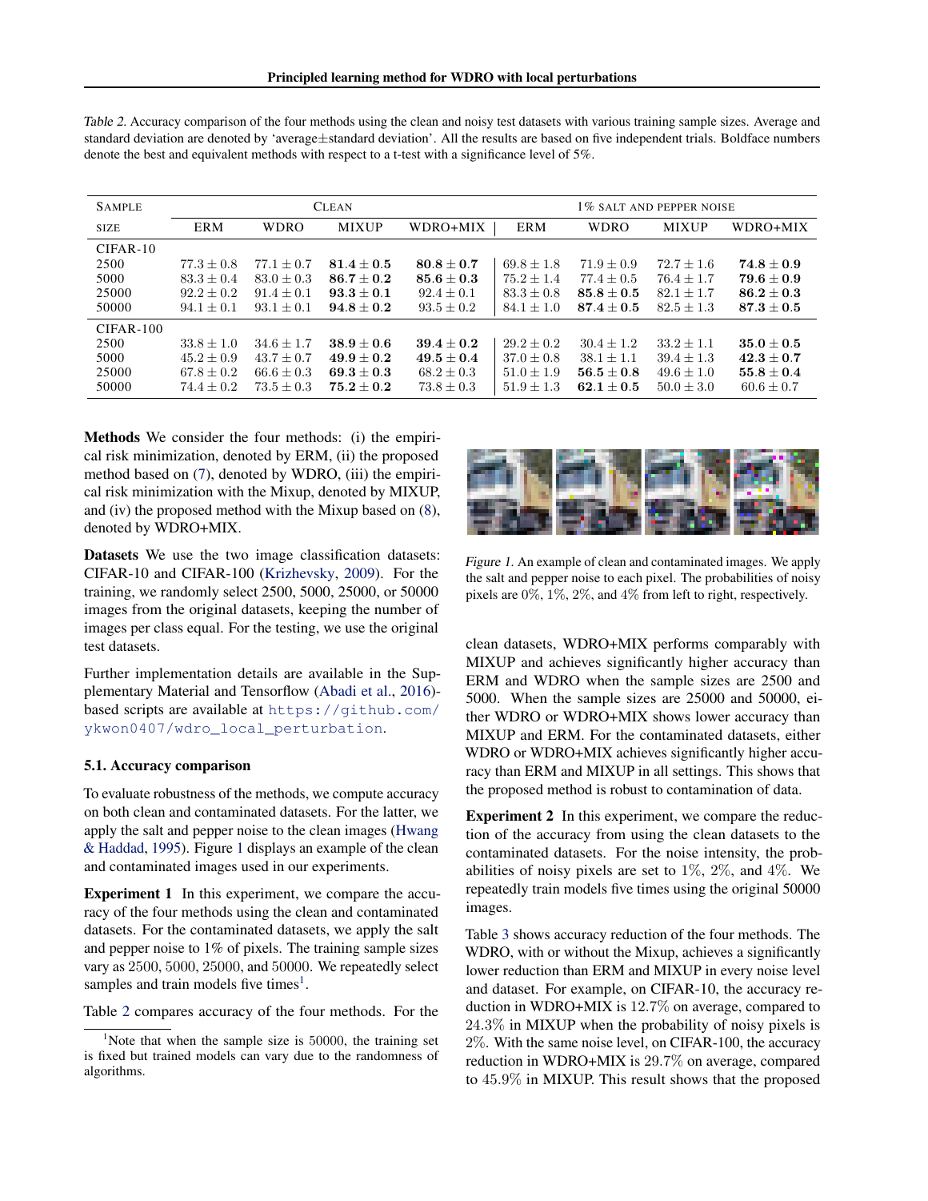Table 2. Accuracy comparison of the four methods using the clean and noisy test datasets with various training sample sizes. Average and standard deviation are denoted by 'average±standard deviation'. All the results are based on five independent trials. Boldface numbers denote the best and equivalent methods with respect to a t-test with a significance level of 5%.

| SAMPLE | CLEAN | | | | 1% SALT AND PEPPER NOISE | | | |
|---|---|---|---|---|---|---|---|---|
| SIZE | ERM | WDRO | MIXUP | WDRO+MIX | ERM | WDRO | MIXUP | WDRO+MIX |
| CIFAR-10 | | | | | | | | |
| 2500 | $77.3 \pm 0.8$ | $77.1 \pm 0.7$ | $\mathbf{81.4 \pm 0.5}$ | $\mathbf{80.8 \pm 0.7}$ | $69.8 \pm 1.8$ | $71.9 \pm 0.9$ | $72.7 \pm 1.6$ | $\mathbf{74.8 \pm 0.9}$ |
| 5000 | $83.3 \pm 0.4$ | $83.0 \pm 0.3$ | $\mathbf{86.7 \pm 0.2}$ | $\mathbf{85.6 \pm 0.3}$ | $75.2 \pm 1.4$ | $77.4 \pm 0.5$ | $76.4 \pm 1.7$ | $\mathbf{79.6 \pm 0.9}$ |
| 25000 | $92.2 \pm 0.2$ | $91.4 \pm 0.1$ | $\mathbf{93.3 \pm 0.1}$ | $92.4 \pm 0.1$ | $83.3 \pm 0.8$ | $\mathbf{85.8 \pm 0.5}$ | $82.1 \pm 1.7$ | $\mathbf{86.2 \pm 0.3}$ |
| 50000 | $94.1 \pm 0.1$ | $93.1 \pm 0.1$ | $\mathbf{94.8 \pm 0.2}$ | $93.5 \pm 0.2$ | $84.1 \pm 1.0$ | $\mathbf{87.4 \pm 0.5}$ | $82.5 \pm 1.3$ | $\mathbf{87.3 \pm 0.5}$ |
| CIFAR-100 | | | | | | | | |
| 2500 | $33.8 \pm 1.0$ | $34.6 \pm 1.7$ | $\mathbf{38.9 \pm 0.6}$ | $\mathbf{39.4 \pm 0.2}$ | $29.2 \pm 0.2$ | $30.4 \pm 1.2$ | $33.2 \pm 1.1$ | $\mathbf{35.0 \pm 0.5}$ |
| 5000 | $45.2 \pm 0.9$ | $43.7 \pm 0.7$ | $\mathbf{49.9 \pm 0.2}$ | $\mathbf{49.5 \pm 0.4}$ | $37.0 \pm 0.8$ | $38.1 \pm 1.1$ | $39.4 \pm 1.3$ | $\mathbf{42.3 \pm 0.7}$ |
| 25000 | $67.8 \pm 0.2$ | $66.6 \pm 0.3$ | $\mathbf{69.3 \pm 0.3}$ | $68.2 \pm 0.3$ | $51.0 \pm 1.9$ | $\mathbf{56.5 \pm 0.8}$ | $49.6 \pm 1.0$ | $\mathbf{55.8 \pm 0.4}$ |
| 50000 | $74.4 \pm 0.2$ | $73.5 \pm 0.3$ | $\mathbf{75.2 \pm 0.2}$ | $73.8 \pm 0.3$ | $51.9 \pm 1.3$ | $\mathbf{62.1 \pm 0.5}$ | $50.0 \pm 3.0$ | $60.6 \pm 0.7$ |

**Methods** We consider the four methods: (i) the empirical risk minimization, denoted by ERM, (ii) the proposed method based on (7), denoted by WDRO, (iii) the empirical risk minimization with the Mixup, denoted by MIXUP, and (iv) the proposed method with the Mixup based on (8), denoted by WDRO+MIX.

**Datasets** We use the two image classification datasets: CIFAR-10 and CIFAR-100 (Krizhevsky, 2009). For the training, we randomly select 2500, 5000, 25000, or 50000 images from the original datasets, keeping the number of images per class equal. For the testing, we use the original test datasets.

Further implementation details are available in the Supplementary Material and Tensorflow (Abadi et al., 2016)-based scripts are available at https://github.com/ykwon0407/wdro_local_perturbation.

### 5.1. Accuracy comparison

To evaluate robustness of the methods, we compute accuracy on both clean and contaminated datasets. For the latter, we apply the salt and pepper noise to the clean images (Hwang & Haddad, 1995). Figure 1 displays an example of the clean and contaminated images used in our experiments.

**Experiment 1** In this experiment, we compare the accuracy of the four methods using the clean and contaminated datasets. For the contaminated datasets, we apply the salt and pepper noise to 1% of pixels. The training sample sizes vary as 2500, 5000, 25000, and 50000. We repeatedly select samples and train models five times[1].

Table 2 compares accuracy of the four methods. For the clean datasets, WDRO+MIX performs comparably with MIXUP and achieves significantly higher accuracy than ERM and WDRO when the sample sizes are 2500 and 5000. When the sample sizes are 25000 and 50000, either WDRO or WDRO+MIX shows lower accuracy than MIXUP and ERM. For the contaminated datasets, either WDRO or WDRO+MIX achieves significantly higher accuracy than ERM and MIXUP in all settings. This shows that the proposed method is robust to contamination of data.

Figure 1. An example of clean and contaminated images. We apply the salt and pepper noise to each pixel. The probabilities of noisy pixels are 0%, 1%, 2%, and 4% from left to right, respectively.

**Experiment 2** In this experiment, we compare the reduction of the accuracy from using the clean datasets to the contaminated datasets. For the noise intensity, the probabilities of noisy pixels are set to 1%, 2%, and 4%. We repeatedly train models five times using the original 50000 images.

Table 3 shows accuracy reduction of the four methods. The WDRO, with or without the Mixup, achieves a significantly lower reduction than ERM and MIXUP in every noise level and dataset. For example, on CIFAR-10, the accuracy reduction in WDRO+MIX is 12.7% on average, compared to 24.3% in MIXUP when the probability of noisy pixels is 2%. With the same noise level, on CIFAR-100, the accuracy reduction in WDRO+MIX is 29.7% on average, compared to 45.9% in MIXUP. This result shows that the proposed

[1] Note that when the sample size is 50000, the training set is fixed but trained models can vary due to the randomness of algorithms.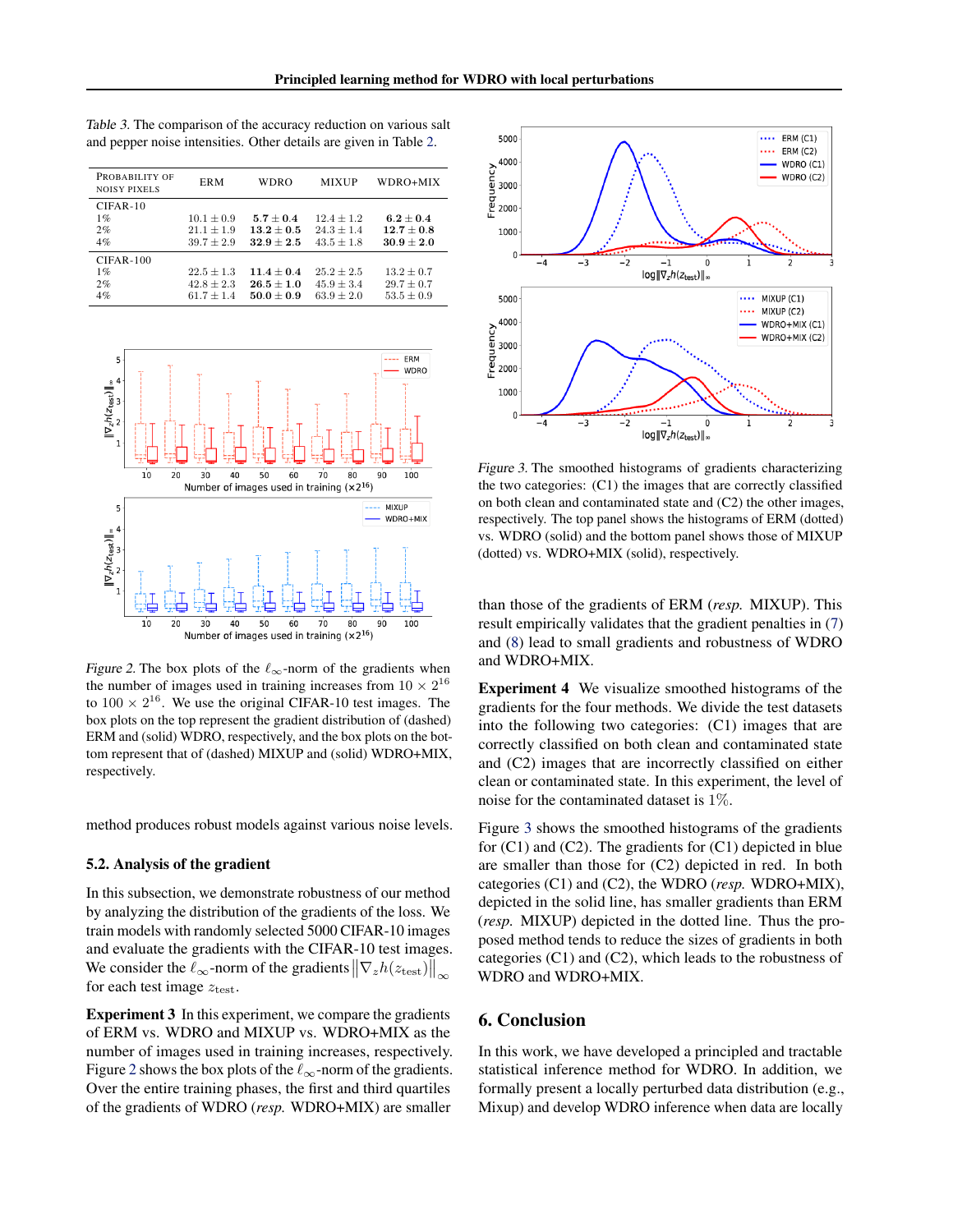*Table 3.* The comparison of the accuracy reduction on various salt and pepper noise intensities. Other details are given in Table 2.

| PROBABILITY OF NOISY PIXELS | ERM | WDRO | MIXUP | WDRO+MIX |
|---|---|---|---|---|
| CIFAR-10 | | | | |
| 1% | $10.1 \pm 0.9$ | $\mathbf{5.7 \pm 0.4}$ | $12.4 \pm 1.2$ | $\mathbf{6.2 \pm 0.4}$ |
| 2% | $21.1 \pm 1.9$ | $\mathbf{13.2 \pm 0.5}$ | $24.3 \pm 1.4$ | $\mathbf{12.7 \pm 0.8}$ |
| 4% | $39.7 \pm 2.9$ | $\mathbf{32.9 \pm 2.5}$ | $43.5 \pm 1.8$ | $\mathbf{30.9 \pm 2.0}$ |
| CIFAR-100 | | | | |
| 1% | $22.5 \pm 1.3$ | $\mathbf{11.4 \pm 0.4}$ | $25.2 \pm 2.5$ | $13.2 \pm 0.7$ |
| 2% | $42.8 \pm 2.3$ | $\mathbf{26.5 \pm 1.0}$ | $45.9 \pm 3.4$ | $29.7 \pm 0.7$ |
| 4% | $61.7 \pm 1.4$ | $\mathbf{50.0 \pm 0.9}$ | $63.9 \pm 2.0$ | $53.5 \pm 0.9$ |

*Figure 2.* The box plots of the $\ell_\infty$-norm of the gradients when the number of images used in training increases from $10 \times 2^{16}$ to $100 \times 2^{16}$. We use the original CIFAR-10 test images. The box plots on the top represent the gradient distribution of (dashed) ERM and (solid) WDRO, respectively, and the box plots on the bottom represent that of (dashed) MIXUP and (solid) WDRO+MIX, respectively.

method produces robust models against various noise levels.

## 5.2. Analysis of the gradient

In this subsection, we demonstrate robustness of our method by analyzing the distribution of the gradients of the loss. We train models with randomly selected 5000 CIFAR-10 images and evaluate the gradients with the CIFAR-10 test images. We consider the $\ell_\infty$-norm of the gradients $\|\nabla_z h(z_{\text{test}})\|_\infty$ for each test image $z_{\text{test}}$.

**Experiment 3** In this experiment, we compare the gradients of ERM vs. WDRO and MIXUP vs. WDRO+MIX as the number of images used in training increases, respectively. Figure 2 shows the box plots of the $\ell_\infty$-norm of the gradients. Over the entire training phases, the first and third quartiles of the gradients of WDRO (*resp.* WDRO+MIX) are smaller than those of the gradients of ERM (*resp.* MIXUP). This result empirically validates that the gradient penalties in (7) and (8) lead to small gradients and robustness of WDRO and WDRO+MIX.

*Figure 3.* The smoothed histograms of gradients characterizing the two categories: (C1) the images that are correctly classified on both clean and contaminated state and (C2) the other images, respectively. The top panel shows the histograms of ERM (dotted) vs. WDRO (solid) and the bottom panel shows those of MIXUP (dotted) vs. WDRO+MIX (solid), respectively.

**Experiment 4** We visualize smoothed histograms of the gradients for the four methods. We divide the test datasets into the following two categories: (C1) images that are correctly classified on both clean and contaminated state and (C2) images that are incorrectly classified on either clean or contaminated state. In this experiment, the level of noise for the contaminated dataset is 1%.

Figure 3 shows the smoothed histograms of the gradients for (C1) and (C2). The gradients for (C1) depicted in blue are smaller than those for (C2) depicted in red. In both categories (C1) and (C2), the WDRO (*resp.* WDRO+MIX), depicted in the solid line, has smaller gradients than ERM (*resp.* MIXUP) depicted in the dotted line. Thus the proposed method tends to reduce the sizes of gradients in both categories (C1) and (C2), which leads to the robustness of WDRO and WDRO+MIX.

## 6. Conclusion

In this work, we have developed a principled and tractable statistical inference method for WDRO. In addition, we formally present a locally perturbed data distribution (e.g., Mixup) and develop WDRO inference when data are locally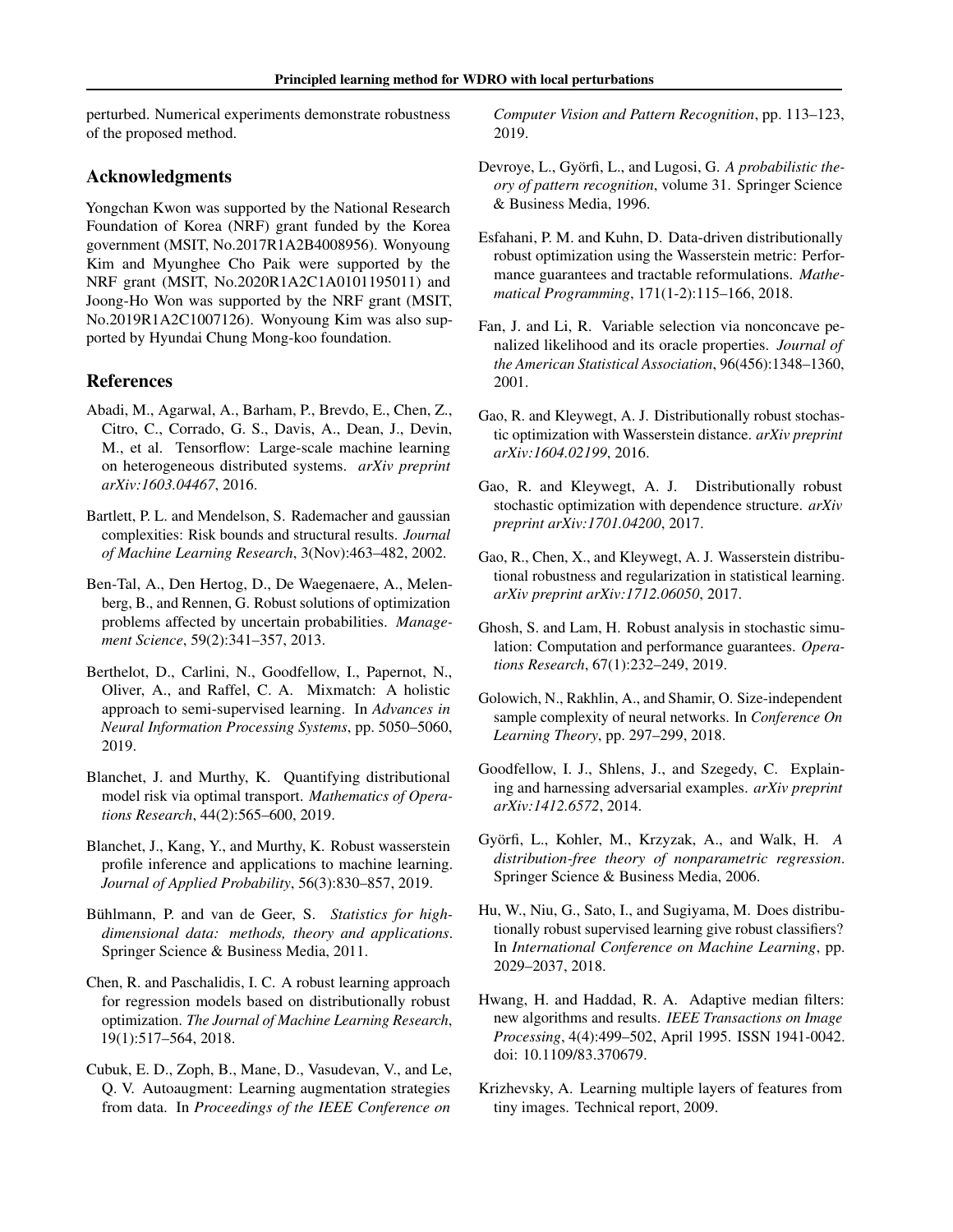perturbed. Numerical experiments demonstrate robustness of the proposed method.

## Acknowledgments

Yongchan Kwon was supported by the National Research Foundation of Korea (NRF) grant funded by the Korea government (MSIT, No.2017R1A2B4008956). Wonyoung Kim and Myunghee Cho Paik were supported by the NRF grant (MSIT, No.2020R1A2C1A0101195011) and Joong-Ho Won was supported by the NRF grant (MSIT, No.2019R1A2C1007126). Wonyoung Kim was also supported by Hyundai Chung Mong-koo foundation.

## References

Abadi, M., Agarwal, A., Barham, P., Brevdo, E., Chen, Z., Citro, C., Corrado, G. S., Davis, A., Dean, J., Devin, M., et al. Tensorflow: Large-scale machine learning on heterogeneous distributed systems. *arXiv preprint arXiv:1603.04467*, 2016.

Bartlett, P. L. and Mendelson, S. Rademacher and gaussian complexities: Risk bounds and structural results. *Journal of Machine Learning Research*, 3(Nov):463–482, 2002.

Ben-Tal, A., Den Hertog, D., De Waegenaere, A., Melenberg, B., and Rennen, G. Robust solutions of optimization problems affected by uncertain probabilities. *Management Science*, 59(2):341–357, 2013.

Berthelot, D., Carlini, N., Goodfellow, I., Papernot, N., Oliver, A., and Raffel, C. A. Mixmatch: A holistic approach to semi-supervised learning. In *Advances in Neural Information Processing Systems*, pp. 5050–5060, 2019.

Blanchet, J. and Murthy, K. Quantifying distributional model risk via optimal transport. *Mathematics of Operations Research*, 44(2):565–600, 2019.

Blanchet, J., Kang, Y., and Murthy, K. Robust wasserstein profile inference and applications to machine learning. *Journal of Applied Probability*, 56(3):830–857, 2019.

Bühlmann, P. and van de Geer, S. *Statistics for high-dimensional data: methods, theory and applications*. Springer Science & Business Media, 2011.

Chen, R. and Paschalidis, I. C. A robust learning approach for regression models based on distributionally robust optimization. *The Journal of Machine Learning Research*, 19(1):517–564, 2018.

Cubuk, E. D., Zoph, B., Mane, D., Vasudevan, V., and Le, Q. V. Autoaugment: Learning augmentation strategies from data. In *Proceedings of the IEEE Conference on Computer Vision and Pattern Recognition*, pp. 113–123, 2019.

Devroye, L., Györfi, L., and Lugosi, G. *A probabilistic theory of pattern recognition*, volume 31. Springer Science & Business Media, 1996.

Esfahani, P. M. and Kuhn, D. Data-driven distributionally robust optimization using the Wasserstein metric: Performance guarantees and tractable reformulations. *Mathematical Programming*, 171(1-2):115–166, 2018.

Fan, J. and Li, R. Variable selection via nonconcave penalized likelihood and its oracle properties. *Journal of the American Statistical Association*, 96(456):1348–1360, 2001.

Gao, R. and Kleywegt, A. J. Distributionally robust stochastic optimization with Wasserstein distance. *arXiv preprint arXiv:1604.02199*, 2016.

Gao, R. and Kleywegt, A. J. Distributionally robust stochastic optimization with dependence structure. *arXiv preprint arXiv:1701.04200*, 2017.

Gao, R., Chen, X., and Kleywegt, A. J. Wasserstein distributional robustness and regularization in statistical learning. *arXiv preprint arXiv:1712.06050*, 2017.

Ghosh, S. and Lam, H. Robust analysis in stochastic simulation: Computation and performance guarantees. *Operations Research*, 67(1):232–249, 2019.

Golowich, N., Rakhlin, A., and Shamir, O. Size-independent sample complexity of neural networks. In *Conference On Learning Theory*, pp. 297–299, 2018.

Goodfellow, I. J., Shlens, J., and Szegedy, C. Explaining and harnessing adversarial examples. *arXiv preprint arXiv:1412.6572*, 2014.

Györfi, L., Kohler, M., Krzyzak, A., and Walk, H. *A distribution-free theory of nonparametric regression*. Springer Science & Business Media, 2006.

Hu, W., Niu, G., Sato, I., and Sugiyama, M. Does distributionally robust supervised learning give robust classifiers? In *International Conference on Machine Learning*, pp. 2029–2037, 2018.

Hwang, H. and Haddad, R. A. Adaptive median filters: new algorithms and results. *IEEE Transactions on Image Processing*, 4(4):499–502, April 1995. ISSN 1941-0042. doi: 10.1109/83.370679.

Krizhevsky, A. Learning multiple layers of features from tiny images. Technical report, 2009.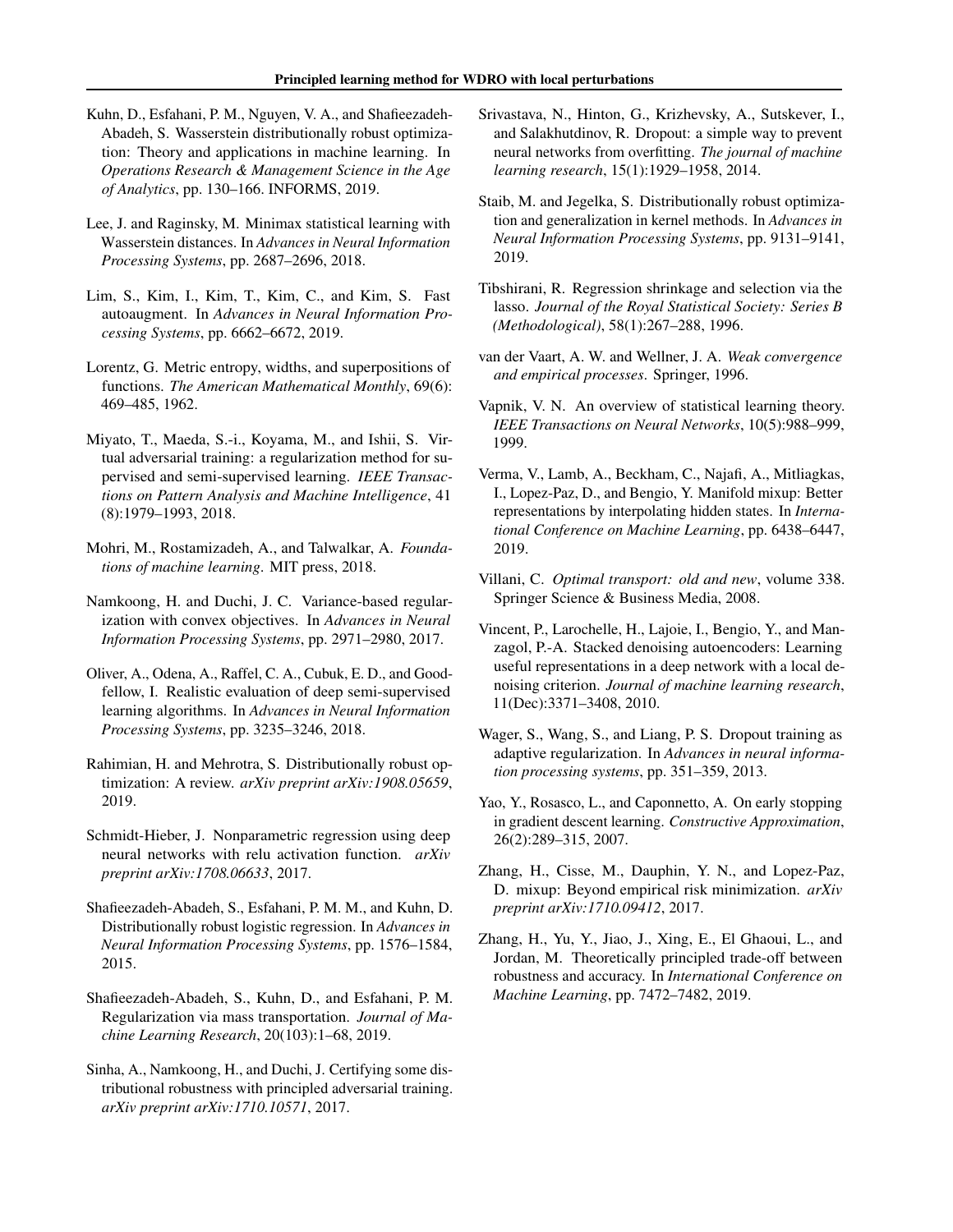Kuhn, D., Esfahani, P. M., Nguyen, V. A., and Shafieezadeh-Abadeh, S. Wasserstein distributionally robust optimization: Theory and applications in machine learning. In *Operations Research & Management Science in the Age of Analytics*, pp. 130–166. INFORMS, 2019.

Lee, J. and Raginsky, M. Minimax statistical learning with Wasserstein distances. In *Advances in Neural Information Processing Systems*, pp. 2687–2696, 2018.

Lim, S., Kim, I., Kim, T., Kim, C., and Kim, S. Fast autoaugment. In *Advances in Neural Information Processing Systems*, pp. 6662–6672, 2019.

Lorentz, G. Metric entropy, widths, and superpositions of functions. *The American Mathematical Monthly*, 69(6): 469–485, 1962.

Miyato, T., Maeda, S.-i., Koyama, M., and Ishii, S. Virtual adversarial training: a regularization method for supervised and semi-supervised learning. *IEEE Transactions on Pattern Analysis and Machine Intelligence*, 41 (8):1979–1993, 2018.

Mohri, M., Rostamizadeh, A., and Talwalkar, A. *Foundations of machine learning*. MIT press, 2018.

Namkoong, H. and Duchi, J. C. Variance-based regularization with convex objectives. In *Advances in Neural Information Processing Systems*, pp. 2971–2980, 2017.

Oliver, A., Odena, A., Raffel, C. A., Cubuk, E. D., and Goodfellow, I. Realistic evaluation of deep semi-supervised learning algorithms. In *Advances in Neural Information Processing Systems*, pp. 3235–3246, 2018.

Rahimian, H. and Mehrotra, S. Distributionally robust optimization: A review. *arXiv preprint arXiv:1908.05659*, 2019.

Schmidt-Hieber, J. Nonparametric regression using deep neural networks with relu activation function. *arXiv preprint arXiv:1708.06633*, 2017.

Shafieezadeh-Abadeh, S., Esfahani, P. M. M., and Kuhn, D. Distributionally robust logistic regression. In *Advances in Neural Information Processing Systems*, pp. 1576–1584, 2015.

Shafieezadeh-Abadeh, S., Kuhn, D., and Esfahani, P. M. Regularization via mass transportation. *Journal of Machine Learning Research*, 20(103):1–68, 2019.

Sinha, A., Namkoong, H., and Duchi, J. Certifying some distributional robustness with principled adversarial training. *arXiv preprint arXiv:1710.10571*, 2017.

Srivastava, N., Hinton, G., Krizhevsky, A., Sutskever, I., and Salakhutdinov, R. Dropout: a simple way to prevent neural networks from overfitting. *The journal of machine learning research*, 15(1):1929–1958, 2014.

Staib, M. and Jegelka, S. Distributionally robust optimization and generalization in kernel methods. In *Advances in Neural Information Processing Systems*, pp. 9131–9141, 2019.

Tibshirani, R. Regression shrinkage and selection via the lasso. *Journal of the Royal Statistical Society: Series B (Methodological)*, 58(1):267–288, 1996.

van der Vaart, A. W. and Wellner, J. A. *Weak convergence and empirical processes*. Springer, 1996.

Vapnik, V. N. An overview of statistical learning theory. *IEEE Transactions on Neural Networks*, 10(5):988–999, 1999.

Verma, V., Lamb, A., Beckham, C., Najafi, A., Mitliagkas, I., Lopez-Paz, D., and Bengio, Y. Manifold mixup: Better representations by interpolating hidden states. In *International Conference on Machine Learning*, pp. 6438–6447, 2019.

Villani, C. *Optimal transport: old and new*, volume 338. Springer Science & Business Media, 2008.

Vincent, P., Larochelle, H., Lajoie, I., Bengio, Y., and Manzagol, P.-A. Stacked denoising autoencoders: Learning useful representations in a deep network with a local denoising criterion. *Journal of machine learning research*, 11(Dec):3371–3408, 2010.

Wager, S., Wang, S., and Liang, P. S. Dropout training as adaptive regularization. In *Advances in neural information processing systems*, pp. 351–359, 2013.

Yao, Y., Rosasco, L., and Caponnetto, A. On early stopping in gradient descent learning. *Constructive Approximation*, 26(2):289–315, 2007.

Zhang, H., Cisse, M., Dauphin, Y. N., and Lopez-Paz, D. mixup: Beyond empirical risk minimization. *arXiv preprint arXiv:1710.09412*, 2017.

Zhang, H., Yu, Y., Jiao, J., Xing, E., El Ghaoui, L., and Jordan, M. Theoretically principled trade-off between robustness and accuracy. In *International Conference on Machine Learning*, pp. 7472–7482, 2019.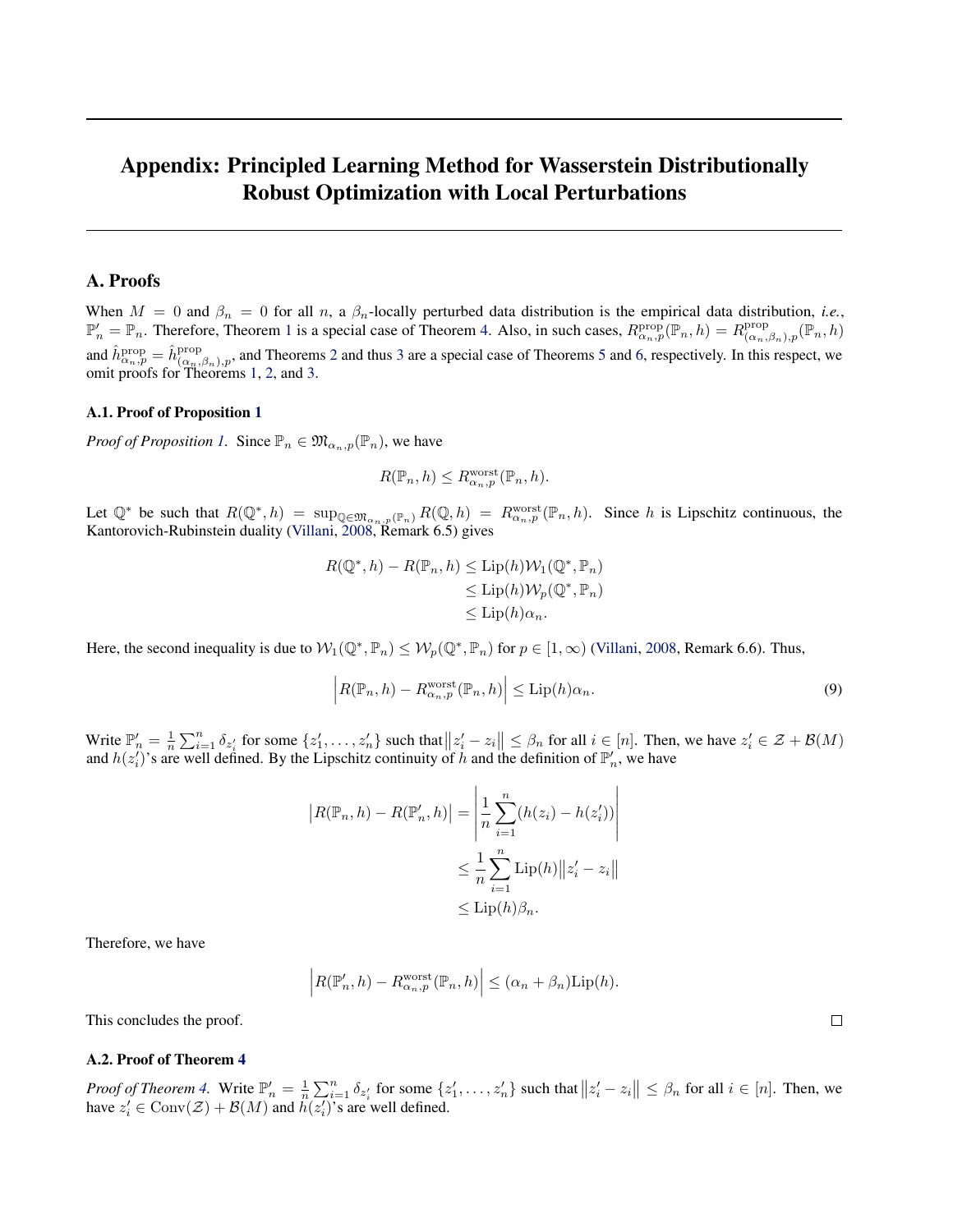# Appendix: Principled Learning Method for Wasserstein Distributionally Robust Optimization with Local Perturbations

## A. Proofs

When $M = 0$ and $\beta_n = 0$ for all $n$, a $\beta_n$-locally perturbed data distribution is the empirical data distribution, *i.e.*, $\mathbb{P}'_n = \mathbb{P}_n$. Therefore, Theorem 1 is a special case of Theorem 4. Also, in such cases, $R^{\text{prop}}_{\alpha_n,p}(\mathbb{P}_n, h) = R^{\text{prop}}_{(\alpha_n,\beta_n),p}(\mathbb{P}_n, h)$ and $\hat{h}^{\text{prop}}_{\alpha_n,p} = \hat{h}^{\text{prop}}_{(\alpha_n,\beta_n),p}$, and Theorems 2 and thus 3 are a special case of Theorems 5 and 6, respectively. In this respect, we omit proofs for Theorems 1, 2, and 3.

### A.1. Proof of Proposition 1

*Proof of Proposition 1.* Since $\mathbb{P}_n \in \mathfrak{M}_{\alpha_n,p}(\mathbb{P}_n)$, we have

$$R(\mathbb{P}_n, h) \leq R^{\text{worst}}_{\alpha_n,p}(\mathbb{P}_n, h).$$

Let $\mathbb{Q}^*$ be such that $R(\mathbb{Q}^*, h) = \sup_{\mathbb{Q}\in\mathfrak{M}_{\alpha_n,p}(\mathbb{P}_n)} R(\mathbb{Q}, h) = R^{\text{worst}}_{\alpha_n,p}(\mathbb{P}_n, h)$. Since $h$ is Lipschitz continuous, the Kantorovich-Rubinstein duality (Villani, 2008, Remark 6.5) gives

$$\begin{aligned}
R(\mathbb{Q}^*, h) - R(\mathbb{P}_n, h) &\leq \text{Lip}(h)\mathcal{W}_1(\mathbb{Q}^*, \mathbb{P}_n) \\
&\leq \text{Lip}(h)\mathcal{W}_p(\mathbb{Q}^*, \mathbb{P}_n) \\
&\leq \text{Lip}(h)\alpha_n.
\end{aligned}$$

Here, the second inequality is due to $\mathcal{W}_1(\mathbb{Q}^*, \mathbb{P}_n) \leq \mathcal{W}_p(\mathbb{Q}^*, \mathbb{P}_n)$ for $p \in [1, \infty)$ (Villani, 2008, Remark 6.6). Thus,

$$\left| R(\mathbb{P}_n, h) - R^{\text{worst}}_{\alpha_n,p}(\mathbb{P}_n, h) \right| \leq \text{Lip}(h)\alpha_n. \tag{9}$$

Write $\mathbb{P}'_n = \frac{1}{n}\sum_{i=1}^n \delta_{z'_i}$ for some $\{z'_1, \dots, z'_n\}$ such that $\|z'_i - z_i\| \leq \beta_n$ for all $i \in [n]$. Then, we have $z'_i \in \mathcal{Z} + \mathcal{B}(M)$ and $h(z'_i)$'s are well defined. By the Lipschitz continuity of $h$ and the definition of $\mathbb{P}'_n$, we have

$$\begin{aligned}
\left| R(\mathbb{P}_n, h) - R(\mathbb{P}'_n, h) \right| &= \left| \frac{1}{n}\sum_{i=1}^n (h(z_i) - h(z'_i)) \right| \\
&\leq \frac{1}{n}\sum_{i=1}^n \text{Lip}(h)\|z'_i - z_i\| \\
&\leq \text{Lip}(h)\beta_n.
\end{aligned}$$

Therefore, we have

$$\left| R(\mathbb{P}'_n, h) - R^{\text{worst}}_{\alpha_n,p}(\mathbb{P}_n, h) \right| \leq (\alpha_n + \beta_n)\text{Lip}(h).$$

This concludes the proof. □

### A.2. Proof of Theorem 4

*Proof of Theorem 4.* Write $\mathbb{P}'_n = \frac{1}{n}\sum_{i=1}^n \delta_{z'_i}$ for some $\{z'_1, \dots, z'_n\}$ such that $\|z'_i - z_i\| \leq \beta_n$ for all $i \in [n]$. Then, we have $z'_i \in \text{Conv}(\mathcal{Z}) + \mathcal{B}(M)$ and $h(z'_i)$'s are well defined.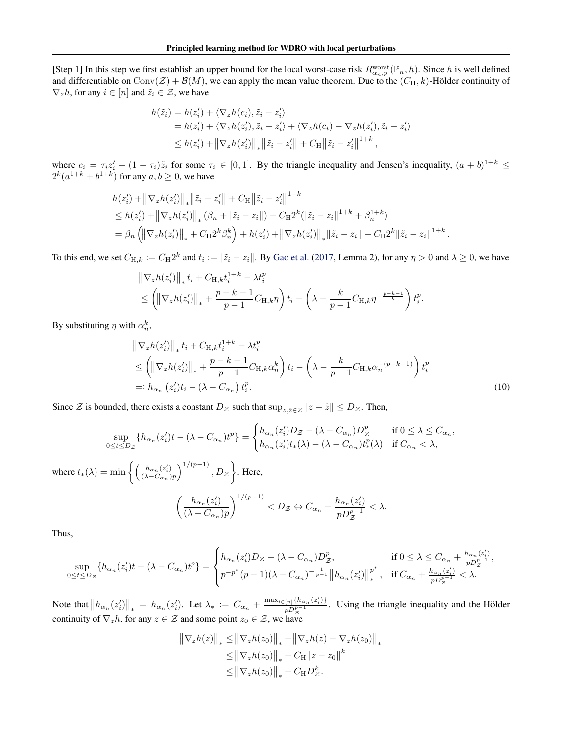[Step 1] In this step we first establish an upper bound for the local worst-case risk $R^{\text{worst}}_{\alpha_n,p}(\mathbb{P}_n, h)$. Since $h$ is well defined and differentiable on $\mathrm{Conv}(\mathcal{Z}) + \mathcal{B}(M)$, we can apply the mean value theorem. Due to the $(C_{\mathrm{H}}, k)$-Hölder continuity of $\nabla_z h$, for any $i \in [n]$ and $\tilde{z}_i \in \mathcal{Z}$, we have

$$
\begin{aligned}
h(\tilde{z}_i) &= h(z_i') + \langle \nabla_z h(c_i), \tilde{z}_i - z_i' \rangle \\
&= h(z_i') + \langle \nabla_z h(z_i'), \tilde{z}_i - z_i' \rangle + \langle \nabla_z h(c_i) - \nabla_z h(z_i'), \tilde{z}_i - z_i' \rangle \\
&\leq h(z_i') + \left\|\nabla_z h(z_i')\right\|_* \left\|\tilde{z}_i - z_i'\right\| + C_{\mathrm{H}} \left\|\tilde{z}_i - z_i'\right\|^{1+k},
\end{aligned}
$$

where $c_i = \tau_i z_i' + (1-\tau_i)\tilde{z}_i$ for some $\tau_i \in [0,1]$. By the triangle inequality and Jensen's inequality, $(a+b)^{1+k} \leq 2^k(a^{1+k} + b^{1+k})$ for any $a, b \geq 0$, we have

$$
\begin{aligned}
&h(z_i') + \left\|\nabla_z h(z_i')\right\|_* \left\|\tilde{z}_i - z_i'\right\| + C_{\mathrm{H}} \left\|\tilde{z}_i - z_i'\right\|^{1+k} \\
&\leq h(z_i') + \left\|\nabla_z h(z_i')\right\|_* (\beta_n + \|\tilde{z}_i - z_i\|) + C_{\mathrm{H}} 2^k (\|\tilde{z}_i - z_i\|^{1+k} + \beta_n^{1+k}) \\
&= \beta_n \left( \left\|\nabla_z h(z_i')\right\|_* + C_{\mathrm{H}} 2^k \beta_n^k \right) + h(z_i') + \left\|\nabla_z h(z_i')\right\|_* \|\tilde{z}_i - z_i\| + C_{\mathrm{H}} 2^k \|\tilde{z}_i - z_i\|^{1+k}.
\end{aligned}
$$

To this end, we set $C_{\mathrm{H},k} := C_{\mathrm{H}} 2^k$ and $t_i := \|\tilde{z}_i - z_i\|$. By Gao et al. (2017, Lemma 2), for any $\eta > 0$ and $\lambda \geq 0$, we have

$$
\begin{aligned}
&\left\|\nabla_z h(z_i')\right\|_* t_i + C_{\mathrm{H},k} t_i^{1+k} - \lambda t_i^p \\
&\leq \left( \left\|\nabla_z h(z_i')\right\|_* + \frac{p-k-1}{p-1} C_{\mathrm{H},k} \eta \right) t_i - \left( \lambda - \frac{k}{p-1} C_{\mathrm{H},k} \eta^{-\frac{p-k-1}{k}} \right) t_i^p.
\end{aligned}
$$

By substituting $\eta$ with $\alpha_n^k$,

$$
\begin{aligned}
&\left\|\nabla_z h(z_i')\right\|_* t_i + C_{\mathrm{H},k} t_i^{1+k} - \lambda t_i^p \\
&\leq \left( \left\|\nabla_z h(z_i')\right\|_* + \frac{p-k-1}{p-1} C_{\mathrm{H},k} \alpha_n^k \right) t_i - \left( \lambda - \frac{k}{p-1} C_{\mathrm{H},k} \alpha_n^{-(p-k-1)} \right) t_i^p \\
&=: h_{\alpha_n}(z_i') t_i - (\lambda - C_{\alpha_n}) t_i^p. \qquad (10)
\end{aligned}
$$

Since $\mathcal{Z}$ is bounded, there exists a constant $D_{\mathcal{Z}}$ such that $\sup_{z,\tilde{z} \in \mathcal{Z}} \|z - \tilde{z}\| \leq D_{\mathcal{Z}}$. Then,

$$
\sup_{0 \leq t \leq D_{\mathcal{Z}}} \{ h_{\alpha_n}(z_i') t - (\lambda - C_{\alpha_n}) t^p \} = \begin{cases} h_{\alpha_n}(z_i') D_{\mathcal{Z}} - (\lambda - C_{\alpha_n}) D_{\mathcal{Z}}^p & \text{if } 0 \leq \lambda \leq C_{\alpha_n}, \\ h_{\alpha_n}(z_i') t_*(\lambda) - (\lambda - C_{\alpha_n}) t_*^p(\lambda) & \text{if } C_{\alpha_n} < \lambda, \end{cases}
$$

where $t_*(\lambda) = \min\left\{ \left( \frac{h_{\alpha_n}(z_i')}{(\lambda - C_{\alpha_n})p} \right)^{1/(p-1)}, D_{\mathcal{Z}} \right\}$. Here,

$$
\left( \frac{h_{\alpha_n}(z_i')}{(\lambda - C_{\alpha_n})p} \right)^{1/(p-1)} < D_{\mathcal{Z}} \Leftrightarrow C_{\alpha_n} + \frac{h_{\alpha_n}(z_i')}{p D_{\mathcal{Z}}^{p-1}} < \lambda.
$$

Thus,

$$
\sup_{0 \leq t \leq D_{\mathcal{Z}}} \{ h_{\alpha_n}(z_i') t - (\lambda - C_{\alpha_n}) t^p \} = \begin{cases} h_{\alpha_n}(z_i') D_{\mathcal{Z}} - (\lambda - C_{\alpha_n}) D_{\mathcal{Z}}^p, & \text{if } 0 \leq \lambda \leq C_{\alpha_n} + \frac{h_{\alpha_n}(z_i')}{p D_{\mathcal{Z}}^{p-1}}, \\ p^{-p^*}(p-1)(\lambda - C_{\alpha_n})^{-\frac{1}{p-1}} \left\|h_{\alpha_n}(z_i')\right\|_*^{p^*}, & \text{if } C_{\alpha_n} + \frac{h_{\alpha_n}(z_i')}{p D_{\mathcal{Z}}^{p-1}} < \lambda. \end{cases}
$$

Note that $\left\|h_{\alpha_n}(z_i')\right\|_* = h_{\alpha_n}(z_i')$. Let $\lambda_* := C_{\alpha_n} + \frac{\max_{i \in [n]} \{h_{\alpha_n}(z_i')\}}{p D_{\mathcal{Z}}^{p-1}}$. Using the triangle inequality and the Hölder continuity of $\nabla_z h$, for any $z \in \mathcal{Z}$ and some point $z_0 \in \mathcal{Z}$, we have

$$
\begin{aligned}
\left\|\nabla_z h(z)\right\|_* &\leq \left\|\nabla_z h(z_0)\right\|_* + \left\|\nabla_z h(z) - \nabla_z h(z_0)\right\|_* \\
&\leq \left\|\nabla_z h(z_0)\right\|_* + C_{\mathrm{H}} \|z - z_0\|^k \\
&\leq \left\|\nabla_z h(z_0)\right\|_* + C_{\mathrm{H}} D_{\mathcal{Z}}^k.
\end{aligned}
$$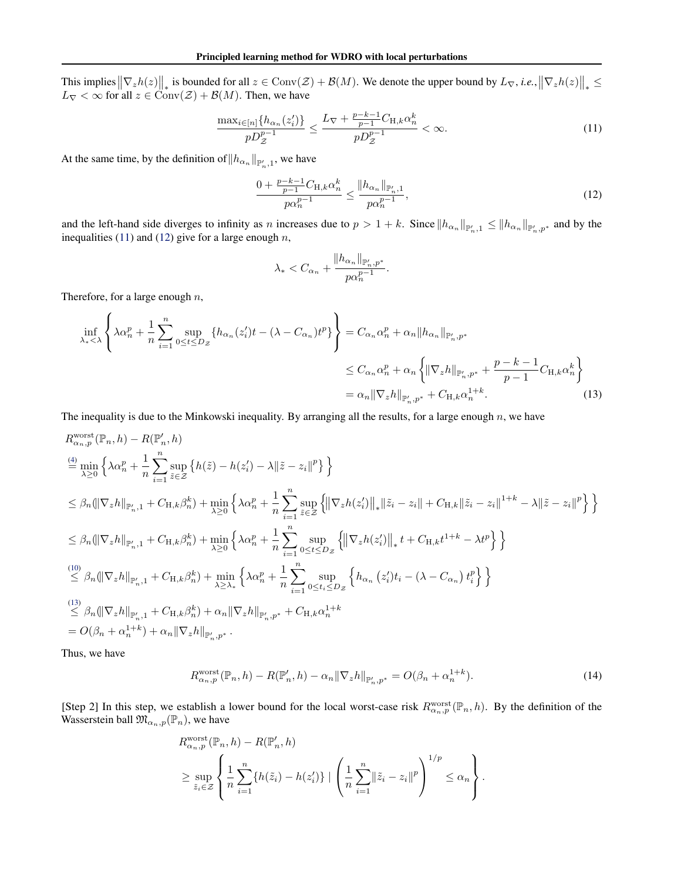This implies $\|\nabla_z h(z)\|_*$ is bounded for all $z \in \mathrm{Conv}(\mathcal{Z}) + \mathcal{B}(M)$. We denote the upper bound by $L_\nabla$, *i.e.*, $\|\nabla_z h(z)\|_* \leq L_\nabla < \infty$ for all $z \in \mathrm{Conv}(\mathcal{Z}) + \mathcal{B}(M)$. Then, we have

$$
\frac{\max_{i\in[n]}\{h_{\alpha_n}(z_i')\}}{pD_{\mathcal{Z}}^{p-1}} \leq \frac{L_\nabla + \frac{p-k-1}{p-1}C_{\mathrm{H},k}\alpha_n^k}{pD_{\mathcal{Z}}^{p-1}} < \infty. \tag{11}
$$

At the same time, by the definition of $\|h_{\alpha_n}\|_{\mathbb{P}_n',1}$, we have

$$
\frac{0 + \frac{p-k-1}{p-1}C_{\mathrm{H},k}\alpha_n^k}{p\alpha_n^{p-1}} \leq \frac{\|h_{\alpha_n}\|_{\mathbb{P}_n',1}}{p\alpha_n^{p-1}}, \tag{12}
$$

and the left-hand side diverges to infinity as $n$ increases due to $p > 1+k$. Since $\|h_{\alpha_n}\|_{\mathbb{P}_n',1} \leq \|h_{\alpha_n}\|_{\mathbb{P}_n',p^*}$ and by the inequalities (11) and (12) give for a large enough $n$,

$$
\lambda_* < C_{\alpha_n} + \frac{\|h_{\alpha_n}\|_{\mathbb{P}_n',p^*}}{p\alpha_n^{p-1}}.
$$

Therefore, for a large enough $n$,

$$
\begin{aligned}
\inf_{\lambda_*<\lambda}\left\{\lambda\alpha_n^p + \frac{1}{n}\sum_{i=1}^n \sup_{0\leq t\leq D_{\mathcal{Z}}}\{h_{\alpha_n}(z_i')t - (\lambda - C_{\alpha_n})t^p\}\right\} &= C_{\alpha_n}\alpha_n^p + \alpha_n\|h_{\alpha_n}\|_{\mathbb{P}_n',p^*} \\
&\leq C_{\alpha_n}\alpha_n^p + \alpha_n\left\{\|\nabla_z h\|_{\mathbb{P}_n',p^*} + \frac{p-k-1}{p-1}C_{\mathrm{H},k}\alpha_n^k\right\} \\
&= \alpha_n\|\nabla_z h\|_{\mathbb{P}_n',p^*} + C_{\mathrm{H},k}\alpha_n^{1+k}.
\end{aligned} \tag{13}
$$

The inequality is due to the Minkowski inequality. By arranging all the results, for a large enough $n$, we have

$$
\begin{aligned}
&R^{\mathrm{worst}}_{\alpha_n,p}(\mathbb{P}_n,h) - R(\mathbb{P}_n',h) \\
&\overset{(4)}{=} \min_{\lambda\geq 0}\left\{\lambda\alpha_n^p + \frac{1}{n}\sum_{i=1}^n \sup_{\tilde{z}\in\mathcal{Z}}\left\{h(\tilde{z}) - h(z_i') - \lambda\|\tilde{z} - z_i\|^p\right\}\right\} \\
&\leq \beta_n(\|\nabla_z h\|_{\mathbb{P}_n',1} + C_{\mathrm{H},k}\beta_n^k) + \min_{\lambda\geq 0}\left\{\lambda\alpha_n^p + \frac{1}{n}\sum_{i=1}^n \sup_{\tilde{z}\in\mathcal{Z}}\left\{\|\nabla_z h(z_i')\|_*\|\tilde{z}_i - z_i\| + C_{\mathrm{H},k}\|\tilde{z}_i - z_i\|^{1+k} - \lambda\|\tilde{z} - z_i\|^p\right\}\right\} \\
&\leq \beta_n(\|\nabla_z h\|_{\mathbb{P}_n',1} + C_{\mathrm{H},k}\beta_n^k) + \min_{\lambda\geq 0}\left\{\lambda\alpha_n^p + \frac{1}{n}\sum_{i=1}^n \sup_{0\leq t\leq D_{\mathcal{Z}}}\left\{\|\nabla_z h(z_i')\|_* t + C_{\mathrm{H},k}t^{1+k} - \lambda t^p\right\}\right\} \\
&\overset{(10)}{\leq} \beta_n(\|\nabla_z h\|_{\mathbb{P}_n',1} + C_{\mathrm{H},k}\beta_n^k) + \min_{\lambda\geq\lambda_*}\left\{\lambda\alpha_n^p + \frac{1}{n}\sum_{i=1}^n \sup_{0\leq t_i\leq D_{\mathcal{Z}}}\left\{h_{\alpha_n}(z_i')t_i - (\lambda - C_{\alpha_n})t_i^p\right\}\right\} \\
&\overset{(13)}{\leq} \beta_n(\|\nabla_z h\|_{\mathbb{P}_n',1} + C_{\mathrm{H},k}\beta_n^k) + \alpha_n\|\nabla_z h\|_{\mathbb{P}_n',p^*} + C_{\mathrm{H},k}\alpha_n^{1+k} \\
&= O(\beta_n + \alpha_n^{1+k}) + \alpha_n\|\nabla_z h\|_{\mathbb{P}_n',p^*}.
\end{aligned}
$$

Thus, we have

$$
R^{\mathrm{worst}}_{\alpha_n,p}(\mathbb{P}_n,h) - R(\mathbb{P}_n',h) - \alpha_n\|\nabla_z h\|_{\mathbb{P}_n',p^*} = O(\beta_n + \alpha_n^{1+k}). \tag{14}
$$

[Step 2] In this step, we establish a lower bound for the local worst-case risk $R^{\mathrm{worst}}_{\alpha_n,p}(\mathbb{P}_n,h)$. By the definition of the Wasserstein ball $\mathfrak{M}_{\alpha_n,p}(\mathbb{P}_n)$, we have

$$
\begin{aligned}
&R^{\mathrm{worst}}_{\alpha_n,p}(\mathbb{P}_n,h) - R(\mathbb{P}_n',h) \\
&\geq \sup_{\tilde{z}_i\in\mathcal{Z}}\left\{\frac{1}{n}\sum_{i=1}^n\{h(\tilde{z}_i) - h(z_i')\} \;\middle|\; \left(\frac{1}{n}\sum_{i=1}^n\|\tilde{z}_i - z_i\|^p\right)^{1/p} \leq \alpha_n\right\}.
\end{aligned}
$$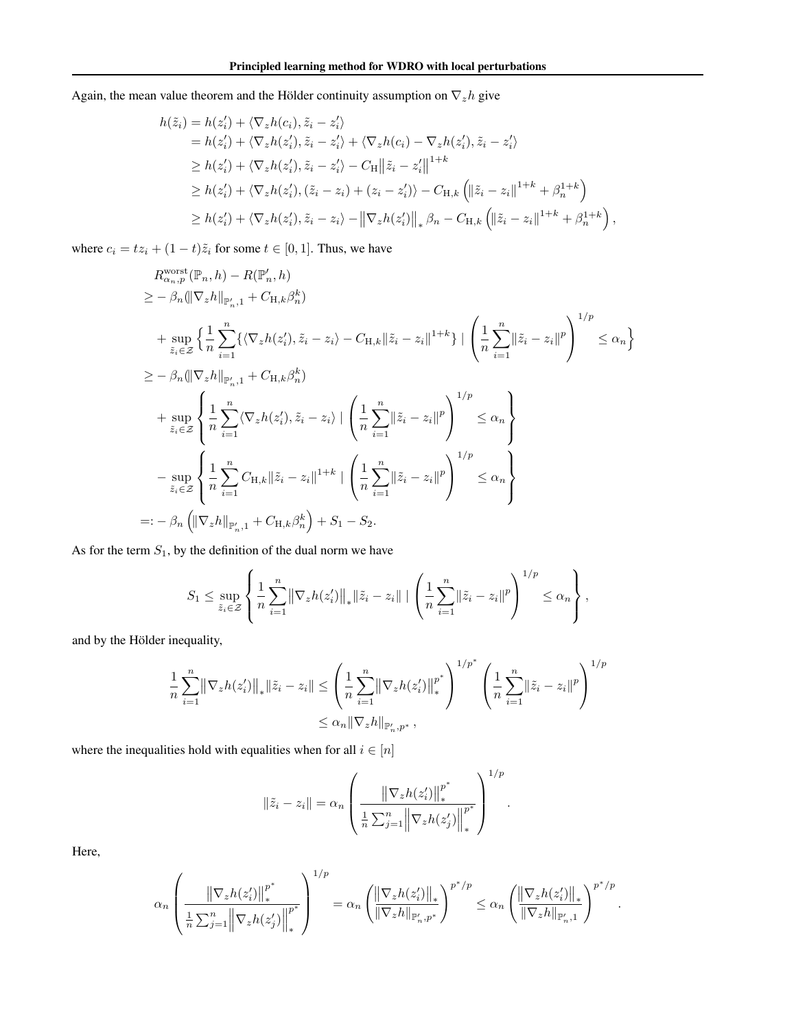Again, the mean value theorem and the Hölder continuity assumption on $\nabla_z h$ give

$$
\begin{aligned}
h(\tilde{z}_i) &= h(z_i') + \langle \nabla_z h(c_i), \tilde{z}_i - z_i' \rangle \\
&= h(z_i') + \langle \nabla_z h(z_i'), \tilde{z}_i - z_i' \rangle + \langle \nabla_z h(c_i) - \nabla_z h(z_i'), \tilde{z}_i - z_i' \rangle \\
&\geq h(z_i') + \langle \nabla_z h(z_i'), \tilde{z}_i - z_i' \rangle - C_{\mathrm{H}} \big\| \tilde{z}_i - z_i' \big\|^{1+k} \\
&\geq h(z_i') + \langle \nabla_z h(z_i'), (\tilde{z}_i - z_i) + (z_i - z_i') \rangle - C_{\mathrm{H},k} \left( \| \tilde{z}_i - z_i \|^{1+k} + \beta_n^{1+k} \right) \\
&\geq h(z_i') + \langle \nabla_z h(z_i'), \tilde{z}_i - z_i \rangle - \big\| \nabla_z h(z_i') \big\|_* \beta_n - C_{\mathrm{H},k} \left( \| \tilde{z}_i - z_i \|^{1+k} + \beta_n^{1+k} \right),
\end{aligned}
$$

where $c_i = t z_i + (1-t)\tilde{z}_i$ for some $t \in [0,1]$. Thus, we have

$$
\begin{aligned}
& R^{\mathrm{worst}}_{\alpha_n, p}(\mathbb{P}_n, h) - R(\mathbb{P}_n', h) \\
&\geq - \beta_n (\| \nabla_z h \|_{\mathbb{P}_n', 1} + C_{\mathrm{H},k} \beta_n^k) \\
&\quad + \sup_{\tilde{z}_i \in \mathcal{Z}} \Big\{ \frac{1}{n} \sum_{i=1}^n \{ \langle \nabla_z h(z_i'), \tilde{z}_i - z_i \rangle - C_{\mathrm{H},k} \| \tilde{z}_i - z_i \|^{1+k} \} \mid \left( \frac{1}{n} \sum_{i=1}^n \| \tilde{z}_i - z_i \|^p \right)^{1/p} \leq \alpha_n \Big\} \\
&\geq - \beta_n (\| \nabla_z h \|_{\mathbb{P}_n', 1} + C_{\mathrm{H},k} \beta_n^k) \\
&\quad + \sup_{\tilde{z}_i \in \mathcal{Z}} \left\{ \frac{1}{n} \sum_{i=1}^n \langle \nabla_z h(z_i'), \tilde{z}_i - z_i \rangle \mid \left( \frac{1}{n} \sum_{i=1}^n \| \tilde{z}_i - z_i \|^p \right)^{1/p} \leq \alpha_n \right\} \\
&\quad - \sup_{\tilde{z}_i \in \mathcal{Z}} \left\{ \frac{1}{n} \sum_{i=1}^n C_{\mathrm{H},k} \| \tilde{z}_i - z_i \|^{1+k} \mid \left( \frac{1}{n} \sum_{i=1}^n \| \tilde{z}_i - z_i \|^p \right)^{1/p} \leq \alpha_n \right\} \\
&=: - \beta_n \left( \| \nabla_z h \|_{\mathbb{P}_n', 1} + C_{\mathrm{H},k} \beta_n^k \right) + S_1 - S_2.
\end{aligned}
$$

As for the term $S_1$, by the definition of the dual norm we have

$$
S_1 \leq \sup_{\tilde{z}_i \in \mathcal{Z}} \left\{ \frac{1}{n} \sum_{i=1}^n \big\| \nabla_z h(z_i') \big\|_* \| \tilde{z}_i - z_i \| \mid \left( \frac{1}{n} \sum_{i=1}^n \| \tilde{z}_i - z_i \|^p \right)^{1/p} \leq \alpha_n \right\},
$$

and by the Hölder inequality,

$$
\begin{aligned}
\frac{1}{n} \sum_{i=1}^n \big\| \nabla_z h(z_i') \big\|_* \| \tilde{z}_i - z_i \| &\leq \left( \frac{1}{n} \sum_{i=1}^n \big\| \nabla_z h(z_i') \big\|_*^{p^*} \right)^{1/p^*} \left( \frac{1}{n} \sum_{i=1}^n \| \tilde{z}_i - z_i \|^p \right)^{1/p} \\
&\leq \alpha_n \| \nabla_z h \|_{\mathbb{P}_n', p^*},
\end{aligned}
$$

where the inequalities hold with equalities when for all $i \in [n]$

$$
\| \tilde{z}_i - z_i \| = \alpha_n \left( \frac{\big\| \nabla_z h(z_i') \big\|_*^{p^*}}{\frac{1}{n} \sum_{j=1}^n \Big\| \nabla_z h(z_j') \Big\|_*^{p^*}} \right)^{1/p}.
$$

Here,

$$
\alpha_n \left( \frac{\big\| \nabla_z h(z_i') \big\|_*^{p^*}}{\frac{1}{n} \sum_{j=1}^n \Big\| \nabla_z h(z_j') \Big\|_*^{p^*}} \right)^{1/p} = \alpha_n \left( \frac{\big\| \nabla_z h(z_i') \big\|_*}{\| \nabla_z h \|_{\mathbb{P}_n', p^*}} \right)^{p^*/p} \leq \alpha_n \left( \frac{\big\| \nabla_z h(z_i') \big\|_*}{\| \nabla_z h \|_{\mathbb{P}_n', 1}} \right)^{p^*/p}.
$$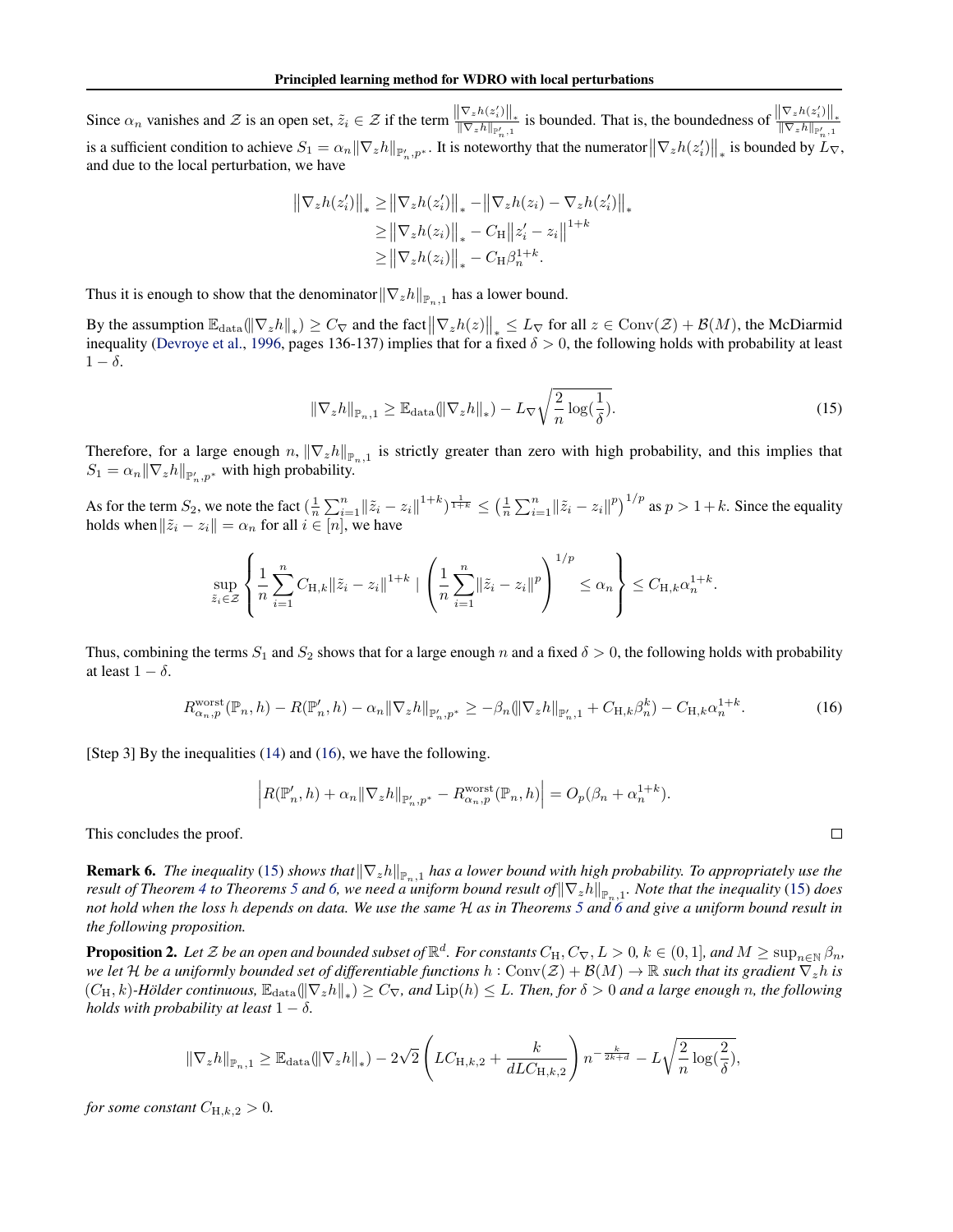Since $\alpha_n$ vanishes and $\mathcal{Z}$ is an open set, $\tilde{z}_i \in \mathcal{Z}$ if the term $\frac{\|\nabla_z h(z_i')\|_*}{\|\nabla_z h\|_{\mathbb{P}_n',1}}$ is bounded. That is, the boundedness of $\frac{\|\nabla_z h(z_i')\|_*}{\|\nabla_z h\|_{\mathbb{P}_n',1}}$ is a sufficient condition to achieve $S_1 = \alpha_n \|\nabla_z h\|_{\mathbb{P}_n', p^*}$. It is noteworthy that the numerator $\|\nabla_z h(z_i')\|_*$ is bounded by $L_\nabla$, and due to the local perturbation, we have

$$
\begin{aligned}
\|\nabla_z h(z_i')\|_* &\geq \|\nabla_z h(z_i')\|_* - \|\nabla_z h(z_i) - \nabla_z h(z_i')\|_* \\
&\geq \|\nabla_z h(z_i)\|_* - C_{\mathrm{H}} \|z_i' - z_i\|^{1+k} \\
&\geq \|\nabla_z h(z_i)\|_* - C_{\mathrm{H}} \beta_n^{1+k}.
\end{aligned}
$$

Thus it is enough to show that the denominator $\|\nabla_z h\|_{\mathbb{P}_n,1}$ has a lower bound.

By the assumption $\mathbb{E}_{\mathrm{data}}(\|\nabla_z h\|_*) \geq C_\nabla$ and the fact $\|\nabla_z h(z)\|_* \leq L_\nabla$ for all $z \in \mathrm{Conv}(\mathcal{Z}) + \mathcal{B}(M)$, the McDiarmid inequality (Devroye et al., 1996, pages 136-137) implies that for a fixed $\delta > 0$, the following holds with probability at least $1 - \delta$.

$$
\|\nabla_z h\|_{\mathbb{P}_n,1} \geq \mathbb{E}_{\mathrm{data}}(\|\nabla_z h\|_*) - L_\nabla \sqrt{\frac{2}{n} \log(\frac{1}{\delta})}. \tag{15}
$$

Therefore, for a large enough $n$, $\|\nabla_z h\|_{\mathbb{P}_n,1}$ is strictly greater than zero with high probability, and this implies that $S_1 = \alpha_n \|\nabla_z h\|_{\mathbb{P}_n', p^*}$ with high probability.

As for the term $S_2$, we note the fact $(\frac{1}{n}\sum_{i=1}^n \|\tilde{z}_i - z_i\|^{1+k})^{\frac{1}{1+k}} \leq \left(\frac{1}{n}\sum_{i=1}^n \|\tilde{z}_i - z_i\|^p\right)^{1/p}$ as $p > 1+k$. Since the equality holds when $\|\tilde{z}_i - z_i\| = \alpha_n$ for all $i \in [n]$, we have

$$
\sup_{\tilde{z}_i \in \mathcal{Z}} \left\{ \frac{1}{n}\sum_{i=1}^n C_{\mathrm{H},k} \|\tilde{z}_i - z_i\|^{1+k} \mid \left(\frac{1}{n}\sum_{i=1}^n \|\tilde{z}_i - z_i\|^p\right)^{1/p} \leq \alpha_n \right\} \leq C_{\mathrm{H},k} \alpha_n^{1+k}.
$$

Thus, combining the terms $S_1$ and $S_2$ shows that for a large enough $n$ and a fixed $\delta > 0$, the following holds with probability at least $1 - \delta$.

$$
R_{\alpha_n,p}^{\mathrm{worst}}(\mathbb{P}_n, h) - R(\mathbb{P}_n', h) - \alpha_n \|\nabla_z h\|_{\mathbb{P}_n', p^*} \geq -\beta_n (\|\nabla_z h\|_{\mathbb{P}_n',1} + C_{\mathrm{H},k}\beta_n^k) - C_{\mathrm{H},k}\alpha_n^{1+k}. \tag{16}
$$

[Step 3] By the inequalities (14) and (16), we have the following.

$$
\left| R(\mathbb{P}_n', h) + \alpha_n \|\nabla_z h\|_{\mathbb{P}_n', p^*} - R_{\alpha_n,p}^{\mathrm{worst}}(\mathbb{P}_n, h) \right| = O_p(\beta_n + \alpha_n^{1+k}).
$$

This concludes the proof. □

**Remark 6.** *The inequality (15) shows that $\|\nabla_z h\|_{\mathbb{P}_n,1}$ has a lower bound with high probability. To appropriately use the result of Theorem 4 to Theorems 5 and 6, we need a uniform bound result of $\|\nabla_z h\|_{\mathbb{P}_n,1}$. Note that the inequality (15) does not hold when the loss $h$ depends on data. We use the same $\mathcal{H}$ as in Theorems 5 and 6 and give a uniform bound result in the following proposition.*

**Proposition 2.** *Let $\mathcal{Z}$ be an open and bounded subset of $\mathbb{R}^d$. For constants $C_{\mathrm{H}}, C_\nabla, L > 0$, $k \in (0,1]$, and $M \geq \sup_{n\in\mathbb{N}} \beta_n$, we let $\mathcal{H}$ be a uniformly bounded set of differentiable functions $h : \mathrm{Conv}(\mathcal{Z}) + \mathcal{B}(M) \to \mathbb{R}$ such that its gradient $\nabla_z h$ is $(C_{\mathrm{H}}, k)$-Hölder continuous, $\mathbb{E}_{\mathrm{data}}(\|\nabla_z h\|_*) \geq C_\nabla$, and $\mathrm{Lip}(h) \leq L$. Then, for $\delta > 0$ and a large enough $n$, the following holds with probability at least $1 - \delta$.*

$$
\|\nabla_z h\|_{\mathbb{P}_n,1} \geq \mathbb{E}_{\mathrm{data}}(\|\nabla_z h\|_*) - 2\sqrt{2}\left(LC_{\mathrm{H},k,2} + \frac{k}{dLC_{\mathrm{H},k,2}}\right) n^{-\frac{k}{2k+d}} - L\sqrt{\frac{2}{n}\log(\frac{2}{\delta})},
$$

*for some constant $C_{\mathrm{H},k,2} > 0$.*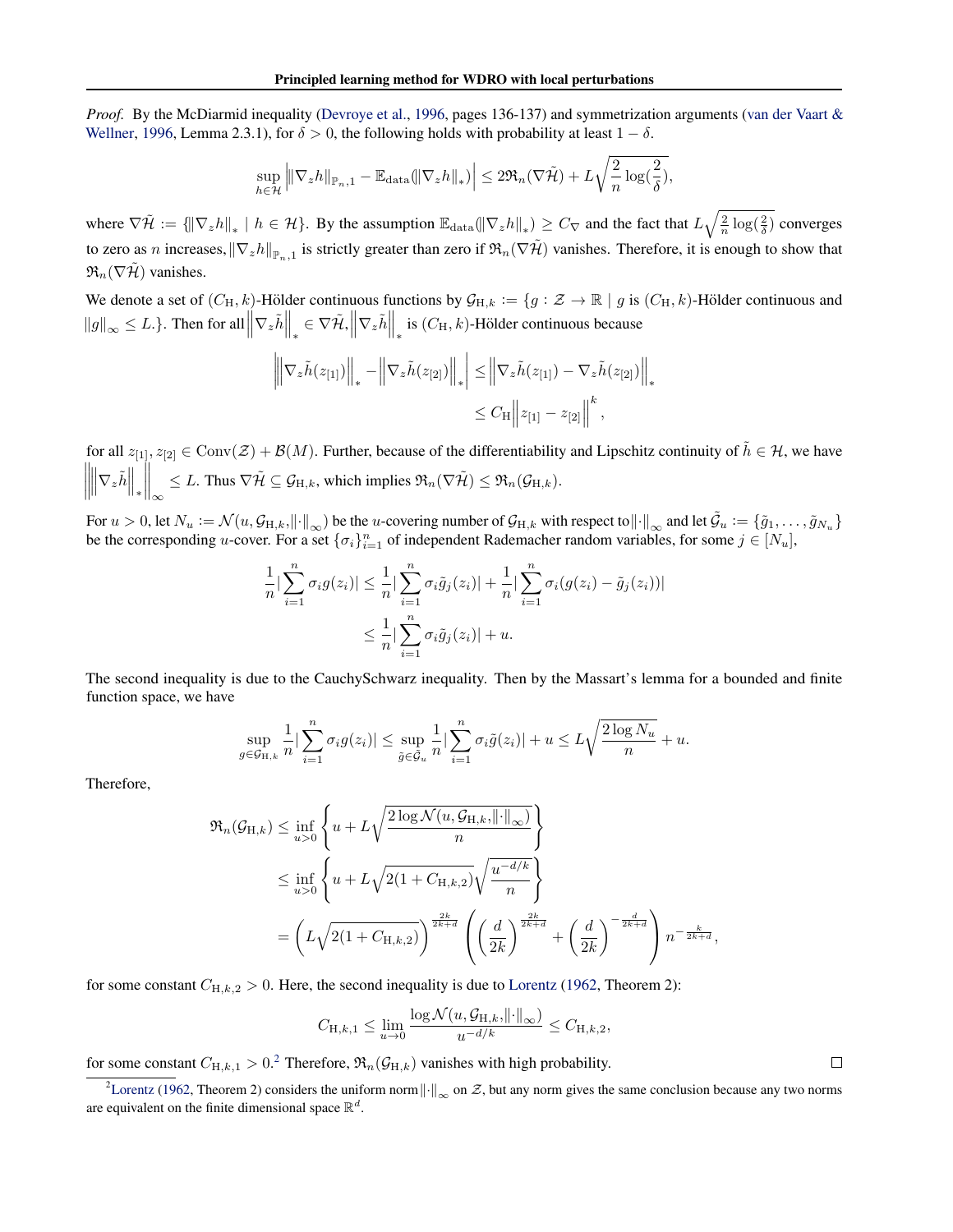*Proof.* By the McDiarmid inequality (Devroye et al., 1996, pages 136-137) and symmetrization arguments (van der Vaart & Wellner, 1996, Lemma 2.3.1), for $\delta > 0$, the following holds with probability at least $1 - \delta$.

$$\sup_{h \in \mathcal{H}} \left| \|\nabla_z h\|_{\mathbb{P}_n, 1} - \mathbb{E}_{\text{data}}(\|\nabla_z h\|_*) \right| \leq 2\mathfrak{R}_n(\nabla\tilde{\mathcal{H}}) + L\sqrt{\frac{2}{n}\log(\frac{2}{\delta})},$$

where $\nabla\tilde{\mathcal{H}} := \{\|\nabla_z h\|_* \mid h \in \mathcal{H}\}$. By the assumption $\mathbb{E}_{\text{data}}(\|\nabla_z h\|_*) \geq C_\nabla$ and the fact that $L\sqrt{\frac{2}{n}\log(\frac{2}{\delta})}$ converges to zero as $n$ increases, $\|\nabla_z h\|_{\mathbb{P}_n, 1}$ is strictly greater than zero if $\mathfrak{R}_n(\nabla\tilde{\mathcal{H}})$ vanishes. Therefore, it is enough to show that $\mathfrak{R}_n(\nabla\tilde{\mathcal{H}})$ vanishes.

We denote a set of $(C_{\text{H}}, k)$-Hölder continuous functions by $\mathcal{G}_{\text{H},k} := \{g : \mathcal{Z} \to \mathbb{R} \mid g \text{ is } (C_{\text{H}}, k)\text{-Hölder continuous and } \|g\|_\infty \leq L.\}$. Then for all $\left\|\nabla_z \tilde{h}\right\|_* \in \nabla\tilde{\mathcal{H}}, \left\|\nabla_z \tilde{h}\right\|_*$ is $(C_{\text{H}}, k)$-Hölder continuous because

$$\begin{aligned}
\left| \left\|\nabla_z \tilde{h}(z_{[1]})\right\|_* - \left\|\nabla_z \tilde{h}(z_{[2]})\right\|_* \right| &\leq \left\|\nabla_z \tilde{h}(z_{[1]}) - \nabla_z \tilde{h}(z_{[2]})\right\|_* \\
&\leq C_{\text{H}} \left\|z_{[1]} - z_{[2]}\right\|^k,
\end{aligned}$$

for all $z_{[1]}, z_{[2]} \in \text{Conv}(\mathcal{Z}) + \mathcal{B}(M)$. Further, because of the differentiability and Lipschitz continuity of $\tilde{h} \in \mathcal{H}$, we have $\left\| \left\|\nabla_z \tilde{h}\right\|_* \right\|_\infty \leq L$. Thus $\nabla\tilde{\mathcal{H}} \subseteq \mathcal{G}_{\text{H},k}$, which implies $\mathfrak{R}_n(\nabla\tilde{\mathcal{H}}) \leq \mathfrak{R}_n(\mathcal{G}_{\text{H},k})$.

For $u > 0$, let $N_u := \mathcal{N}(u, \mathcal{G}_{\text{H},k}, \|\cdot\|_\infty)$ be the $u$-covering number of $\mathcal{G}_{\text{H},k}$ with respect to $\|\cdot\|_\infty$ and let $\tilde{\mathcal{G}}_u := \{\tilde{g}_1, \dots, \tilde{g}_{N_u}\}$ be the corresponding $u$-cover. For a set $\{\sigma_i\}_{i=1}^n$ of independent Rademacher random variables, for some $j \in [N_u]$,

$$\begin{aligned}
\frac{1}{n}\left|\sum_{i=1}^n \sigma_i g(z_i)\right| &\leq \frac{1}{n}\left|\sum_{i=1}^n \sigma_i \tilde{g}_j(z_i)\right| + \frac{1}{n}\left|\sum_{i=1}^n \sigma_i (g(z_i) - \tilde{g}_j(z_i))\right| \\
&\leq \frac{1}{n}\left|\sum_{i=1}^n \sigma_i \tilde{g}_j(z_i)\right| + u.
\end{aligned}$$

The second inequality is due to the CauchySchwarz inequality. Then by the Massart's lemma for a bounded and finite function space, we have

$$\sup_{g \in \mathcal{G}_{\text{H},k}} \frac{1}{n}\left|\sum_{i=1}^n \sigma_i g(z_i)\right| \leq \sup_{\tilde{g} \in \tilde{\mathcal{G}}_u} \frac{1}{n}\left|\sum_{i=1}^n \sigma_i \tilde{g}(z_i)\right| + u \leq L\sqrt{\frac{2\log N_u}{n}} + u.$$

Therefore,

$$\begin{aligned}
\mathfrak{R}_n(\mathcal{G}_{\text{H},k}) &\leq \inf_{u>0} \left\{ u + L\sqrt{\frac{2\log \mathcal{N}(u, \mathcal{G}_{\text{H},k}, \|\cdot\|_\infty)}{n}} \right\} \\
&\leq \inf_{u>0} \left\{ u + L\sqrt{2(1 + C_{\text{H},k,2})}\sqrt{\frac{u^{-d/k}}{n}} \right\} \\
&= \left( L\sqrt{2(1 + C_{\text{H},k,2})} \right)^{\frac{2k}{2k+d}} \left( \left(\frac{d}{2k}\right)^{\frac{2k}{2k+d}} + \left(\frac{d}{2k}\right)^{-\frac{d}{2k+d}} \right) n^{-\frac{k}{2k+d}},
\end{aligned}$$

for some constant $C_{\text{H},k,2} > 0$. Here, the second inequality is due to Lorentz (1962, Theorem 2):

$$C_{\text{H},k,1} \leq \lim_{u \to 0} \frac{\log \mathcal{N}(u, \mathcal{G}_{\text{H},k}, \|\cdot\|_\infty)}{u^{-d/k}} \leq C_{\text{H},k,2},$$

for some constant $C_{\text{H},k,1} > 0$.[2] Therefore, $\mathfrak{R}_n(\mathcal{G}_{\text{H},k})$ vanishes with high probability. $\square$

[2] Lorentz (1962, Theorem 2) considers the uniform norm $\|\cdot\|_\infty$ on $\mathcal{Z}$, but any norm gives the same conclusion because any two norms are equivalent on the finite dimensional space $\mathbb{R}^d$.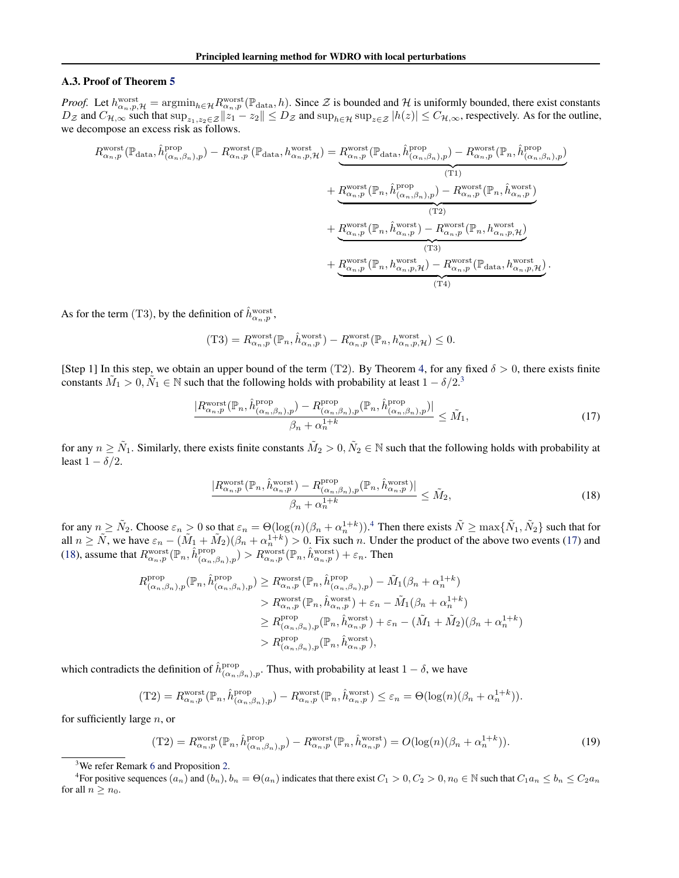### A.3. Proof of Theorem 5

*Proof.* Let $h^{\text{worst}}_{\alpha_n,p,\mathcal{H}} = \operatorname{argmin}_{h\in\mathcal{H}} R^{\text{worst}}_{\alpha_n,p}(\mathbb{P}_{\text{data}}, h)$. Since $\mathcal{Z}$ is bounded and $\mathcal{H}$ is uniformly bounded, there exist constants $D_{\mathcal{Z}}$ and $C_{\mathcal{H},\infty}$ such that $\sup_{z_1,z_2\in\mathcal{Z}}\|z_1 - z_2\| \le D_{\mathcal{Z}}$ and $\sup_{h\in\mathcal{H}}\sup_{z\in\mathcal{Z}}|h(z)| \le C_{\mathcal{H},\infty}$, respectively. As for the outline, we decompose an excess risk as follows.

$$
\begin{aligned}
R^{\text{worst}}_{\alpha_n,p}(\mathbb{P}_{\text{data}}, \hat{h}^{\text{prop}}_{(\alpha_n,\beta_n),p}) - R^{\text{worst}}_{\alpha_n,p}(\mathbb{P}_{\text{data}}, h^{\text{worst}}_{\alpha_n,p,\mathcal{H}}) &= \underbrace{R^{\text{worst}}_{\alpha_n,p}(\mathbb{P}_{\text{data}}, \hat{h}^{\text{prop}}_{(\alpha_n,\beta_n),p}) - R^{\text{worst}}_{\alpha_n,p}(\mathbb{P}_n, \hat{h}^{\text{prop}}_{(\alpha_n,\beta_n),p})}_{\text{(T1)}} \\
&+ \underbrace{R^{\text{worst}}_{\alpha_n,p}(\mathbb{P}_n, \hat{h}^{\text{prop}}_{(\alpha_n,\beta_n),p}) - R^{\text{worst}}_{\alpha_n,p}(\mathbb{P}_n, \hat{h}^{\text{worst}}_{\alpha_n,p})}_{\text{(T2)}} \\
&+ \underbrace{R^{\text{worst}}_{\alpha_n,p}(\mathbb{P}_n, \hat{h}^{\text{worst}}_{\alpha_n,p}) - R^{\text{worst}}_{\alpha_n,p}(\mathbb{P}_n, h^{\text{worst}}_{\alpha_n,p,\mathcal{H}})}_{\text{(T3)}} \\
&+ \underbrace{R^{\text{worst}}_{\alpha_n,p}(\mathbb{P}_n, h^{\text{worst}}_{\alpha_n,p,\mathcal{H}}) - R^{\text{worst}}_{\alpha_n,p}(\mathbb{P}_{\text{data}}, h^{\text{worst}}_{\alpha_n,p,\mathcal{H}})}_{\text{(T4)}}.
\end{aligned}
$$

As for the term (T3), by the definition of $\hat{h}^{\text{worst}}_{\alpha_n,p}$,

$$
\text{(T3)} = R^{\text{worst}}_{\alpha_n,p}(\mathbb{P}_n, \hat{h}^{\text{worst}}_{\alpha_n,p}) - R^{\text{worst}}_{\alpha_n,p}(\mathbb{P}_n, h^{\text{worst}}_{\alpha_n,p,\mathcal{H}}) \le 0.
$$

[Step 1] In this step, we obtain an upper bound of the term (T2). By Theorem 4, for any fixed $\delta > 0$, there exists finite constants $\tilde{M}_1 > 0, \tilde{N}_1 \in \mathbb{N}$ such that the following holds with probability at least $1 - \delta/2$.[3]

$$
\frac{|R^{\text{worst}}_{\alpha_n,p}(\mathbb{P}_n, \hat{h}^{\text{prop}}_{(\alpha_n,\beta_n),p}) - R^{\text{prop}}_{(\alpha_n,\beta_n),p}(\mathbb{P}_n, \hat{h}^{\text{prop}}_{(\alpha_n,\beta_n),p})|}{\beta_n + \alpha_n^{1+k}} \le \tilde{M}_1, \tag{17}
$$

for any $n \ge \tilde{N}_1$. Similarly, there exists finite constants $\tilde{M}_2 > 0, \tilde{N}_2 \in \mathbb{N}$ such that the following holds with probability at least $1 - \delta/2$.

$$
\frac{|R^{\text{worst}}_{\alpha_n,p}(\mathbb{P}_n, \hat{h}^{\text{worst}}_{\alpha_n,p}) - R^{\text{prop}}_{(\alpha_n,\beta_n),p}(\mathbb{P}_n, \hat{h}^{\text{worst}}_{\alpha_n,p})|}{\beta_n + \alpha_n^{1+k}} \le \tilde{M}_2, \tag{18}
$$

for any $n \ge \tilde{N}_2$. Choose $\varepsilon_n > 0$ so that $\varepsilon_n = \Theta(\log(n)(\beta_n + \alpha_n^{1+k}))$.[4] Then there exists $\tilde{N} \ge \max\{\tilde{N}_1, \tilde{N}_2\}$ such that for all $n \ge \tilde{N}$, we have $\varepsilon_n - (\tilde{M}_1 + \tilde{M}_2)(\beta_n + \alpha_n^{1+k}) > 0$. Fix such $n$. Under the product of the above two events (17) and (18), assume that $R^{\text{worst}}_{\alpha_n,p}(\mathbb{P}_n, \hat{h}^{\text{prop}}_{(\alpha_n,\beta_n),p}) > R^{\text{worst}}_{\alpha_n,p}(\mathbb{P}_n, \hat{h}^{\text{worst}}_{\alpha_n,p}) + \varepsilon_n$. Then

$$
\begin{aligned}
R^{\text{prop}}_{(\alpha_n,\beta_n),p}(\mathbb{P}_n, \hat{h}^{\text{prop}}_{(\alpha_n,\beta_n),p}) &\ge R^{\text{worst}}_{\alpha_n,p}(\mathbb{P}_n, \hat{h}^{\text{prop}}_{(\alpha_n,\beta_n),p}) - \tilde{M}_1(\beta_n + \alpha_n^{1+k}) \\
&> R^{\text{worst}}_{\alpha_n,p}(\mathbb{P}_n, \hat{h}^{\text{worst}}_{\alpha_n,p}) + \varepsilon_n - \tilde{M}_1(\beta_n + \alpha_n^{1+k}) \\
&\ge R^{\text{prop}}_{(\alpha_n,\beta_n),p}(\mathbb{P}_n, \hat{h}^{\text{worst}}_{\alpha_n,p}) + \varepsilon_n - (\tilde{M}_1 + \tilde{M}_2)(\beta_n + \alpha_n^{1+k}) \\
&> R^{\text{prop}}_{(\alpha_n,\beta_n),p}(\mathbb{P}_n, \hat{h}^{\text{worst}}_{\alpha_n,p}),
\end{aligned}
$$

which contradicts the definition of $\hat{h}^{\text{prop}}_{(\alpha_n,\beta_n),p}$. Thus, with probability at least $1 - \delta$, we have

$$
\text{(T2)} = R^{\text{worst}}_{\alpha_n,p}(\mathbb{P}_n, \hat{h}^{\text{prop}}_{(\alpha_n,\beta_n),p}) - R^{\text{worst}}_{\alpha_n,p}(\mathbb{P}_n, \hat{h}^{\text{worst}}_{\alpha_n,p}) \le \varepsilon_n = \Theta(\log(n)(\beta_n + \alpha_n^{1+k})).
$$

for sufficiently large $n$, or

$$
\text{(T2)} = R^{\text{worst}}_{\alpha_n,p}(\mathbb{P}_n, \hat{h}^{\text{prop}}_{(\alpha_n,\beta_n),p}) - R^{\text{worst}}_{\alpha_n,p}(\mathbb{P}_n, \hat{h}^{\text{worst}}_{\alpha_n,p}) = O(\log(n)(\beta_n + \alpha_n^{1+k})). \tag{19}
$$

---

[3] We refer Remark 6 and Proposition 2.

[4] For positive sequences $(a_n)$ and $(b_n)$, $b_n = \Theta(a_n)$ indicates that there exist $C_1 > 0, C_2 > 0, n_0 \in \mathbb{N}$ such that $C_1 a_n \le b_n \le C_2 a_n$ for all $n \ge n_0$.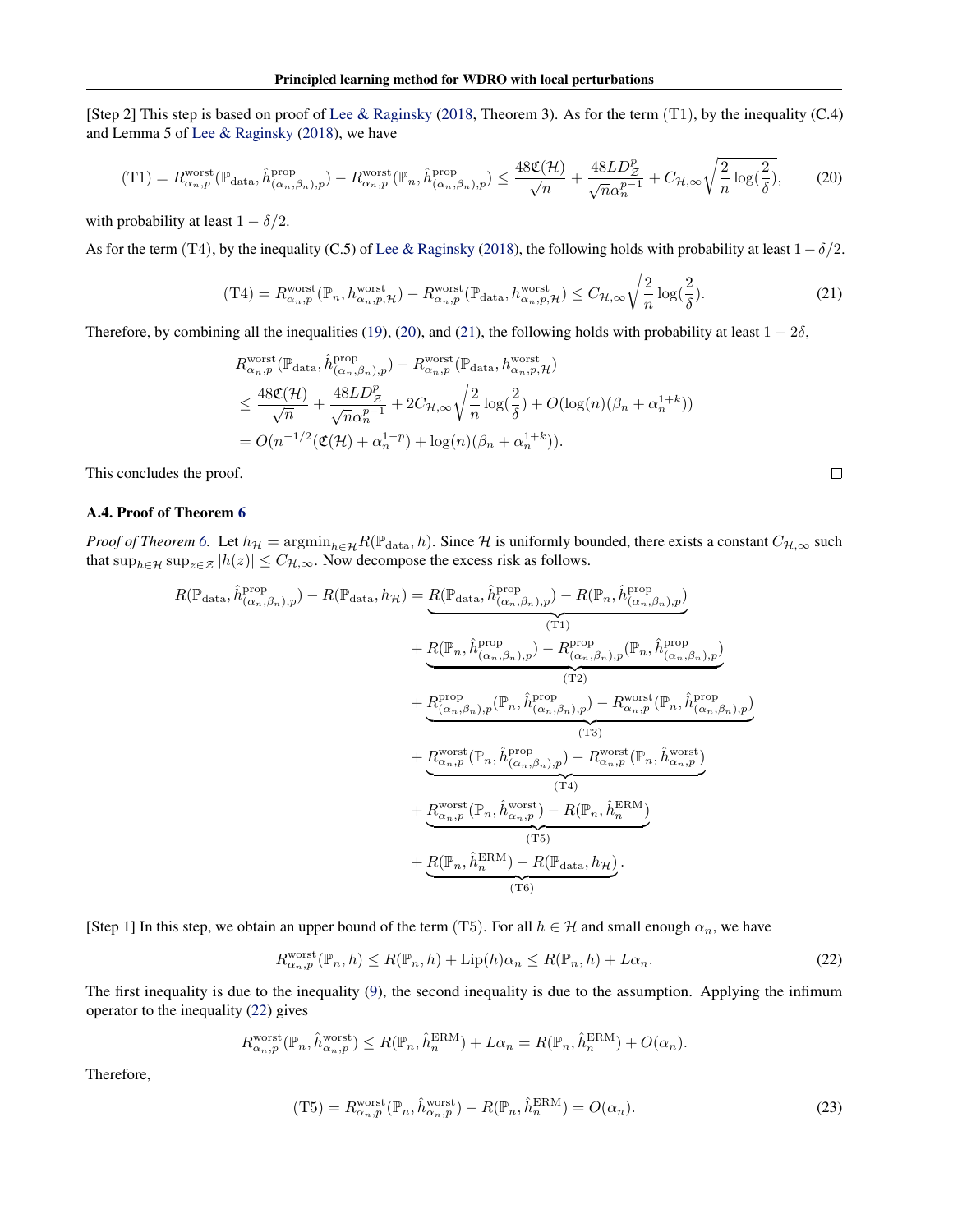[Step 2] This step is based on proof of Lee & Raginsky (2018, Theorem 3). As for the term (T1), by the inequality (C.4) and Lemma 5 of Lee & Raginsky (2018), we have

$$
\text{(T1)} = R^{\text{worst}}_{\alpha_n,p}(\mathbb{P}_{\text{data}}, \hat{h}^{\text{prop}}_{(\alpha_n,\beta_n),p}) - R^{\text{worst}}_{\alpha_n,p}(\mathbb{P}_n, \hat{h}^{\text{prop}}_{(\alpha_n,\beta_n),p}) \leq \frac{48\mathfrak{C}(\mathcal{H})}{\sqrt{n}} + \frac{48LD^p_{\mathcal{Z}}}{\sqrt{n}\alpha_n^{p-1}} + C_{\mathcal{H},\infty}\sqrt{\frac{2}{n}\log(\frac{2}{\delta})}, \tag{20}
$$

with probability at least $1-\delta/2$.

As for the term (T4), by the inequality (C.5) of Lee & Raginsky (2018), the following holds with probability at least $1-\delta/2$.

$$
\text{(T4)} = R^{\text{worst}}_{\alpha_n,p}(\mathbb{P}_n, h^{\text{worst}}_{\alpha_n,p,\mathcal{H}}) - R^{\text{worst}}_{\alpha_n,p}(\mathbb{P}_{\text{data}}, h^{\text{worst}}_{\alpha_n,p,\mathcal{H}}) \leq C_{\mathcal{H},\infty}\sqrt{\frac{2}{n}\log(\frac{2}{\delta})}. \tag{21}
$$

Therefore, by combining all the inequalities (19), (20), and (21), the following holds with probability at least $1-2\delta$,

$$
\begin{aligned}
&R^{\text{worst}}_{\alpha_n,p}(\mathbb{P}_{\text{data}}, \hat{h}^{\text{prop}}_{(\alpha_n,\beta_n),p}) - R^{\text{worst}}_{\alpha_n,p}(\mathbb{P}_{\text{data}}, h^{\text{worst}}_{\alpha_n,p,\mathcal{H}}) \\
&\leq \frac{48\mathfrak{C}(\mathcal{H})}{\sqrt{n}} + \frac{48LD^p_{\mathcal{Z}}}{\sqrt{n}\alpha_n^{p-1}} + 2C_{\mathcal{H},\infty}\sqrt{\frac{2}{n}\log(\frac{2}{\delta})} + O(\log(n)(\beta_n + \alpha_n^{1+k})) \\
&= O(n^{-1/2}(\mathfrak{C}(\mathcal{H}) + \alpha_n^{1-p}) + \log(n)(\beta_n + \alpha_n^{1+k})).
\end{aligned}
$$

This concludes the proof. □

### A.4. Proof of Theorem 6

*Proof of Theorem 6.* Let $h_{\mathcal{H}} = \operatorname{argmin}_{h\in\mathcal{H}} R(\mathbb{P}_{\text{data}}, h)$. Since $\mathcal{H}$ is uniformly bounded, there exists a constant $C_{\mathcal{H},\infty}$ such that $\sup_{h\in\mathcal{H}}\sup_{z\in\mathcal{Z}}|h(z)| \leq C_{\mathcal{H},\infty}$. Now decompose the excess risk as follows.

$$
\begin{aligned}
R(\mathbb{P}_{\text{data}}, \hat{h}^{\text{prop}}_{(\alpha_n,\beta_n),p}) - R(\mathbb{P}_{\text{data}}, h_{\mathcal{H}}) &= \underbrace{R(\mathbb{P}_{\text{data}}, \hat{h}^{\text{prop}}_{(\alpha_n,\beta_n),p}) - R(\mathbb{P}_n, \hat{h}^{\text{prop}}_{(\alpha_n,\beta_n),p})}_{\text{(T1)}} \\
&+ \underbrace{R(\mathbb{P}_n, \hat{h}^{\text{prop}}_{(\alpha_n,\beta_n),p}) - R^{\text{prop}}_{(\alpha_n,\beta_n),p}(\mathbb{P}_n, \hat{h}^{\text{prop}}_{(\alpha_n,\beta_n),p})}_{\text{(T2)}} \\
&+ \underbrace{R^{\text{prop}}_{(\alpha_n,\beta_n),p}(\mathbb{P}_n, \hat{h}^{\text{prop}}_{(\alpha_n,\beta_n),p}) - R^{\text{worst}}_{\alpha_n,p}(\mathbb{P}_n, \hat{h}^{\text{prop}}_{(\alpha_n,\beta_n),p})}_{\text{(T3)}} \\
&+ \underbrace{R^{\text{worst}}_{\alpha_n,p}(\mathbb{P}_n, \hat{h}^{\text{prop}}_{(\alpha_n,\beta_n),p}) - R^{\text{worst}}_{\alpha_n,p}(\mathbb{P}_n, \hat{h}^{\text{worst}}_{\alpha_n,p})}_{\text{(T4)}} \\
&+ \underbrace{R^{\text{worst}}_{\alpha_n,p}(\mathbb{P}_n, \hat{h}^{\text{worst}}_{\alpha_n,p}) - R(\mathbb{P}_n, \hat{h}^{\text{ERM}}_n)}_{\text{(T5)}} \\
&+ \underbrace{R(\mathbb{P}_n, \hat{h}^{\text{ERM}}_n) - R(\mathbb{P}_{\text{data}}, h_{\mathcal{H}})}_{\text{(T6)}}.
\end{aligned}
$$

[Step 1] In this step, we obtain an upper bound of the term (T5). For all $h\in\mathcal{H}$ and small enough $\alpha_n$, we have

$$
R^{\text{worst}}_{\alpha_n,p}(\mathbb{P}_n, h) \leq R(\mathbb{P}_n, h) + \text{Lip}(h)\alpha_n \leq R(\mathbb{P}_n, h) + L\alpha_n. \tag{22}
$$

The first inequality is due to the inequality (9), the second inequality is due to the assumption. Applying the infimum operator to the inequality (22) gives

$$
R^{\text{worst}}_{\alpha_n,p}(\mathbb{P}_n, \hat{h}^{\text{worst}}_{\alpha_n,p}) \leq R(\mathbb{P}_n, \hat{h}^{\text{ERM}}_n) + L\alpha_n = R(\mathbb{P}_n, \hat{h}^{\text{ERM}}_n) + O(\alpha_n).
$$

Therefore,

$$
\text{(T5)} = R^{\text{worst}}_{\alpha_n,p}(\mathbb{P}_n, \hat{h}^{\text{worst}}_{\alpha_n,p}) - R(\mathbb{P}_n, \hat{h}^{\text{ERM}}_n) = O(\alpha_n). \tag{23}
$$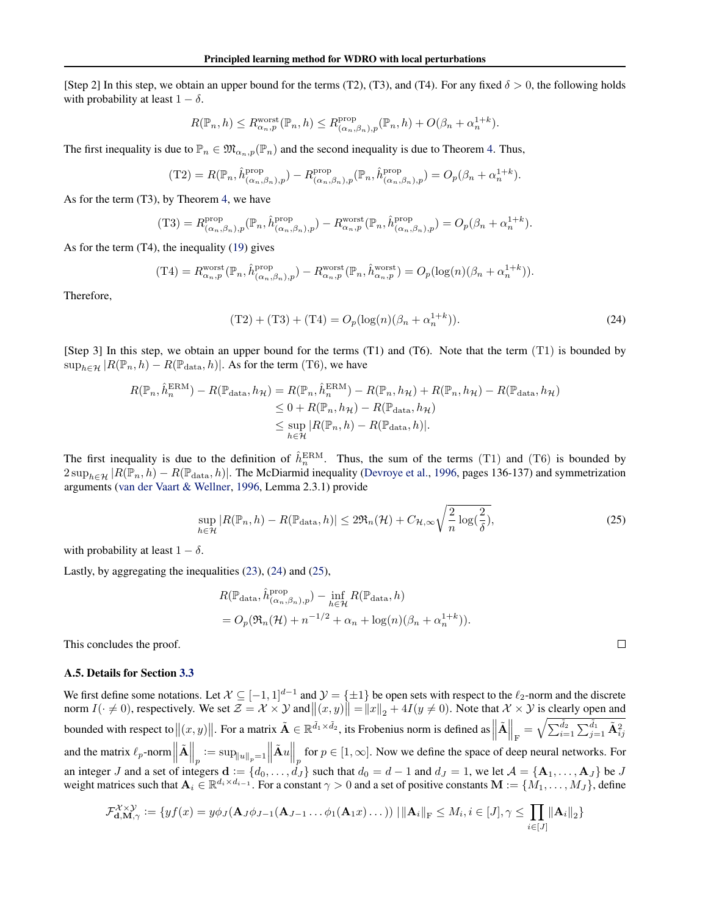[Step 2] In this step, we obtain an upper bound for the terms (T2), (T3), and (T4). For any fixed $\delta > 0$, the following holds with probability at least $1 - \delta$.

$$R(\mathbb{P}_n, h) \leq R^{\text{worst}}_{\alpha_n,p}(\mathbb{P}_n, h) \leq R^{\text{prop}}_{(\alpha_n,\beta_n),p}(\mathbb{P}_n, h) + O(\beta_n + \alpha_n^{1+k}).$$

The first inequality is due to $\mathbb{P}_n \in \mathfrak{M}_{\alpha_n,p}(\mathbb{P}_n)$ and the second inequality is due to Theorem 4. Thus,

$$(\text{T2}) = R(\mathbb{P}_n, \hat{h}^{\text{prop}}_{(\alpha_n,\beta_n),p}) - R^{\text{prop}}_{(\alpha_n,\beta_n),p}(\mathbb{P}_n, \hat{h}^{\text{prop}}_{(\alpha_n,\beta_n),p}) = O_p(\beta_n + \alpha_n^{1+k}).$$

As for the term (T3), by Theorem 4, we have

$$(\text{T3}) = R^{\text{prop}}_{(\alpha_n,\beta_n),p}(\mathbb{P}_n, \hat{h}^{\text{prop}}_{(\alpha_n,\beta_n),p}) - R^{\text{worst}}_{\alpha_n,p}(\mathbb{P}_n, \hat{h}^{\text{prop}}_{(\alpha_n,\beta_n),p}) = O_p(\beta_n + \alpha_n^{1+k}).$$

As for the term (T4), the inequality (19) gives

$$(\text{T4}) = R^{\text{worst}}_{\alpha_n,p}(\mathbb{P}_n, \hat{h}^{\text{prop}}_{(\alpha_n,\beta_n),p}) - R^{\text{worst}}_{\alpha_n,p}(\mathbb{P}_n, \hat{h}^{\text{worst}}_{\alpha_n,p}) = O_p(\log(n)(\beta_n + \alpha_n^{1+k})).$$

Therefore,

$$(\text{T2}) + (\text{T3}) + (\text{T4}) = O_p(\log(n)(\beta_n + \alpha_n^{1+k})). \tag{24}$$

[Step 3] In this step, we obtain an upper bound for the terms (T1) and (T6). Note that the term (T1) is bounded by $\sup_{h \in \mathcal{H}} |R(\mathbb{P}_n, h) - R(\mathbb{P}_{\text{data}}, h)|$. As for the term (T6), we have

$$\begin{aligned}
R(\mathbb{P}_n, \hat{h}^{\text{ERM}}_n) - R(\mathbb{P}_{\text{data}}, h_{\mathcal{H}}) &= R(\mathbb{P}_n, \hat{h}^{\text{ERM}}_n) - R(\mathbb{P}_n, h_{\mathcal{H}}) + R(\mathbb{P}_n, h_{\mathcal{H}}) - R(\mathbb{P}_{\text{data}}, h_{\mathcal{H}}) \\
&\leq 0 + R(\mathbb{P}_n, h_{\mathcal{H}}) - R(\mathbb{P}_{\text{data}}, h_{\mathcal{H}}) \\
&\leq \sup_{h \in \mathcal{H}} |R(\mathbb{P}_n, h) - R(\mathbb{P}_{\text{data}}, h)|.
\end{aligned}$$

The first inequality is due to the definition of $\hat{h}^{\text{ERM}}_n$. Thus, the sum of the terms (T1) and (T6) is bounded by $2 \sup_{h \in \mathcal{H}} |R(\mathbb{P}_n, h) - R(\mathbb{P}_{\text{data}}, h)|$. The McDiarmid inequality (Devroye et al., 1996, pages 136-137) and symmetrization arguments (van der Vaart & Wellner, 1996, Lemma 2.3.1) provide

$$\sup_{h \in \mathcal{H}} |R(\mathbb{P}_n, h) - R(\mathbb{P}_{\text{data}}, h)| \leq 2\mathfrak{R}_n(\mathcal{H}) + C_{\mathcal{H},\infty}\sqrt{\frac{2}{n}\log(\frac{2}{\delta})}, \tag{25}$$

with probability at least $1 - \delta$.

Lastly, by aggregating the inequalities (23), (24) and (25),

$$\begin{aligned}
&R(\mathbb{P}_{\text{data}}, \hat{h}^{\text{prop}}_{(\alpha_n,\beta_n),p}) - \inf_{h \in \mathcal{H}} R(\mathbb{P}_{\text{data}}, h) \\
&= O_p(\mathfrak{R}_n(\mathcal{H}) + n^{-1/2} + \alpha_n + \log(n)(\beta_n + \alpha_n^{1+k})).
\end{aligned}$$

This concludes the proof. □

### A.5. Details for Section 3.3

We first define some notations. Let $\mathcal{X} \subseteq [-1, 1]^{d-1}$ and $\mathcal{Y} = \{\pm 1\}$ be open sets with respect to the $\ell_2$-norm and the discrete norm $I(\cdot \neq 0)$, respectively. We set $\mathcal{Z} = \mathcal{X} \times \mathcal{Y}$ and $\|(x, y)\| = \|x\|_2 + 4I(y \neq 0)$. Note that $\mathcal{X} \times \mathcal{Y}$ is clearly open and bounded with respect to $\|(x, y)\|$. For a matrix $\tilde{\mathbf{A}} \in \mathbb{R}^{\tilde{d}_1 \times \tilde{d}_2}$, its Frobenius norm is defined as $\|\tilde{\mathbf{A}}\|_{\text{F}} = \sqrt{\sum_{i=1}^{\tilde{d}_2} \sum_{j=1}^{\tilde{d}_1} \tilde{\mathbf{A}}_{ij}^2}$ and the matrix $\ell_p$-norm $\|\tilde{\mathbf{A}}\|_p := \sup_{\|u\|_p = 1} \|\tilde{\mathbf{A}}u\|_p$ for $p \in [1, \infty]$. Now we define the space of deep neural networks. For an integer $J$ and a set of integers $\mathbf{d} := \{d_0, \ldots, d_J\}$ such that $d_0 = d - 1$ and $d_J = 1$, we let $\mathcal{A} = \{\mathbf{A}_1, \ldots, \mathbf{A}_J\}$ be $J$ weight matrices such that $\mathbf{A}_i \in \mathbb{R}^{d_i \times d_{i-1}}$. For a constant $\gamma > 0$ and a set of positive constants $\mathbf{M} := \{M_1, \ldots, M_J\}$, define

$$\mathcal{F}^{\mathcal{X}\mathcal{Y}}_{\mathbf{d},\mathbf{M},\gamma} := \{yf(x) = y\phi_J(\mathbf{A}_J\phi_{J-1}(\mathbf{A}_{J-1} \ldots \phi_1(\mathbf{A}_1 x) \ldots)) \mid \|\mathbf{A}_i\|_{\text{F}} \leq M_i, i \in [J], \gamma \leq \prod_{i \in [J]} \|\mathbf{A}_i\|_2\}$$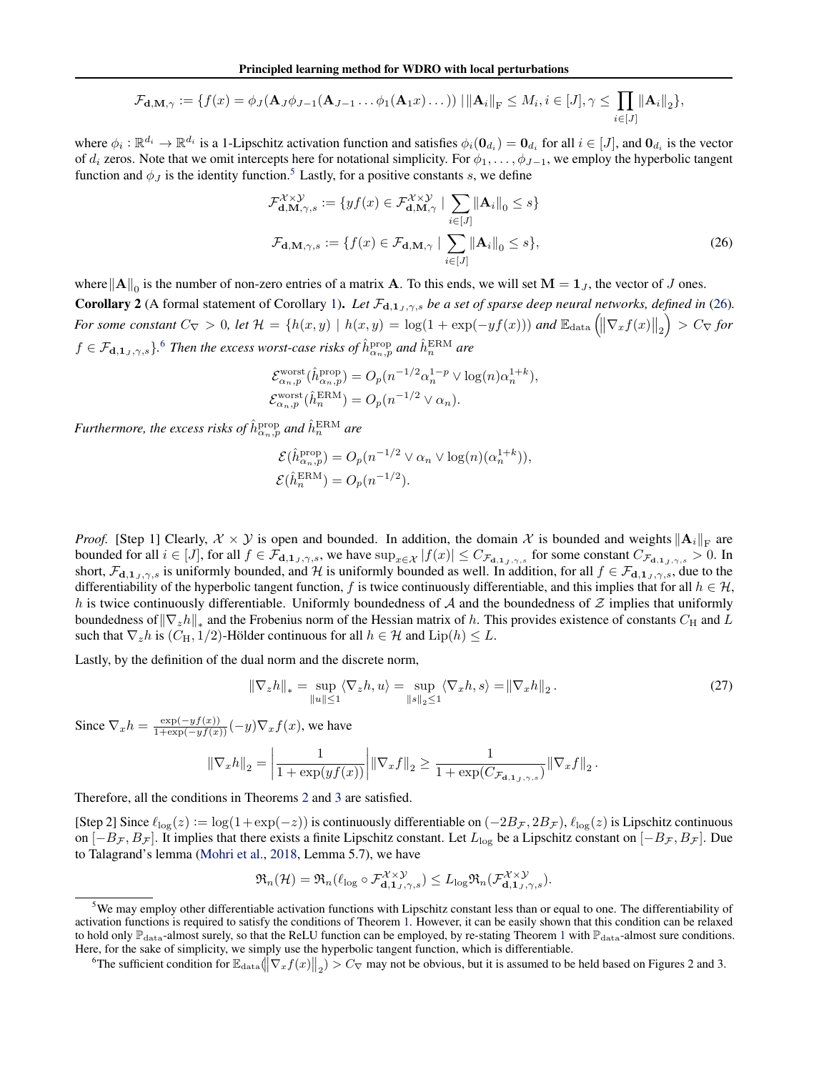$$\mathcal{F}_{\mathbf{d},\mathbf{M},\gamma} := \{f(x) = \phi_J(\mathbf{A}_J\phi_{J-1}(\mathbf{A}_{J-1}\dots\phi_1(\mathbf{A}_1 x)\dots)) \mid \|\mathbf{A}_i\|_{\mathrm{F}} \leq M_i, i \in [J], \gamma \leq \prod_{i\in[J]} \|\mathbf{A}_i\|_2\},$$

where $\phi_i : \mathbb{R}^{d_i} \to \mathbb{R}^{d_i}$ is a 1-Lipschitz activation function and satisfies $\phi_i(\mathbf{0}_{d_i}) = \mathbf{0}_{d_i}$ for all $i \in [J]$, and $\mathbf{0}_{d_i}$ is the vector of $d_i$ zeros. Note that we omit intercepts here for notational simplicity. For $\phi_1, \dots, \phi_{J-1}$, we employ the hyperbolic tangent function and $\phi_J$ is the identity function.[5] Lastly, for a positive constants $s$, we define

$$\mathcal{F}^{\mathcal{X}\times\mathcal{Y}}_{\mathbf{d},\mathbf{M},\gamma,s} := \{yf(x) \in \mathcal{F}^{\mathcal{X}\times\mathcal{Y}}_{\mathbf{d},\mathbf{M},\gamma} \mid \sum_{i\in[J]} \|\mathbf{A}_i\|_0 \leq s\}$$
$$\mathcal{F}_{\mathbf{d},\mathbf{M},\gamma,s} := \{f(x) \in \mathcal{F}_{\mathbf{d},\mathbf{M},\gamma} \mid \sum_{i\in[J]} \|\mathbf{A}_i\|_0 \leq s\}, \tag{26}$$

where $\|\mathbf{A}\|_0$ is the number of non-zero entries of a matrix $\mathbf{A}$. To this ends, we will set $\mathbf{M} = \mathbf{1}_J$, the vector of $J$ ones.

**Corollary 2** (A formal statement of Corollary 1). *Let $\mathcal{F}_{\mathbf{d},\mathbf{1}_J,\gamma,s}$ be a set of sparse deep neural networks, defined in (26). For some constant $C_\nabla > 0$, let $\mathcal{H} = \{h(x,y) \mid h(x,y) = \log(1+\exp(-yf(x)))$ and $\mathbb{E}_{\mathrm{data}}\left(\|\nabla_x f(x)\|_2\right) > C_\nabla$ for $f \in \mathcal{F}_{\mathbf{d},\mathbf{1}_J,\gamma,s}\}$.[6] Then the excess worst-case risks of $\hat{h}^{\mathrm{prop}}_{\alpha_n,p}$ and $\hat{h}^{\mathrm{ERM}}_n$ are*

$$\mathcal{E}^{\mathrm{worst}}_{\alpha_n,p}(\hat{h}^{\mathrm{prop}}_{\alpha_n,p}) = O_p(n^{-1/2}\alpha_n^{1-p} \vee \log(n)\alpha_n^{1+k}),$$
$$\mathcal{E}^{\mathrm{worst}}_{\alpha_n,p}(\hat{h}^{\mathrm{ERM}}_n) = O_p(n^{-1/2} \vee \alpha_n).$$

*Furthermore, the excess risks of $\hat{h}^{\mathrm{prop}}_{\alpha_n,p}$ and $\hat{h}^{\mathrm{ERM}}_n$ are*

$$\mathcal{E}(\hat{h}^{\mathrm{prop}}_{\alpha_n,p}) = O_p(n^{-1/2} \vee \alpha_n \vee \log(n)(\alpha_n^{1+k})),$$
$$\mathcal{E}(\hat{h}^{\mathrm{ERM}}_n) = O_p(n^{-1/2}).$$

*Proof.* [Step 1] Clearly, $\mathcal{X} \times \mathcal{Y}$ is open and bounded. In addition, the domain $\mathcal{X}$ is bounded and weights $\|\mathbf{A}_i\|_{\mathrm{F}}$ are bounded for all $i \in [J]$, for all $f \in \mathcal{F}_{\mathbf{d},\mathbf{1}_J,\gamma,s}$, we have $\sup_{x\in\mathcal{X}} |f(x)| \leq C_{\mathcal{F}_{\mathbf{d},\mathbf{1}_J,\gamma,s}}$ for some constant $C_{\mathcal{F}_{\mathbf{d},\mathbf{1}_J,\gamma,s}} > 0$. In short, $\mathcal{F}_{\mathbf{d},\mathbf{1}_J,\gamma,s}$ is uniformly bounded, and $\mathcal{H}$ is uniformly bounded as well. In addition, for all $f \in \mathcal{F}_{\mathbf{d},\mathbf{1}_J,\gamma,s}$, due to the differentiability of the hyperbolic tangent function, $f$ is twice continuously differentiable, and this implies that for all $h \in \mathcal{H}$, $h$ is twice continuously differentiable. Uniformly boundedness of $\mathcal{A}$ and the boundedness of $\mathcal{Z}$ implies that uniformly boundedness of $\|\nabla_z h\|_*$ and the Frobenius norm of the Hessian matrix of $h$. This provides existence of constants $C_{\mathrm{H}}$ and $L$ such that $\nabla_z h$ is $(C_{\mathrm{H}}, 1/2)$-Hölder continuous for all $h \in \mathcal{H}$ and $\mathrm{Lip}(h) \leq L$.

Lastly, by the definition of the dual norm and the discrete norm,

$$\|\nabla_z h\|_* = \sup_{\|u\|\leq 1} \langle \nabla_z h, u\rangle = \sup_{\|s\|_2\leq 1} \langle \nabla_x h, s\rangle = \|\nabla_x h\|_2. \tag{27}$$

Since $\nabla_x h = \frac{\exp(-yf(x))}{1+\exp(-yf(x))}(-y)\nabla_x f(x)$, we have

$$\|\nabla_x h\|_2 = \left|\frac{1}{1+\exp(yf(x))}\right| \|\nabla_x f\|_2 \geq \frac{1}{1+\exp(C_{\mathcal{F}_{\mathbf{d},\mathbf{1}_J,\gamma,s}})}\|\nabla_x f\|_2.$$

Therefore, all the conditions in Theorems 2 and 3 are satisfied.

[Step 2] Since $\ell_{\log}(z) := \log(1+\exp(-z))$ is continuously differentiable on $(-2B_{\mathcal{F}}, 2B_{\mathcal{F}})$, $\ell_{\log}(z)$ is Lipschitz continuous on $[-B_{\mathcal{F}}, B_{\mathcal{F}}]$. It implies that there exists a finite Lipschitz constant. Let $L_{\log}$ be a Lipschitz constant on $[-B_{\mathcal{F}}, B_{\mathcal{F}}]$. Due to Talagrand's lemma (Mohri et al., 2018, Lemma 5.7), we have

$$\mathfrak{R}_n(\mathcal{H}) = \mathfrak{R}_n(\ell_{\log} \circ \mathcal{F}^{\mathcal{X}\times\mathcal{Y}}_{\mathbf{d},\mathbf{1}_J,\gamma,s}) \leq L_{\log}\mathfrak{R}_n(\mathcal{F}^{\mathcal{X}\times\mathcal{Y}}_{\mathbf{d},\mathbf{1}_J,\gamma,s}).$$

---

[5] We may employ other differentiable activation functions with Lipschitz constant less than or equal to one. The differentiability of activation functions is required to satisfy the conditions of Theorem 1. However, it can be easily shown that this condition can be relaxed to hold only $\mathbb{P}_{\mathrm{data}}$-almost surely, so that the ReLU function can be employed, by re-stating Theorem 1 with $\mathbb{P}_{\mathrm{data}}$-almost sure conditions. Here, for the sake of simplicity, we simply use the hyperbolic tangent function, which is differentiable.

[6] The sufficient condition for $\mathbb{E}_{\mathrm{data}}(\|\nabla_x f(x)\|_2) > C_\nabla$ may not be obvious, but it is assumed to be held based on Figures 2 and 3.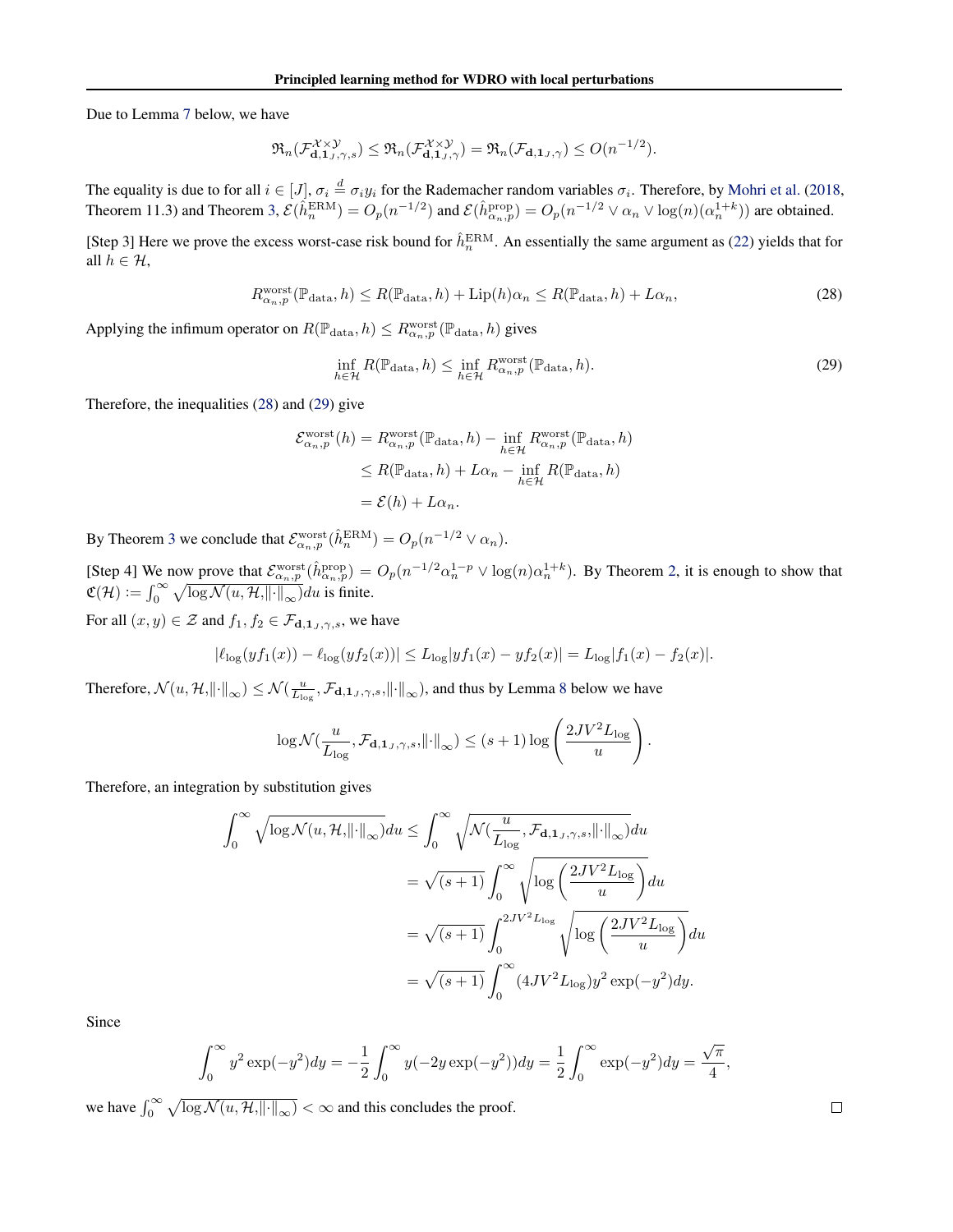Due to Lemma 7 below, we have

$$\mathfrak{R}_n(\mathcal{F}^{\mathcal{X}\times\mathcal{Y}}_{\mathbf{d},\mathbf{1}_J,\gamma,s}) \leq \mathfrak{R}_n(\mathcal{F}^{\mathcal{X}\times\mathcal{Y}}_{\mathbf{d},\mathbf{1}_J,\gamma}) = \mathfrak{R}_n(\mathcal{F}_{\mathbf{d},\mathbf{1}_J,\gamma}) \leq O(n^{-1/2}).$$

The equality is due to for all $i \in [J]$, $\sigma_i \overset{d}{=} \sigma_i y_i$ for the Rademacher random variables $\sigma_i$. Therefore, by Mohri et al. (2018, Theorem 11.3) and Theorem 3, $\mathcal{E}(\hat{h}^{\mathrm{ERM}}_n) = O_p(n^{-1/2})$ and $\mathcal{E}(\hat{h}^{\mathrm{prop}}_{\alpha_n,p}) = O_p(n^{-1/2} \vee \alpha_n \vee \log(n)(\alpha_n^{1+k}))$ are obtained.

[Step 3] Here we prove the excess worst-case risk bound for $\hat{h}^{\mathrm{ERM}}_n$. An essentially the same argument as (22) yields that for all $h \in \mathcal{H}$,

$$R^{\mathrm{worst}}_{\alpha_n,p}(\mathbb{P}_{\mathrm{data}}, h) \leq R(\mathbb{P}_{\mathrm{data}}, h) + \mathrm{Lip}(h)\alpha_n \leq R(\mathbb{P}_{\mathrm{data}}, h) + L\alpha_n, \tag{28}$$

Applying the infimum operator on $R(\mathbb{P}_{\mathrm{data}}, h) \leq R^{\mathrm{worst}}_{\alpha_n,p}(\mathbb{P}_{\mathrm{data}}, h)$ gives

$$\inf_{h\in\mathcal{H}} R(\mathbb{P}_{\mathrm{data}}, h) \leq \inf_{h\in\mathcal{H}} R^{\mathrm{worst}}_{\alpha_n,p}(\mathbb{P}_{\mathrm{data}}, h). \tag{29}$$

Therefore, the inequalities (28) and (29) give

$$\begin{aligned}
\mathcal{E}^{\mathrm{worst}}_{\alpha_n,p}(h) &= R^{\mathrm{worst}}_{\alpha_n,p}(\mathbb{P}_{\mathrm{data}}, h) - \inf_{h\in\mathcal{H}} R^{\mathrm{worst}}_{\alpha_n,p}(\mathbb{P}_{\mathrm{data}}, h) \\
&\leq R(\mathbb{P}_{\mathrm{data}}, h) + L\alpha_n - \inf_{h\in\mathcal{H}} R(\mathbb{P}_{\mathrm{data}}, h) \\
&= \mathcal{E}(h) + L\alpha_n.
\end{aligned}$$

By Theorem 3 we conclude that $\mathcal{E}^{\mathrm{worst}}_{\alpha_n,p}(\hat{h}^{\mathrm{ERM}}_n) = O_p(n^{-1/2} \vee \alpha_n)$.

[Step 4] We now prove that $\mathcal{E}^{\mathrm{worst}}_{\alpha_n,p}(\hat{h}^{\mathrm{prop}}_{\alpha_n,p}) = O_p(n^{-1/2}\alpha_n^{1-p} \vee \log(n)\alpha_n^{1+k})$. By Theorem 2, it is enough to show that $\mathfrak{C}(\mathcal{H}) := \int_0^\infty \sqrt{\log \mathcal{N}(u, \mathcal{H}, \|\cdot\|_\infty)}du$ is finite.

For all $(x, y) \in \mathcal{Z}$ and $f_1, f_2 \in \mathcal{F}_{\mathbf{d},\mathbf{1}_J,\gamma,s}$, we have

$$|\ell_{\log}(yf_1(x)) - \ell_{\log}(yf_2(x))| \leq L_{\log}|yf_1(x) - yf_2(x)| = L_{\log}|f_1(x) - f_2(x)|.$$

Therefore, $\mathcal{N}(u, \mathcal{H}, \|\cdot\|_\infty) \leq \mathcal{N}(\frac{u}{L_{\log}}, \mathcal{F}_{\mathbf{d},\mathbf{1}_J,\gamma,s}, \|\cdot\|_\infty)$, and thus by Lemma 8 below we have

$$\log \mathcal{N}(\frac{u}{L_{\log}}, \mathcal{F}_{\mathbf{d},\mathbf{1}_J,\gamma,s}, \|\cdot\|_\infty) \leq (s+1)\log\left(\frac{2JV^2 L_{\log}}{u}\right).$$

Therefore, an integration by substitution gives

$$\begin{aligned}
\int_0^\infty \sqrt{\log \mathcal{N}(u, \mathcal{H}, \|\cdot\|_\infty)}du &\leq \int_0^\infty \sqrt{\mathcal{N}(\frac{u}{L_{\log}}, \mathcal{F}_{\mathbf{d},\mathbf{1}_J,\gamma,s}, \|\cdot\|_\infty)}du \\
&= \sqrt{(s+1)} \int_0^\infty \sqrt{\log\left(\frac{2JV^2 L_{\log}}{u}\right)}du \\
&= \sqrt{(s+1)} \int_0^{2JV^2 L_{\log}} \sqrt{\log\left(\frac{2JV^2 L_{\log}}{u}\right)}du \\
&= \sqrt{(s+1)} \int_0^\infty (4JV^2 L_{\log}) y^2 \exp(-y^2) dy.
\end{aligned}$$

Since

$$\int_0^\infty y^2 \exp(-y^2)dy = -\frac{1}{2}\int_0^\infty y(-2y\exp(-y^2))dy = \frac{1}{2}\int_0^\infty \exp(-y^2)dy = \frac{\sqrt{\pi}}{4},$$

we have $\int_0^\infty \sqrt{\log \mathcal{N}(u, \mathcal{H}, \|\cdot\|_\infty)} < \infty$ and this concludes the proof. $\square$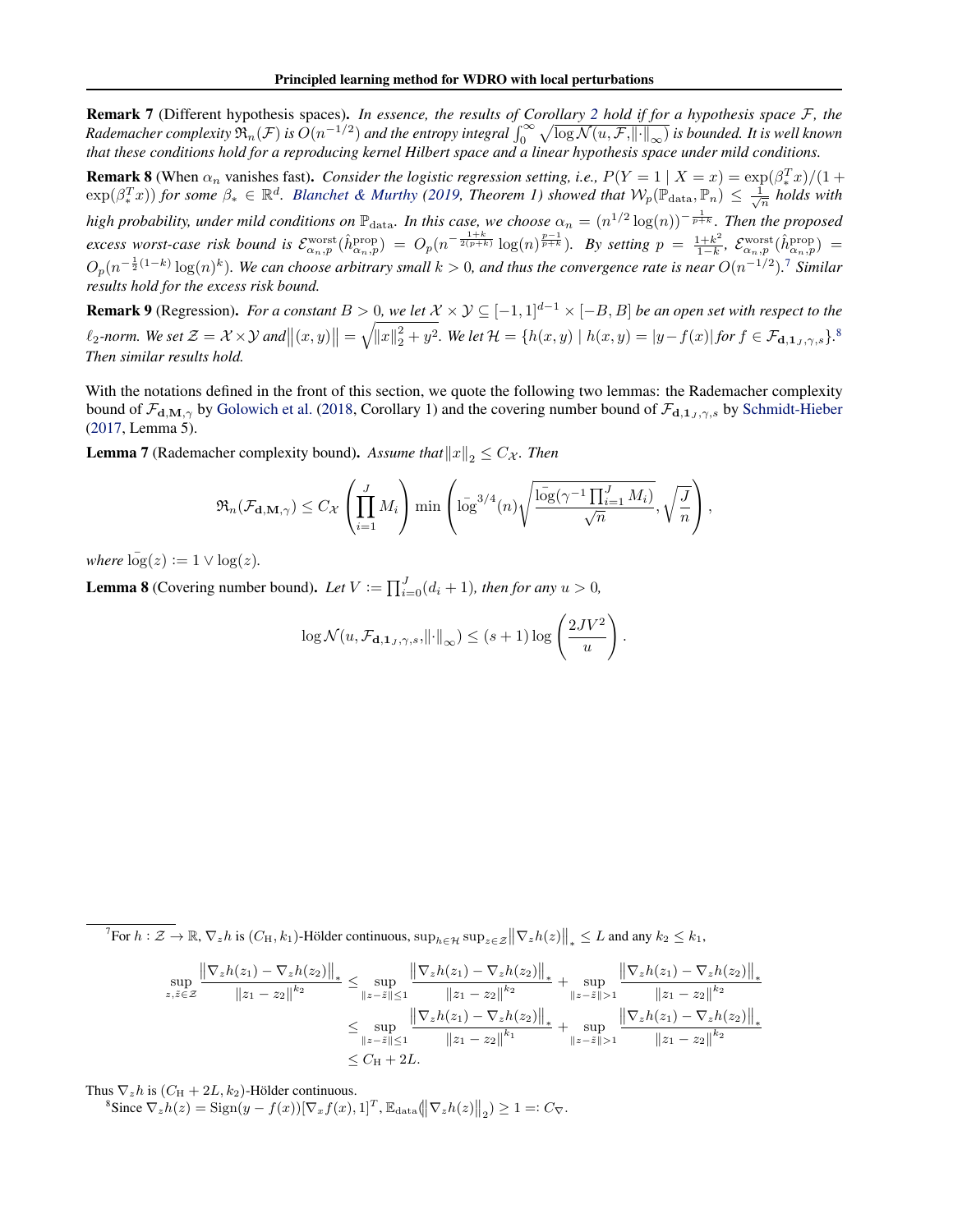**Remark 7** (Different hypothesis spaces). *In essence, the results of Corollary 2 hold if for a hypothesis space $\mathcal{F}$, the Rademacher complexity $\mathfrak{R}_n(\mathcal{F})$ is $O(n^{-1/2})$ and the entropy integral $\int_0^\infty \sqrt{\log \mathcal{N}(u, \mathcal{F}, \|\cdot\|_\infty)}$ is bounded. It is well known that these conditions hold for a reproducing kernel Hilbert space and a linear hypothesis space under mild conditions.*

**Remark 8** (When $\alpha_n$ vanishes fast). *Consider the logistic regression setting, i.e., $P(Y = 1 \mid X = x) = \exp(\beta_*^T x)/(1 + \exp(\beta_*^T x))$ for some $\beta_* \in \mathbb{R}^d$. Blanchet & Murthy (2019, Theorem 1) showed that $\mathcal{W}_p(\mathbb{P}_{\mathrm{data}}, \mathbb{P}_n) \leq \frac{1}{\sqrt{n}}$ holds with high probability, under mild conditions on $\mathbb{P}_{\mathrm{data}}$. In this case, we choose $\alpha_n = (n^{1/2}\log(n))^{-\frac{1}{p+k}}$. Then the proposed excess worst-case risk bound is $\mathcal{E}^{\mathrm{worst}}_{\alpha_n,p}(\hat{h}^{\mathrm{prop}}_{\alpha_n,p}) = O_p(n^{-\frac{1+k}{2(p+k)}}\log(n)^{\frac{p-1}{p+k}})$. By setting $p = \frac{1+k^2}{1-k}$, $\mathcal{E}^{\mathrm{worst}}_{\alpha_n,p}(\hat{h}^{\mathrm{prop}}_{\alpha_n,p}) = O_p(n^{-\frac{1}{2}(1-k)}\log(n)^k)$. We can choose arbitrary small $k > 0$, and thus the convergence rate is near $O(n^{-1/2})$.[7] Similar results hold for the excess risk bound.*

**Remark 9** (Regression). *For a constant $B > 0$, we let $\mathcal{X} \times \mathcal{Y} \subseteq [-1, 1]^{d-1} \times [-B, B]$ be an open set with respect to the $\ell_2$-norm. We set $\mathcal{Z} = \mathcal{X} \times \mathcal{Y}$ and $\|(x, y)\| = \sqrt{\|x\|_2^2 + y^2}$. We let $\mathcal{H} = \{h(x, y) \mid h(x, y) = |y - f(x)| \text{ for } f \in \mathcal{F}_{\mathbf{d},\mathbf{1}_J,\gamma,s}\}$.[8] Then similar results hold.*

With the notations defined in the front of this section, we quote the following two lemmas: the Rademacher complexity bound of $\mathcal{F}_{\mathbf{d},\mathbf{M},\gamma}$ by Golowich et al. (2018, Corollary 1) and the covering number bound of $\mathcal{F}_{\mathbf{d},\mathbf{1}_J,\gamma,s}$ by Schmidt-Hieber (2017, Lemma 5).

**Lemma 7** (Rademacher complexity bound). *Assume that $\|x\|_2 \leq C_{\mathcal{X}}$. Then*

$$\mathfrak{R}_n(\mathcal{F}_{\mathbf{d},\mathbf{M},\gamma}) \leq C_{\mathcal{X}} \left(\prod_{i=1}^J M_i\right) \min\left(\bar{\log}^{3/4}(n)\sqrt{\frac{\bar{\log}(\gamma^{-1}\prod_{i=1}^J M_i)}{\sqrt{n}}}, \sqrt{\frac{J}{n}}\right),$$

*where $\bar{\log}(z) := 1 \vee \log(z)$.*

**Lemma 8** (Covering number bound). *Let $V := \prod_{i=0}^J (d_i + 1)$, then for any $u > 0$,*

$$\log \mathcal{N}(u, \mathcal{F}_{\mathbf{d},\mathbf{1}_J,\gamma,s}, \|\cdot\|_\infty) \leq (s+1)\log\left(\frac{2JV^2}{u}\right).$$

---

[7] For $h : \mathcal{Z} \to \mathbb{R}$, $\nabla_z h$ is $(C_{\mathrm{H}}, k_1)$-Hölder continuous, $\sup_{h \in \mathcal{H}} \sup_{z \in \mathcal{Z}} \|\nabla_z h(z)\|_* \leq L$ and any $k_2 \leq k_1$,

$$\begin{aligned}
\sup_{z,\tilde{z} \in \mathcal{Z}} \frac{\|\nabla_z h(z_1) - \nabla_z h(z_2)\|_*}{\|z_1 - z_2\|^{k_2}} &\leq \sup_{\|z - \tilde{z}\| \leq 1} \frac{\|\nabla_z h(z_1) - \nabla_z h(z_2)\|_*}{\|z_1 - z_2\|^{k_2}} + \sup_{\|z - \tilde{z}\| > 1} \frac{\|\nabla_z h(z_1) - \nabla_z h(z_2)\|_*}{\|z_1 - z_2\|^{k_2}} \\
&\leq \sup_{\|z - \tilde{z}\| \leq 1} \frac{\|\nabla_z h(z_1) - \nabla_z h(z_2)\|_*}{\|z_1 - z_2\|^{k_1}} + \sup_{\|z - \tilde{z}\| > 1} \frac{\|\nabla_z h(z_1) - \nabla_z h(z_2)\|_*}{\|z_1 - z_2\|^{k_2}} \\
&\leq C_{\mathrm{H}} + 2L.
\end{aligned}$$

Thus $\nabla_z h$ is $(C_{\mathrm{H}} + 2L, k_2)$-Hölder continuous.

[8] Since $\nabla_z h(z) = \mathrm{Sign}(y - f(x))[\nabla_x f(x), 1]^T$, $\mathbb{E}_{\mathrm{data}}(\|\nabla_z h(z)\|_2) \geq 1 =: C_\nabla$.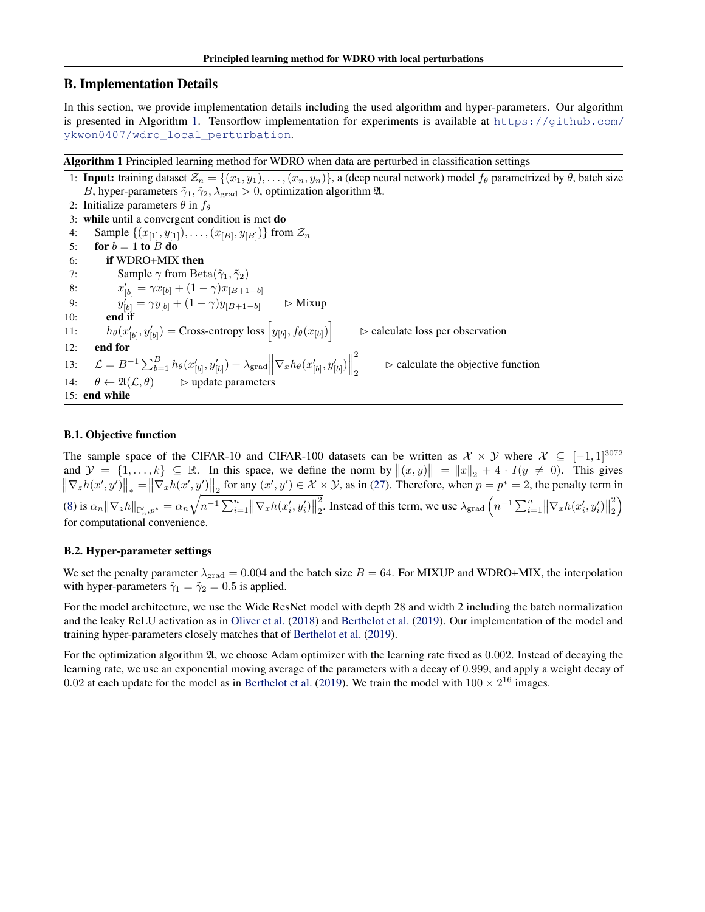# B. Implementation Details

In this section, we provide implementation details including the used algorithm and hyper-parameters. Our algorithm is presented in Algorithm 1. Tensorflow implementation for experiments is available at https://github.com/ykwon0407/wdro_local_perturbation.

**Algorithm 1** Principled learning method for WDRO when data are perturbed in classification settings

1: **Input:** training dataset $\mathcal{Z}_n = \{(x_1, y_1), \ldots, (x_n, y_n)\}$, a (deep neural network) model $f_\theta$ parametrized by $\theta$, batch size $B$, hyper-parameters $\tilde{\gamma}_1, \tilde{\gamma}_2, \lambda_{\mathrm{grad}} > 0$, optimization algorithm $\mathfrak{A}$.
2: Initialize parameters $\theta$ in $f_\theta$
3: **while** until a convergent condition is met **do**
4: Sample $\{(x_{[1]}, y_{[1]}), \ldots, (x_{[B]}, y_{[B]})\}$ from $\mathcal{Z}_n$
5: **for** $b = 1$ **to** $B$ **do**
6: **if** WDRO+MIX **then**
7: Sample $\gamma$ from $\mathrm{Beta}(\tilde{\gamma}_1, \tilde{\gamma}_2)$
8: $x'_{[b]} = \gamma x_{[b]} + (1-\gamma) x_{[B+1-b]}$
9: $y'_{[b]} = \gamma y_{[b]} + (1-\gamma) y_{[B+1-b]}$ ▷ Mixup
10: **end if**
11: $h_\theta(x'_{[b]}, y'_{[b]}) = \text{Cross-entropy loss}\left[y_{[b]}, f_\theta(x_{[b]})\right]$ ▷ calculate loss per observation
12: **end for**
13: $\mathcal{L} = B^{-1} \sum_{b=1}^{B} h_\theta(x'_{[b]}, y'_{[b]}) + \lambda_{\mathrm{grad}} \left\| \nabla_x h_\theta(x'_{[b]}, y'_{[b]}) \right\|_2^2$ ▷ calculate the objective function
14: $\theta \leftarrow \mathfrak{A}(\mathcal{L}, \theta)$ ▷ update parameters
15: **end while**

## B.1. Objective function

The sample space of the CIFAR-10 and CIFAR-100 datasets can be written as $\mathcal{X} \times \mathcal{Y}$ where $\mathcal{X} \subseteq [-1, 1]^{3072}$ and $\mathcal{Y} = \{1, \ldots, k\} \subseteq \mathbb{R}$. In this space, we define the norm by $\left\|(x, y)\right\| = \|x\|_2 + 4 \cdot I(y \neq 0)$. This gives $\left\|\nabla_z h(x', y')\right\|_* = \left\|\nabla_x h(x', y')\right\|_2$ for any $(x', y') \in \mathcal{X} \times \mathcal{Y}$, as in (27). Therefore, when $p = p^* = 2$, the penalty term in (8) is $\alpha_n \|\nabla_z h\|_{\mathbb{P}'_n, p^*} = \alpha_n \sqrt{n^{-1} \sum_{i=1}^{n} \left\|\nabla_x h(x'_i, y'_i)\right\|_2^2}$. Instead of this term, we use $\lambda_{\mathrm{grad}} \left( n^{-1} \sum_{i=1}^{n} \left\|\nabla_x h(x'_i, y'_i)\right\|_2^2 \right)$ for computational convenience.

## B.2. Hyper-parameter settings

We set the penalty parameter $\lambda_{\mathrm{grad}} = 0.004$ and the batch size $B = 64$. For MIXUP and WDRO+MIX, the interpolation with hyper-parameters $\tilde{\gamma}_1 = \tilde{\gamma}_2 = 0.5$ is applied.

For the model architecture, we use the Wide ResNet model with depth 28 and width 2 including the batch normalization and the leaky ReLU activation as in Oliver et al. (2018) and Berthelot et al. (2019). Our implementation of the model and training hyper-parameters closely matches that of Berthelot et al. (2019).

For the optimization algorithm $\mathfrak{A}$, we choose Adam optimizer with the learning rate fixed as $0.002$. Instead of decaying the learning rate, we use an exponential moving average of the parameters with a decay of $0.999$, and apply a weight decay of $0.02$ at each update for the model as in Berthelot et al. (2019). We train the model with $100 \times 2^{16}$ images.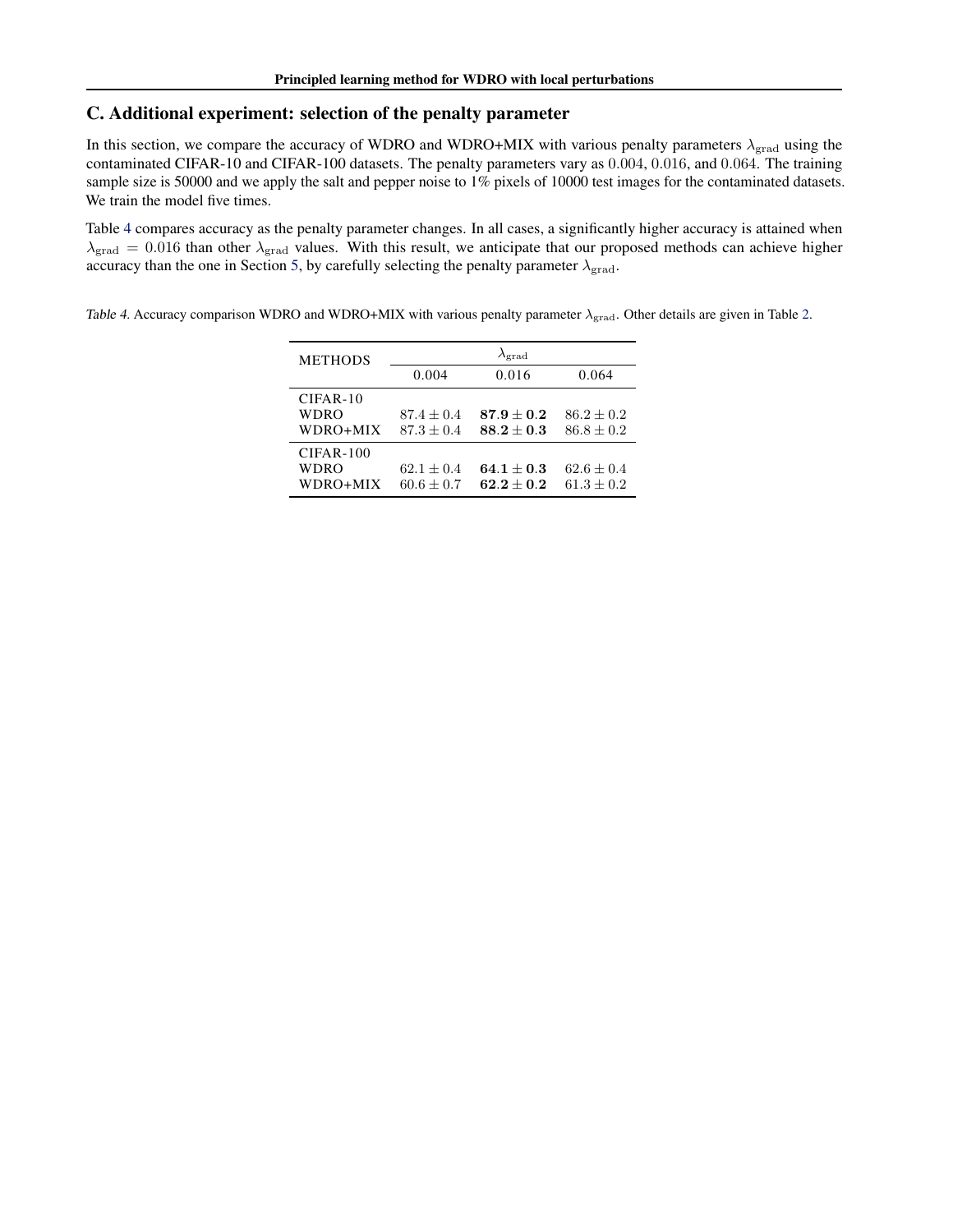## C. Additional experiment: selection of the penalty parameter

In this section, we compare the accuracy of WDRO and WDRO+MIX with various penalty parameters $\lambda_{\rm grad}$ using the contaminated CIFAR-10 and CIFAR-100 datasets. The penalty parameters vary as $0.004$, $0.016$, and $0.064$. The training sample size is 50000 and we apply the salt and pepper noise to 1% pixels of 10000 test images for the contaminated datasets. We train the model five times.

Table 4 compares accuracy as the penalty parameter changes. In all cases, a significantly higher accuracy is attained when $\lambda_{\rm grad} = 0.016$ than other $\lambda_{\rm grad}$ values. With this result, we anticipate that our proposed methods can achieve higher accuracy than the one in Section 5, by carefully selecting the penalty parameter $\lambda_{\rm grad}$.

*Table 4.* Accuracy comparison WDRO and WDRO+MIX with various penalty parameter $\lambda_{\rm grad}$. Other details are given in Table 2.

| METHODS | $\lambda_{\rm grad}$ | | |
|---|---|---|---|
| | 0.004 | 0.016 | 0.064 |
| CIFAR-10 | | | |
| WDRO | $87.4 \pm 0.4$ | $\mathbf{87.9 \pm 0.2}$ | $86.2 \pm 0.2$ |
| WDRO+MIX | $87.3 \pm 0.4$ | $\mathbf{88.2 \pm 0.3}$ | $86.8 \pm 0.2$ |
| CIFAR-100 | | | |
| WDRO | $62.1 \pm 0.4$ | $\mathbf{64.1 \pm 0.3}$ | $62.6 \pm 0.4$ |
| WDRO+MIX | $60.6 \pm 0.7$ | $\mathbf{62.2 \pm 0.2}$ | $61.3 \pm 0.2$ |